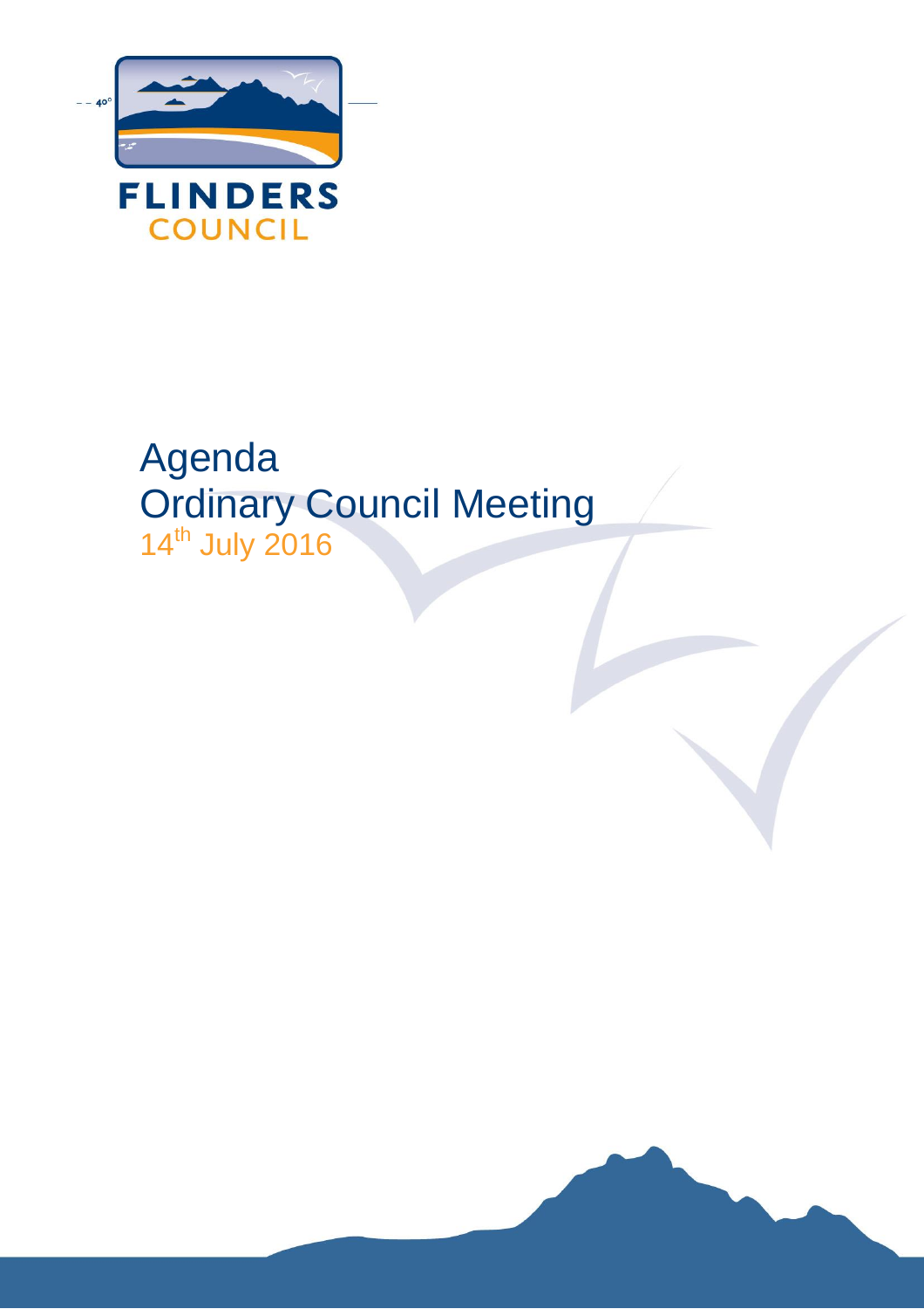FLINDERS COUNCIL

# Agenda
# Ordinary Council Meeting
14th July 2016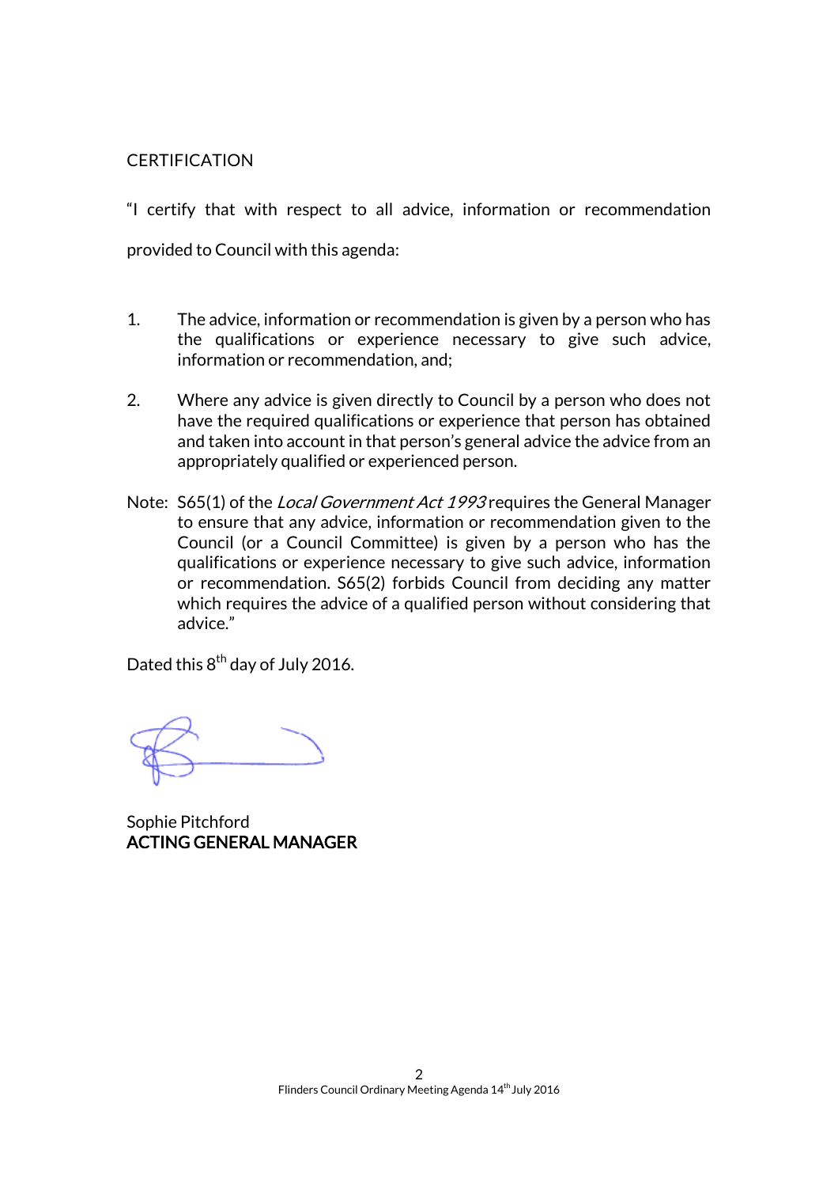CERTIFICATION

"I certify that with respect to all advice, information or recommendation provided to Council with this agenda:

1. The advice, information or recommendation is given by a person who has the qualifications or experience necessary to give such advice, information or recommendation, and;

2. Where any advice is given directly to Council by a person who does not have the required qualifications or experience that person has obtained and taken into account in that person's general advice the advice from an appropriately qualified or experienced person.

Note: S65(1) of the *Local Government Act 1993* requires the General Manager to ensure that any advice, information or recommendation given to the Council (or a Council Committee) is given by a person who has the qualifications or experience necessary to give such advice, information or recommendation. S65(2) forbids Council from deciding any matter which requires the advice of a qualified person without considering that advice."

Dated this 8th day of July 2016.

Sophie Pitchford
**ACTING GENERAL MANAGER**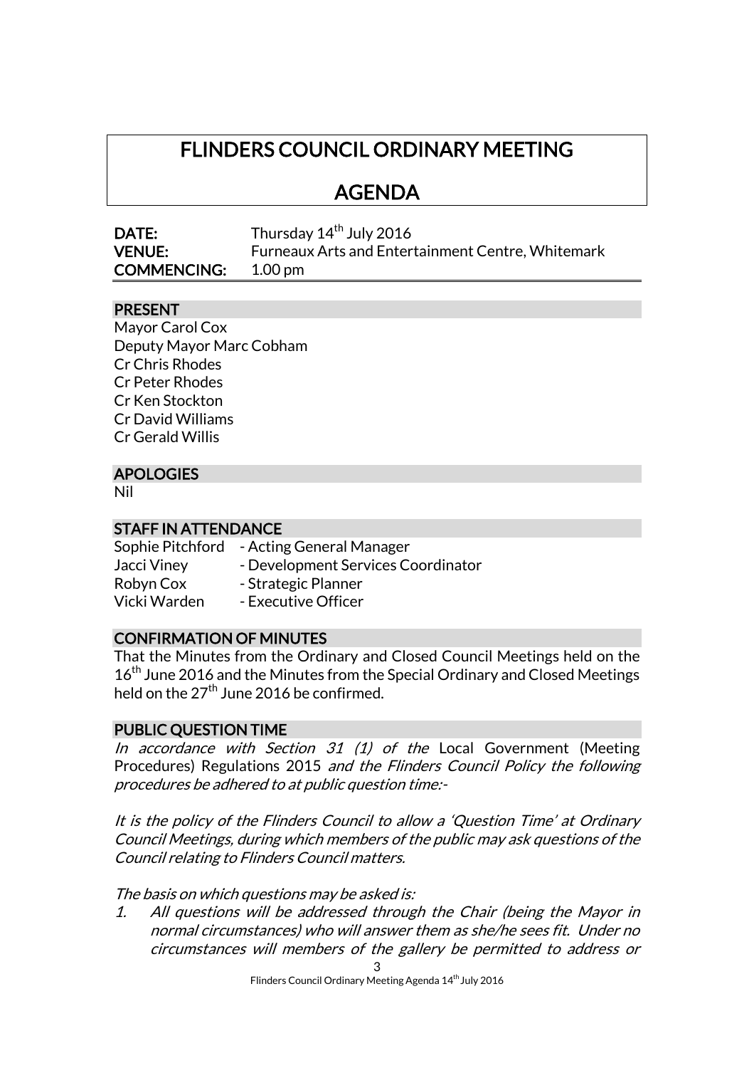# FLINDERS COUNCIL ORDINARY MEETING

# AGENDA

**DATE:** Thursday 14th July 2016
**VENUE:** Furneaux Arts and Entertainment Centre, Whitemark
**COMMENCING:** 1.00 pm

## PRESENT

Mayor Carol Cox
Deputy Mayor Marc Cobham
Cr Chris Rhodes
Cr Peter Rhodes
Cr Ken Stockton
Cr David Williams
Cr Gerald Willis

## APOLOGIES

Nil

## STAFF IN ATTENDANCE

Sophie Pitchford - Acting General Manager
Jacci Viney - Development Services Coordinator
Robyn Cox - Strategic Planner
Vicki Warden - Executive Officer

## CONFIRMATION OF MINUTES

That the Minutes from the Ordinary and Closed Council Meetings held on the 16th June 2016 and the Minutes from the Special Ordinary and Closed Meetings held on the 27th June 2016 be confirmed.

## PUBLIC QUESTION TIME

*In accordance with Section 31 (1) of the* Local Government (Meeting Procedures) Regulations 2015 *and the Flinders Council Policy the following procedures be adhered to at public question time:-*

*It is the policy of the Flinders Council to allow a 'Question Time' at Ordinary Council Meetings, during which members of the public may ask questions of the Council relating to Flinders Council matters.*

*The basis on which questions may be asked is:*

1. *All questions will be addressed through the Chair (being the Mayor in normal circumstances) who will answer them as she/he sees fit. Under no circumstances will members of the gallery be permitted to address or*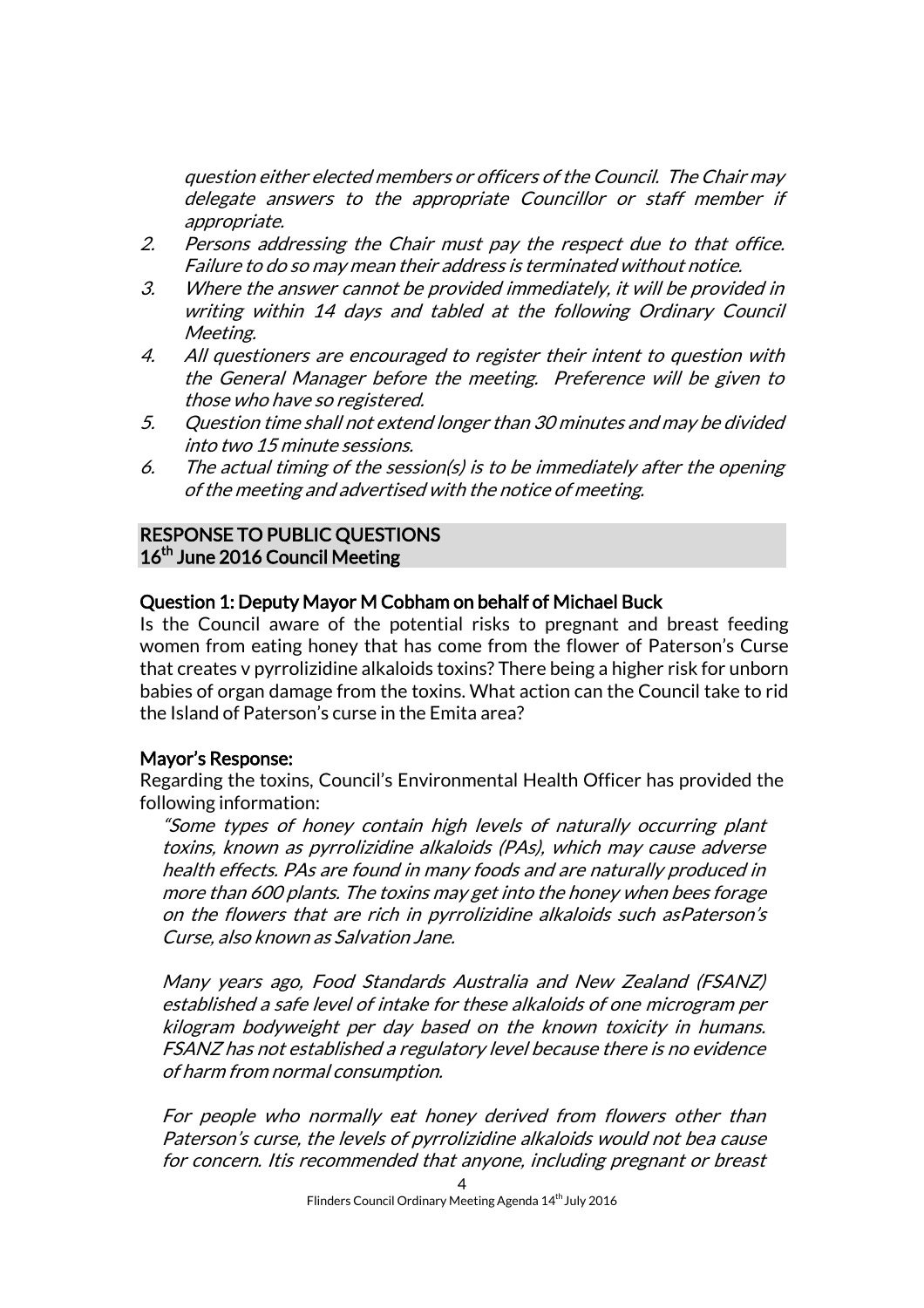question either elected members or officers of the Council. The Chair may delegate answers to the appropriate Councillor or staff member if appropriate.*

2. *Persons addressing the Chair must pay the respect due to that office. Failure to do so may mean their address is terminated without notice.*
3. *Where the answer cannot be provided immediately, it will be provided in writing within 14 days and tabled at the following Ordinary Council Meeting.*
4. *All questioners are encouraged to register their intent to question with the General Manager before the meeting. Preference will be given to those who have so registered.*
5. *Question time shall not extend longer than 30 minutes and may be divided into two 15 minute sessions.*
6. *The actual timing of the session(s) is to be immediately after the opening of the meeting and advertised with the notice of meeting.*

## RESPONSE TO PUBLIC QUESTIONS
## 16th June 2016 Council Meeting

### Question 1: Deputy Mayor M Cobham on behalf of Michael Buck

Is the Council aware of the potential risks to pregnant and breast feeding women from eating honey that has come from the flower of Paterson's Curse that creates v pyrrolizidine alkaloids toxins? There being a higher risk for unborn babies of organ damage from the toxins. What action can the Council take to rid the Island of Paterson's curse in the Emita area?

### Mayor's Response:

Regarding the toxins, Council's Environmental Health Officer has provided the following information:

*"Some types of honey contain high levels of naturally occurring plant toxins, known as pyrrolizidine alkaloids (PAs), which may cause adverse health effects. PAs are found in many foods and are naturally produced in more than 600 plants. The toxins may get into the honey when bees forage on the flowers that are rich in pyrrolizidine alkaloids such asPaterson's Curse, also known as Salvation Jane.*

*Many years ago, Food Standards Australia and New Zealand (FSANZ) established a safe level of intake for these alkaloids of one microgram per kilogram bodyweight per day based on the known toxicity in humans. FSANZ has not established a regulatory level because there is no evidence of harm from normal consumption.*

*For people who normally eat honey derived from flowers other than Paterson's curse, the levels of pyrrolizidine alkaloids would not bea cause for concern. Itis recommended that anyone, including pregnant or breast*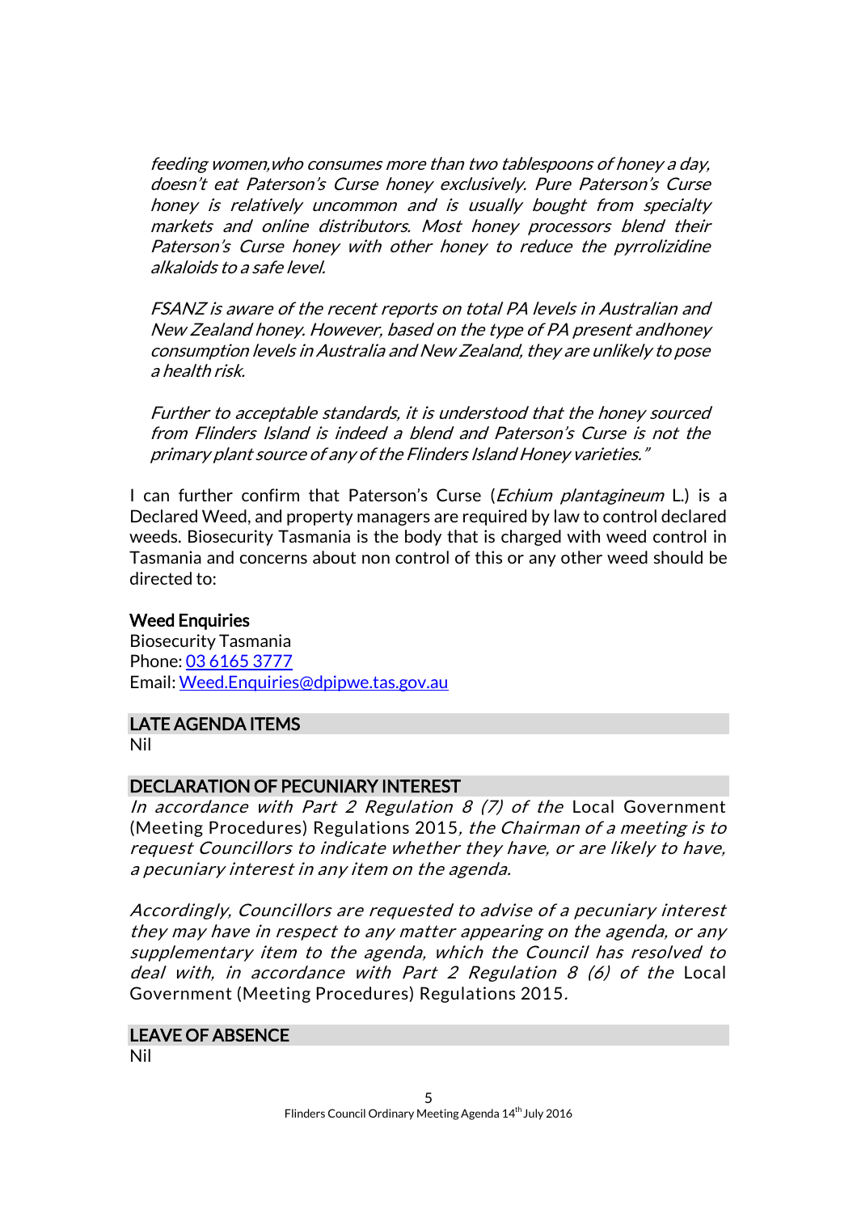*feeding women,who consumes more than two tablespoons of honey a day, doesn't eat Paterson's Curse honey exclusively. Pure Paterson's Curse honey is relatively uncommon and is usually bought from specialty markets and online distributors. Most honey processors blend their Paterson's Curse honey with other honey to reduce the pyrrolizidine alkaloids to a safe level.*

*FSANZ is aware of the recent reports on total PA levels in Australian and New Zealand honey. However, based on the type of PA present andhoney consumption levels in Australia and New Zealand, they are unlikely to pose a health risk.*

*Further to acceptable standards, it is understood that the honey sourced from Flinders Island is indeed a blend and Paterson's Curse is not the primary plant source of any of the Flinders Island Honey varieties."*

I can further confirm that Paterson's Curse (*Echium plantagineum* L.) is a Declared Weed, and property managers are required by law to control declared weeds. Biosecurity Tasmania is the body that is charged with weed control in Tasmania and concerns about non control of this or any other weed should be directed to:

**Weed Enquiries**
Biosecurity Tasmania
Phone: 03 6165 3777
Email: Weed.Enquiries@dpipwe.tas.gov.au

## LATE AGENDA ITEMS

Nil

## DECLARATION OF PECUNIARY INTEREST

*In accordance with Part 2 Regulation 8 (7) of the* Local Government (Meeting Procedures) Regulations 2015*, the Chairman of a meeting is to request Councillors to indicate whether they have, or are likely to have, a pecuniary interest in any item on the agenda.*

*Accordingly, Councillors are requested to advise of a pecuniary interest they may have in respect to any matter appearing on the agenda, or any supplementary item to the agenda, which the Council has resolved to deal with, in accordance with Part 2 Regulation 8 (6) of the* Local Government (Meeting Procedures) Regulations 2015*.*

## LEAVE OF ABSENCE

Nil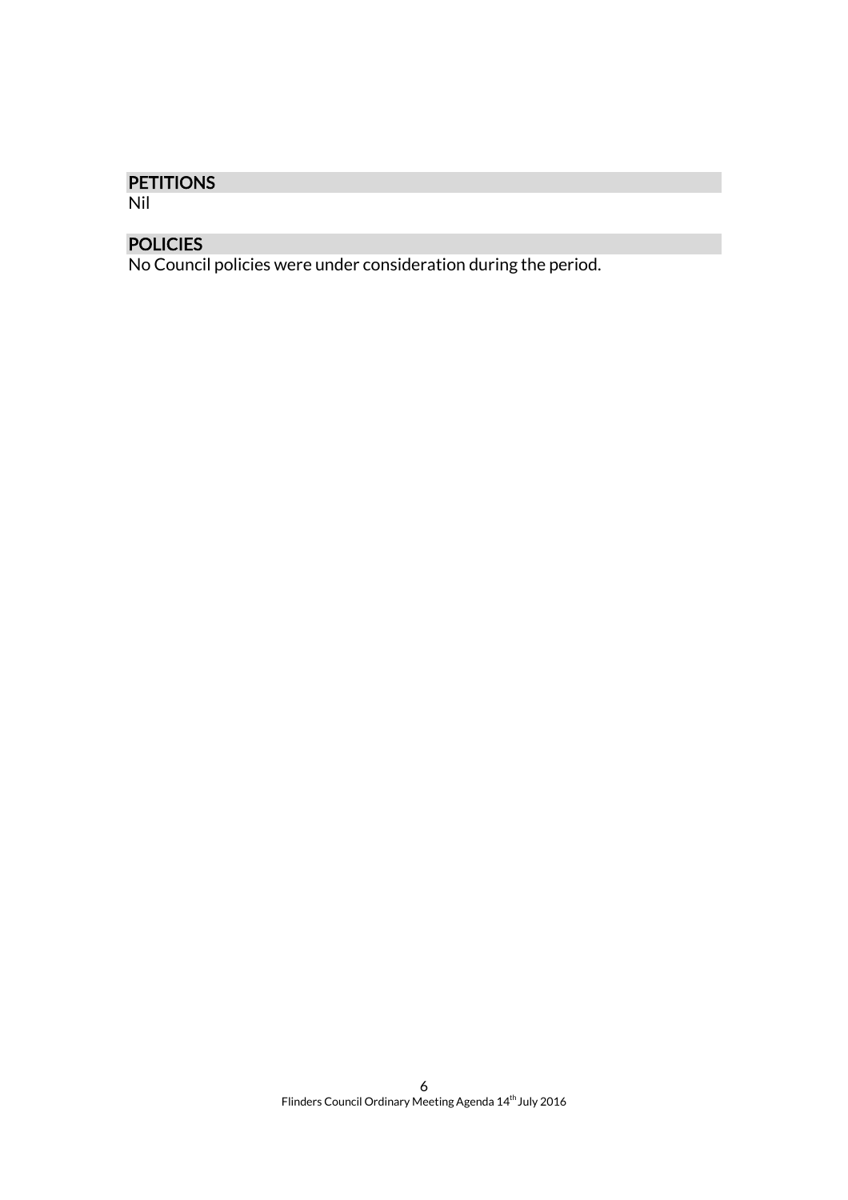## PETITIONS

Nil

## POLICIES

No Council policies were under consideration during the period.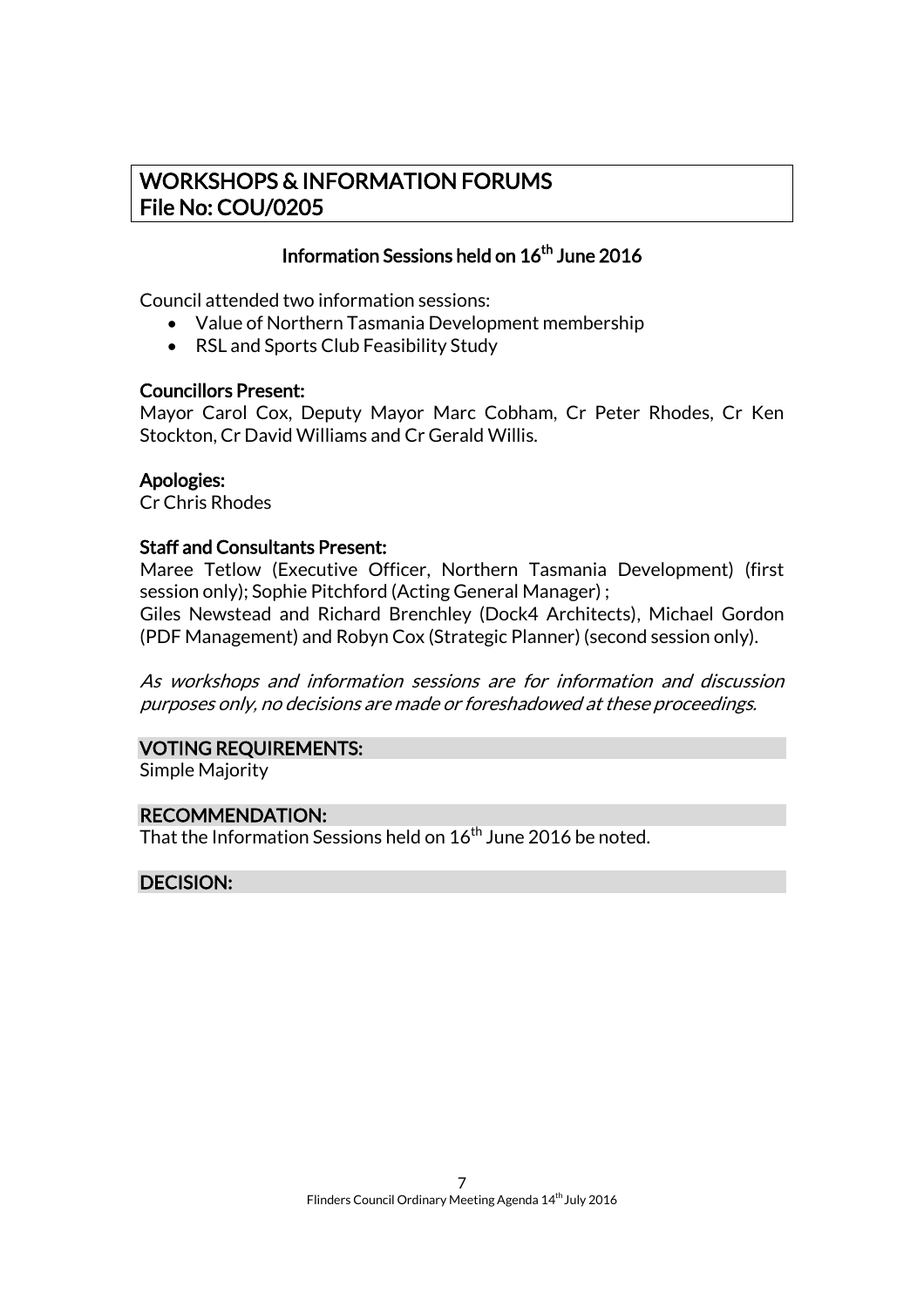## WORKSHOPS & INFORMATION FORUMS
## File No: COU/0205

### Information Sessions held on 16th June 2016

Council attended two information sessions:

- Value of Northern Tasmania Development membership
- RSL and Sports Club Feasibility Study

**Councillors Present:**
Mayor Carol Cox, Deputy Mayor Marc Cobham, Cr Peter Rhodes, Cr Ken Stockton, Cr David Williams and Cr Gerald Willis.

**Apologies:**
Cr Chris Rhodes

**Staff and Consultants Present:**
Maree Tetlow (Executive Officer, Northern Tasmania Development) (first session only); Sophie Pitchford (Acting General Manager) ;
Giles Newstead and Richard Brenchley (Dock4 Architects), Michael Gordon (PDF Management) and Robyn Cox (Strategic Planner) (second session only).

*As workshops and information sessions are for information and discussion purposes only, no decisions are made or foreshadowed at these proceedings.*

**VOTING REQUIREMENTS:**
Simple Majority

**RECOMMENDATION:**
That the Information Sessions held on 16th June 2016 be noted.

**DECISION:**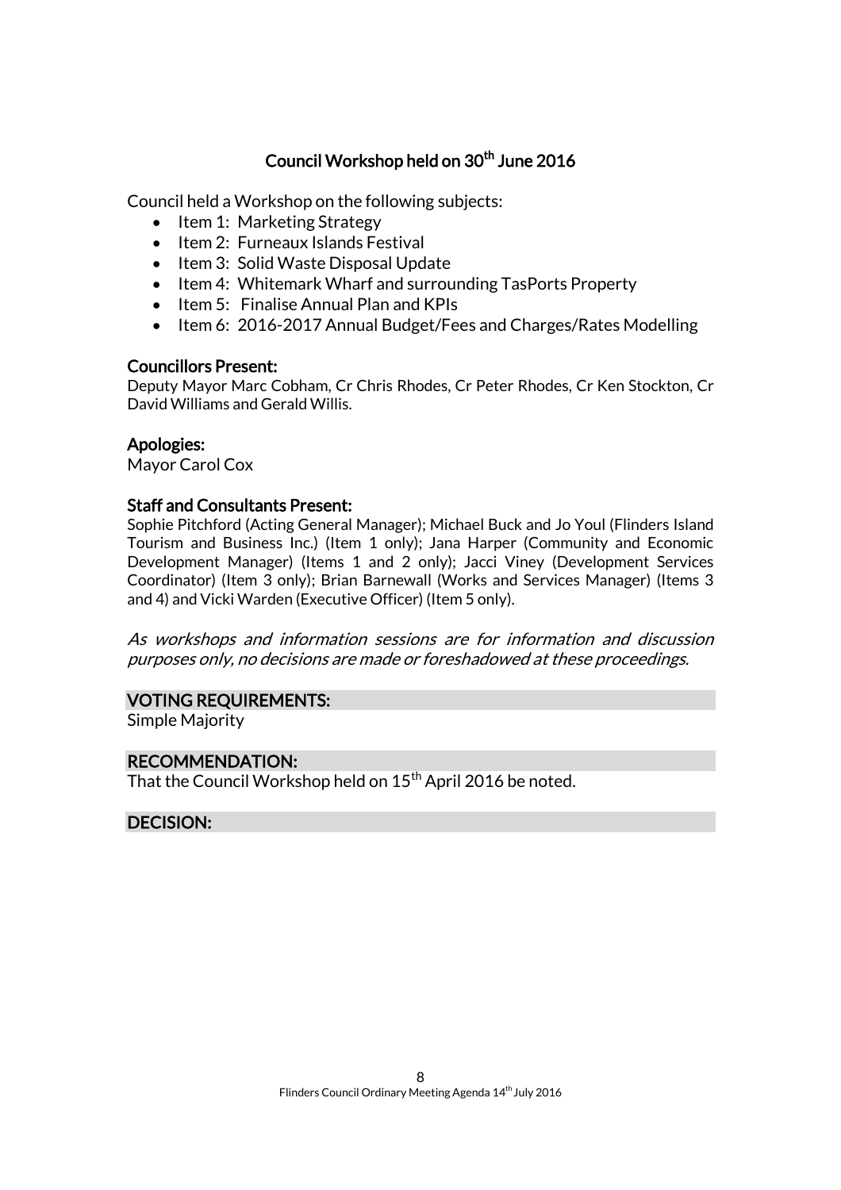## Council Workshop held on 30th June 2016

Council held a Workshop on the following subjects:

- Item 1: Marketing Strategy
- Item 2: Furneaux Islands Festival
- Item 3: Solid Waste Disposal Update
- Item 4: Whitemark Wharf and surrounding TasPorts Property
- Item 5: Finalise Annual Plan and KPIs
- Item 6: 2016-2017 Annual Budget/Fees and Charges/Rates Modelling

### Councillors Present:

Deputy Mayor Marc Cobham, Cr Chris Rhodes, Cr Peter Rhodes, Cr Ken Stockton, Cr David Williams and Gerald Willis.

### Apologies:

Mayor Carol Cox

### Staff and Consultants Present:

Sophie Pitchford (Acting General Manager); Michael Buck and Jo Youl (Flinders Island Tourism and Business Inc.) (Item 1 only); Jana Harper (Community and Economic Development Manager) (Items 1 and 2 only); Jacci Viney (Development Services Coordinator) (Item 3 only); Brian Barnewall (Works and Services Manager) (Items 3 and 4) and Vicki Warden (Executive Officer) (Item 5 only).

*As workshops and information sessions are for information and discussion purposes only, no decisions are made or foreshadowed at these proceedings.*

### VOTING REQUIREMENTS:

Simple Majority

### RECOMMENDATION:

That the Council Workshop held on 15th April 2016 be noted.

### DECISION: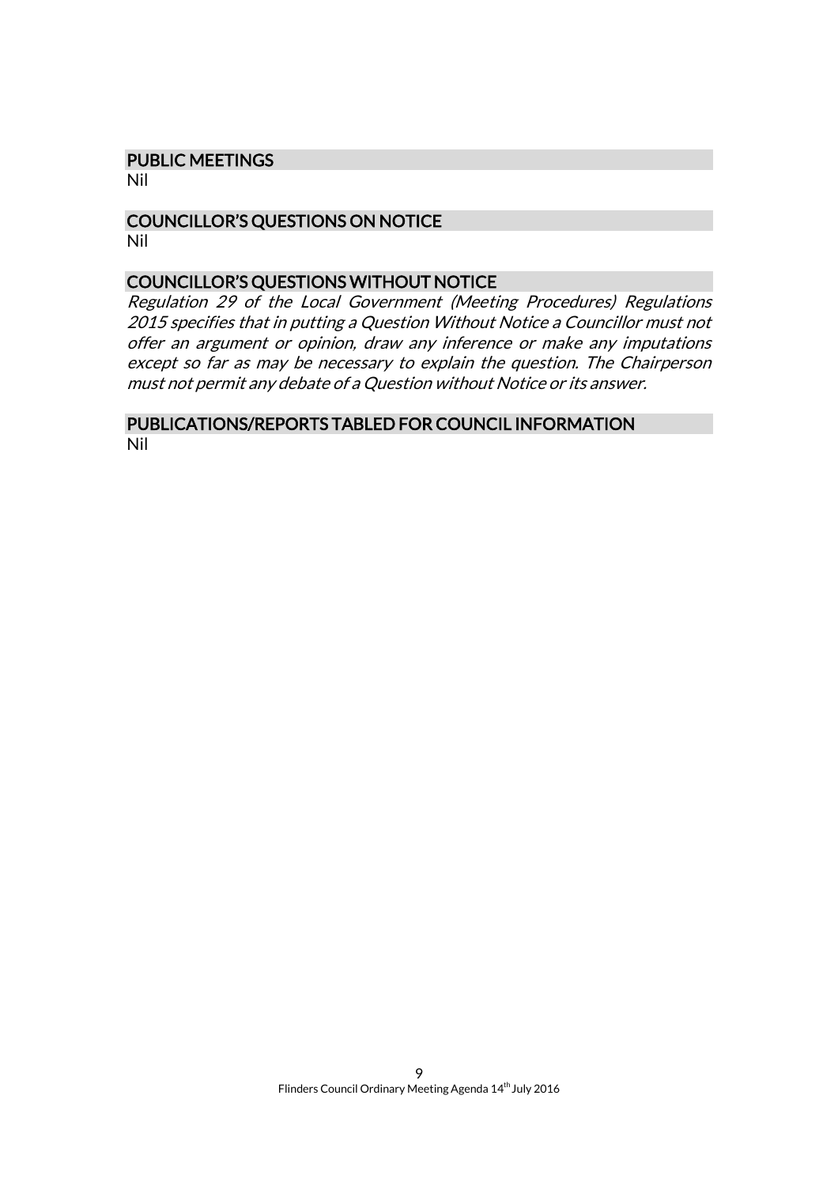## PUBLIC MEETINGS

Nil

## COUNCILLOR'S QUESTIONS ON NOTICE

Nil

## COUNCILLOR'S QUESTIONS WITHOUT NOTICE

*Regulation 29 of the Local Government (Meeting Procedures) Regulations 2015 specifies that in putting a Question Without Notice a Councillor must not offer an argument or opinion, draw any inference or make any imputations except so far as may be necessary to explain the question. The Chairperson must not permit any debate of a Question without Notice or its answer.*

## PUBLICATIONS/REPORTS TABLED FOR COUNCIL INFORMATION

Nil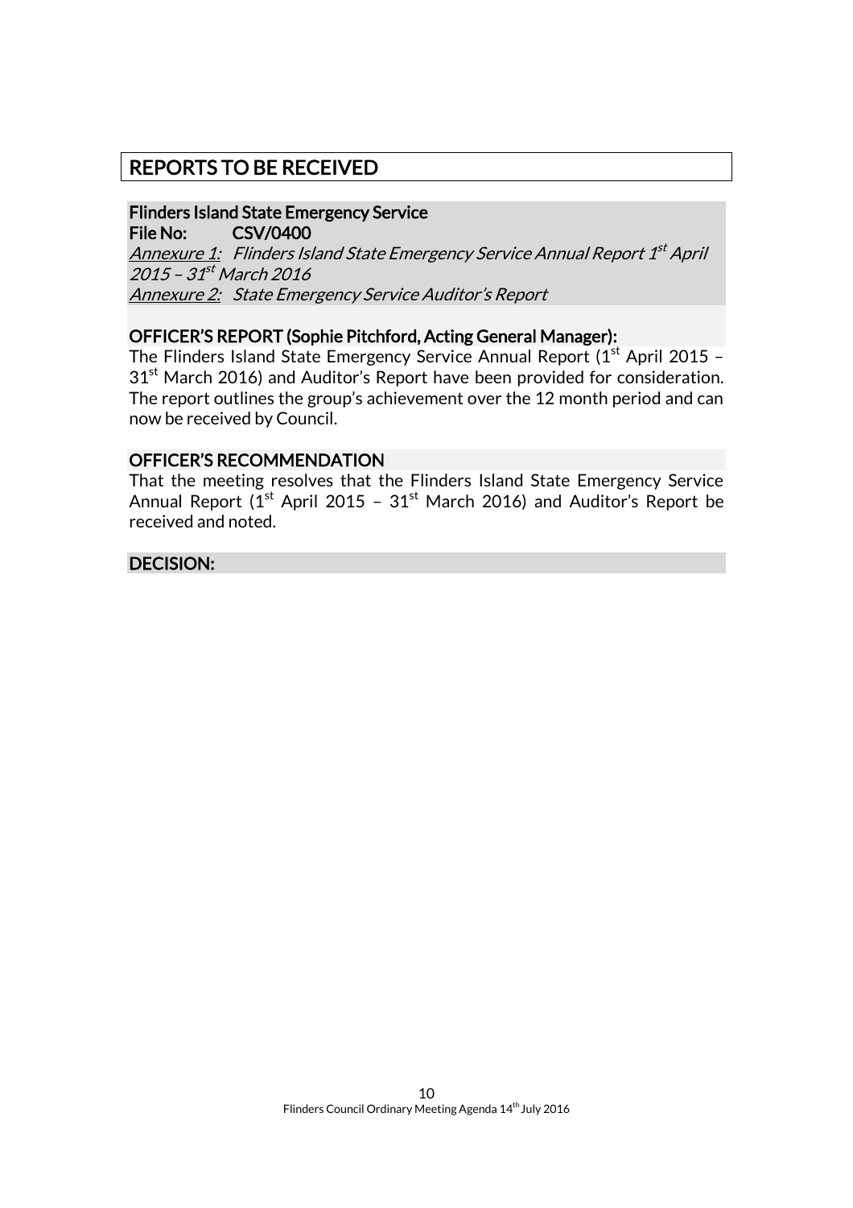# REPORTS TO BE RECEIVED

**Flinders Island State Emergency Service**
**File No: CSV/0400**
*Annexure 1: Flinders Island State Emergency Service Annual Report 1st April 2015 – 31st March 2016*
*Annexure 2: State Emergency Service Auditor's Report*

## OFFICER'S REPORT (Sophie Pitchford, Acting General Manager):

The Flinders Island State Emergency Service Annual Report (1st April 2015 – 31st March 2016) and Auditor's Report have been provided for consideration. The report outlines the group's achievement over the 12 month period and can now be received by Council.

## OFFICER'S RECOMMENDATION

That the meeting resolves that the Flinders Island State Emergency Service Annual Report (1st April 2015 – 31st March 2016) and Auditor's Report be received and noted.

## DECISION: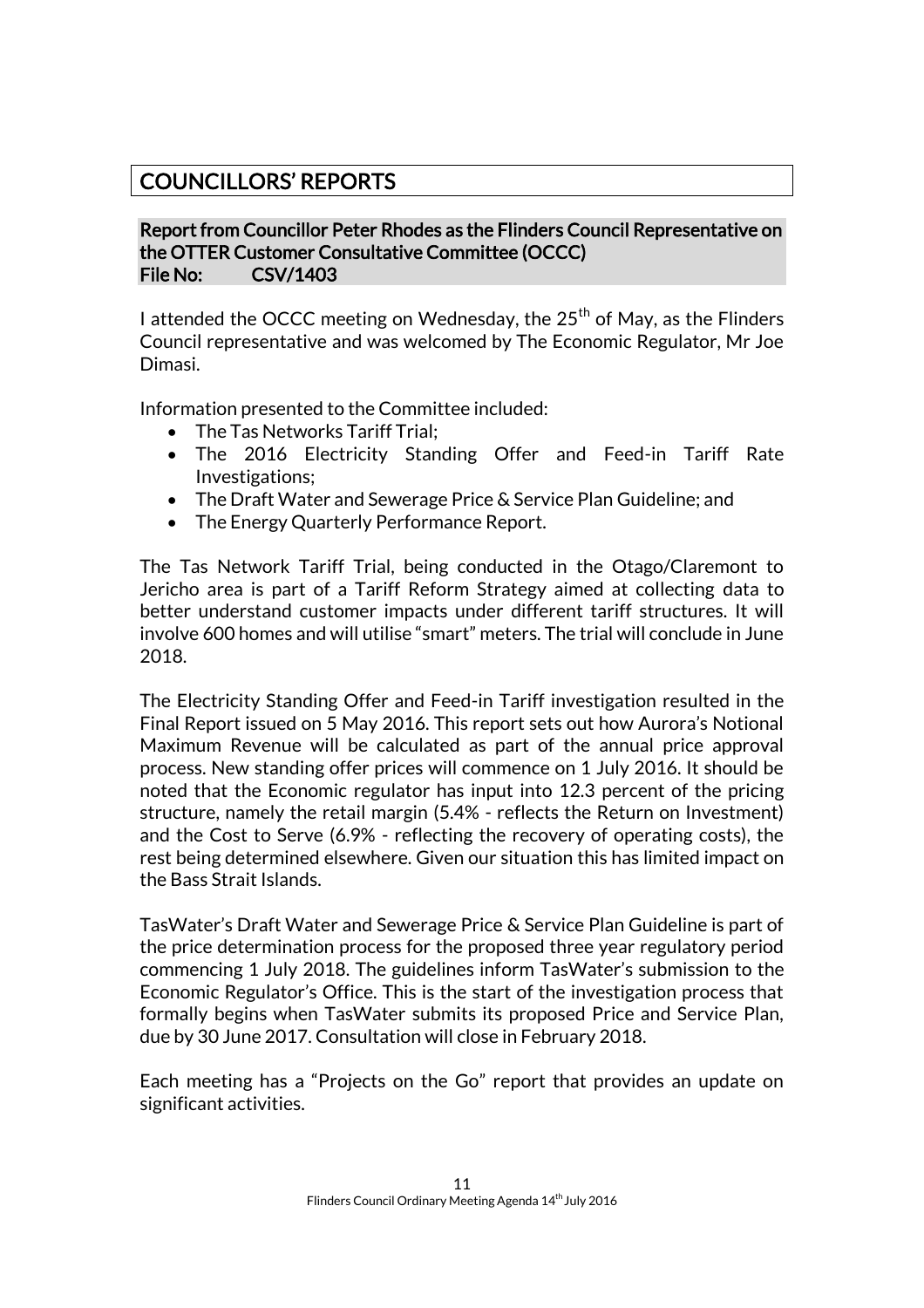# COUNCILLORS' REPORTS

## Report from Councillor Peter Rhodes as the Flinders Council Representative on the OTTER Customer Consultative Committee (OCCC)

**File No: CSV/1403**

I attended the OCCC meeting on Wednesday, the 25th of May, as the Flinders Council representative and was welcomed by The Economic Regulator, Mr Joe Dimasi.

Information presented to the Committee included:

- The Tas Networks Tariff Trial;
- The 2016 Electricity Standing Offer and Feed-in Tariff Rate Investigations;
- The Draft Water and Sewerage Price & Service Plan Guideline; and
- The Energy Quarterly Performance Report.

The Tas Network Tariff Trial, being conducted in the Otago/Claremont to Jericho area is part of a Tariff Reform Strategy aimed at collecting data to better understand customer impacts under different tariff structures. It will involve 600 homes and will utilise "smart" meters. The trial will conclude in June 2018.

The Electricity Standing Offer and Feed-in Tariff investigation resulted in the Final Report issued on 5 May 2016. This report sets out how Aurora's Notional Maximum Revenue will be calculated as part of the annual price approval process. New standing offer prices will commence on 1 July 2016. It should be noted that the Economic regulator has input into 12.3 percent of the pricing structure, namely the retail margin (5.4% - reflects the Return on Investment) and the Cost to Serve (6.9% - reflecting the recovery of operating costs), the rest being determined elsewhere. Given our situation this has limited impact on the Bass Strait Islands.

TasWater's Draft Water and Sewerage Price & Service Plan Guideline is part of the price determination process for the proposed three year regulatory period commencing 1 July 2018. The guidelines inform TasWater's submission to the Economic Regulator's Office. This is the start of the investigation process that formally begins when TasWater submits its proposed Price and Service Plan, due by 30 June 2017. Consultation will close in February 2018.

Each meeting has a "Projects on the Go" report that provides an update on significant activities.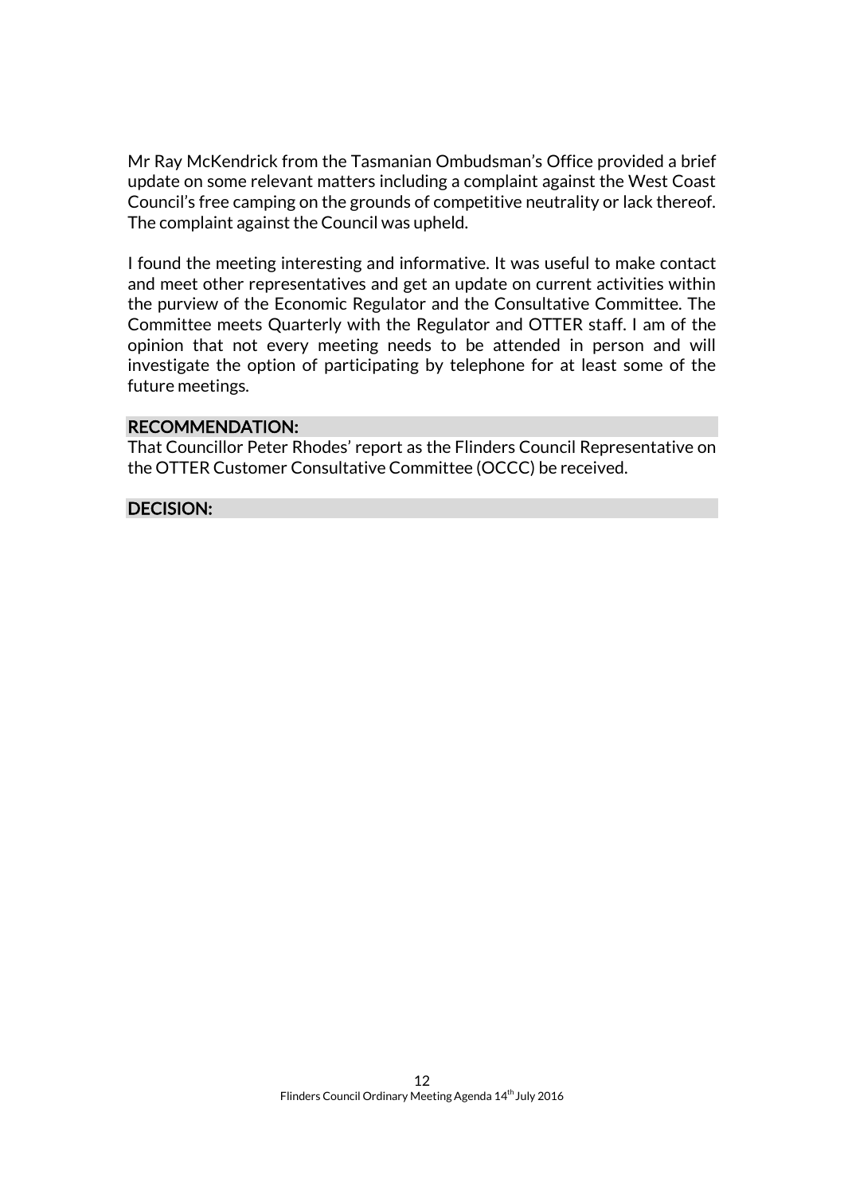Mr Ray McKendrick from the Tasmanian Ombudsman's Office provided a brief update on some relevant matters including a complaint against the West Coast Council's free camping on the grounds of competitive neutrality or lack thereof. The complaint against the Council was upheld.

I found the meeting interesting and informative. It was useful to make contact and meet other representatives and get an update on current activities within the purview of the Economic Regulator and the Consultative Committee. The Committee meets Quarterly with the Regulator and OTTER staff. I am of the opinion that not every meeting needs to be attended in person and will investigate the option of participating by telephone for at least some of the future meetings.

**RECOMMENDATION:**

That Councillor Peter Rhodes' report as the Flinders Council Representative on the OTTER Customer Consultative Committee (OCCC) be received.

**DECISION:**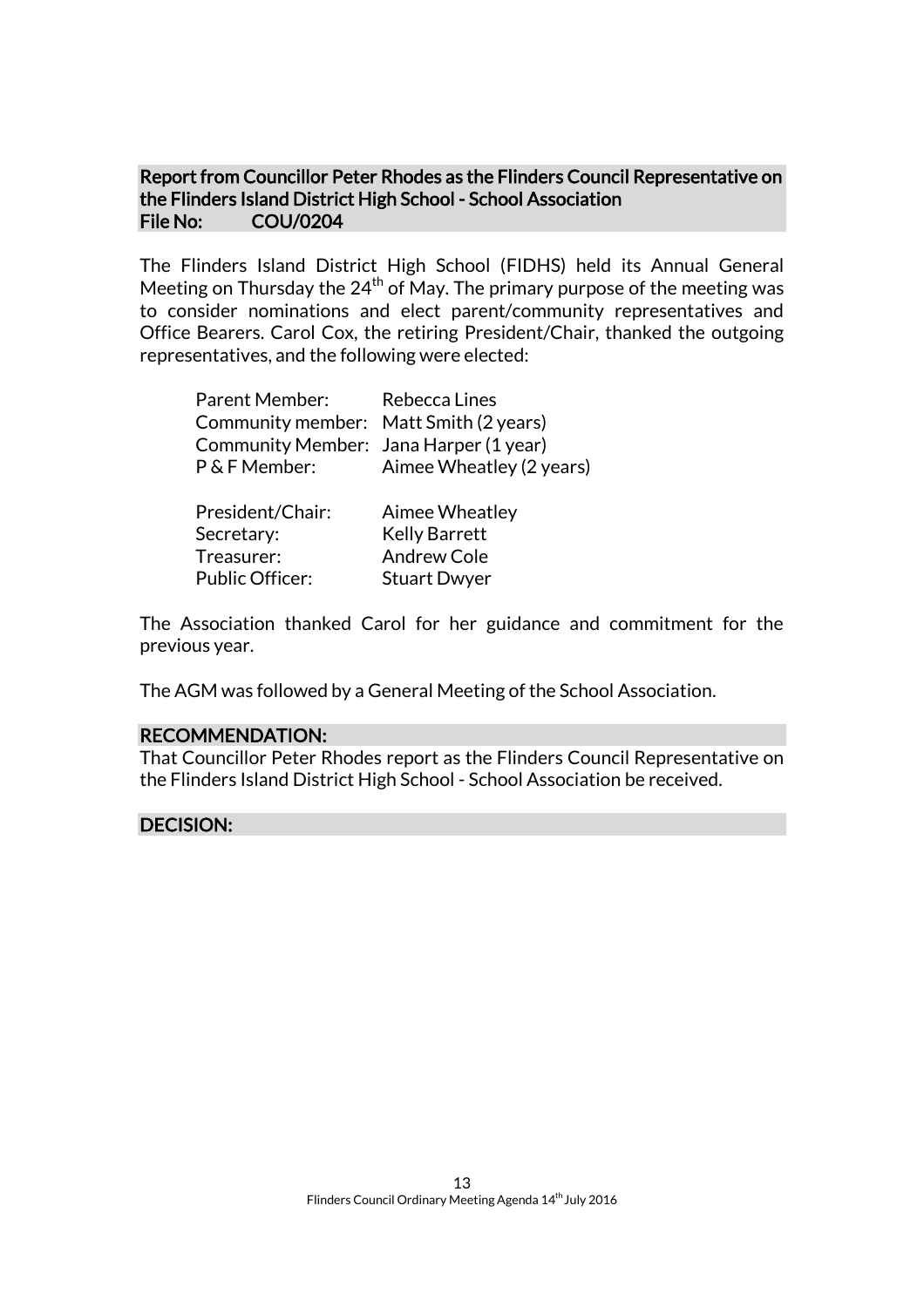**Report from Councillor Peter Rhodes as the Flinders Council Representative on the Flinders Island District High School - School Association**
**File No: COU/0204**

The Flinders Island District High School (FIDHS) held its Annual General Meeting on Thursday the 24th of May. The primary purpose of the meeting was to consider nominations and elect parent/community representatives and Office Bearers. Carol Cox, the retiring President/Chair, thanked the outgoing representatives, and the following were elected:

| | |
|---|---|
| Parent Member: | Rebecca Lines |
| Community member: | Matt Smith (2 years) |
| Community Member: | Jana Harper (1 year) |
| P & F Member: | Aimee Wheatley (2 years) |
| | |
| President/Chair: | Aimee Wheatley |
| Secretary: | Kelly Barrett |
| Treasurer: | Andrew Cole |
| Public Officer: | Stuart Dwyer |

The Association thanked Carol for her guidance and commitment for the previous year.

The AGM was followed by a General Meeting of the School Association.

**RECOMMENDATION:**

That Councillor Peter Rhodes report as the Flinders Council Representative on the Flinders Island District High School - School Association be received.

**DECISION:**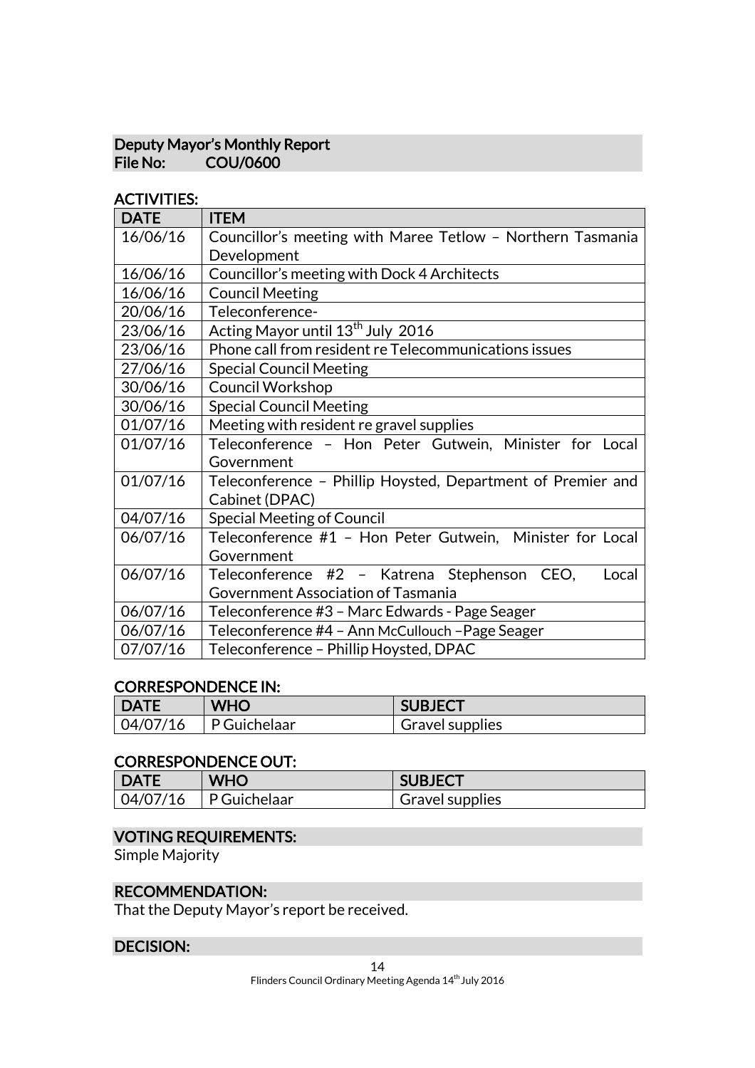## Deputy Mayor's Monthly Report

**File No: COU/0600**

### ACTIVITIES:

| DATE | ITEM |
|---|---|
| 16/06/16 | Councillor's meeting with Maree Tetlow – Northern Tasmania Development |
| 16/06/16 | Councillor's meeting with Dock 4 Architects |
| 16/06/16 | Council Meeting |
| 20/06/16 | Teleconference- |
| 23/06/16 | Acting Mayor until 13th July 2016 |
| 23/06/16 | Phone call from resident re Telecommunications issues |
| 27/06/16 | Special Council Meeting |
| 30/06/16 | Council Workshop |
| 30/06/16 | Special Council Meeting |
| 01/07/16 | Meeting with resident re gravel supplies |
| 01/07/16 | Teleconference – Hon Peter Gutwein, Minister for Local Government |
| 01/07/16 | Teleconference – Phillip Hoysted, Department of Premier and Cabinet (DPAC) |
| 04/07/16 | Special Meeting of Council |
| 06/07/16 | Teleconference #1 – Hon Peter Gutwein, Minister for Local Government |
| 06/07/16 | Teleconference #2 – Katrena Stephenson CEO, Local Government Association of Tasmania |
| 06/07/16 | Teleconference #3 – Marc Edwards - Page Seager |
| 06/07/16 | Teleconference #4 – Ann McCullouch –Page Seager |
| 07/07/16 | Teleconference – Phillip Hoysted, DPAC |

### CORRESPONDENCE IN:

| DATE | WHO | SUBJECT |
|---|---|---|
| 04/07/16 | P Guichelaar | Gravel supplies |

### CORRESPONDENCE OUT:

| DATE | WHO | SUBJECT |
|---|---|---|
| 04/07/16 | P Guichelaar | Gravel supplies |

### VOTING REQUIREMENTS:

Simple Majority

### RECOMMENDATION:

That the Deputy Mayor's report be received.

### DECISION: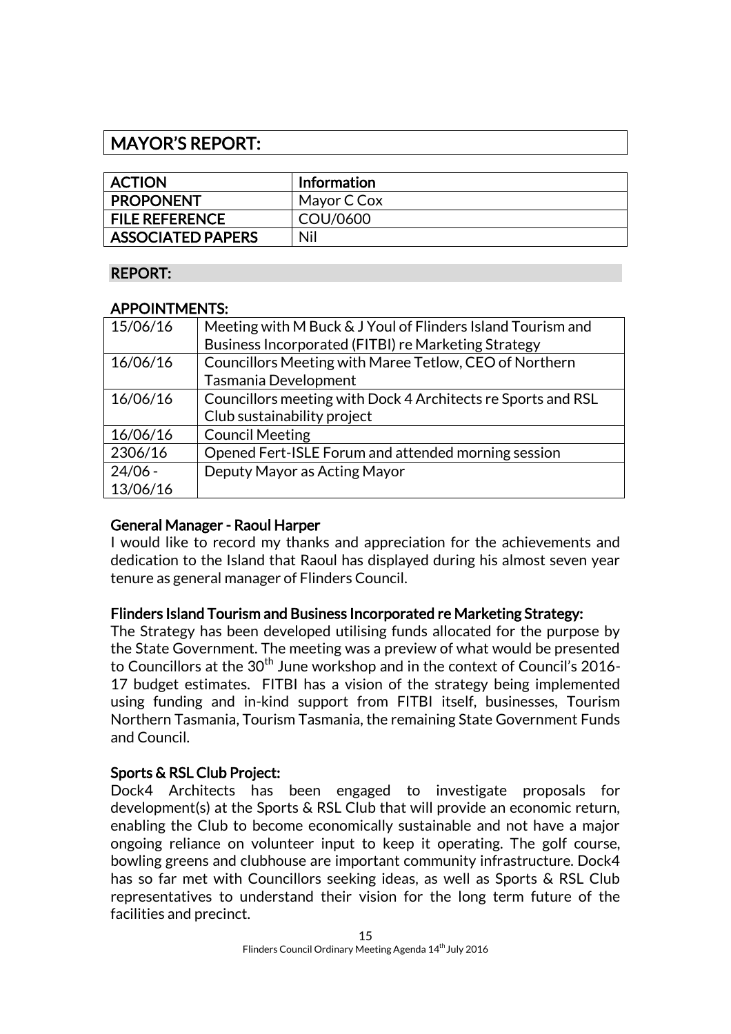## MAYOR'S REPORT:

| ACTION | Information |
|---|---|
| PROPONENT | Mayor C Cox |
| FILE REFERENCE | COU/0600 |
| ASSOCIATED PAPERS | Nil |

### REPORT:

**APPOINTMENTS:**

| | |
|---|---|
| 15/06/16 | Meeting with M Buck & J Youl of Flinders Island Tourism and Business Incorporated (FITBI) re Marketing Strategy |
| 16/06/16 | Councillors Meeting with Maree Tetlow, CEO of Northern Tasmania Development |
| 16/06/16 | Councillors meeting with Dock 4 Architects re Sports and RSL Club sustainability project |
| 16/06/16 | Council Meeting |
| 2306/16 | Opened Fert-ISLE Forum and attended morning session |
| 24/06 - 13/06/16 | Deputy Mayor as Acting Mayor |

**General Manager - Raoul Harper**

I would like to record my thanks and appreciation for the achievements and dedication to the Island that Raoul has displayed during his almost seven year tenure as general manager of Flinders Council.

**Flinders Island Tourism and Business Incorporated re Marketing Strategy:**

The Strategy has been developed utilising funds allocated for the purpose by the State Government. The meeting was a preview of what would be presented to Councillors at the 30th June workshop and in the context of Council's 2016-17 budget estimates. FITBI has a vision of the strategy being implemented using funding and in-kind support from FITBI itself, businesses, Tourism Northern Tasmania, Tourism Tasmania, the remaining State Government Funds and Council.

**Sports & RSL Club Project:**

Dock4 Architects has been engaged to investigate proposals for development(s) at the Sports & RSL Club that will provide an economic return, enabling the Club to become economically sustainable and not have a major ongoing reliance on volunteer input to keep it operating. The golf course, bowling greens and clubhouse are important community infrastructure. Dock4 has so far met with Councillors seeking ideas, as well as Sports & RSL Club representatives to understand their vision for the long term future of the facilities and precinct.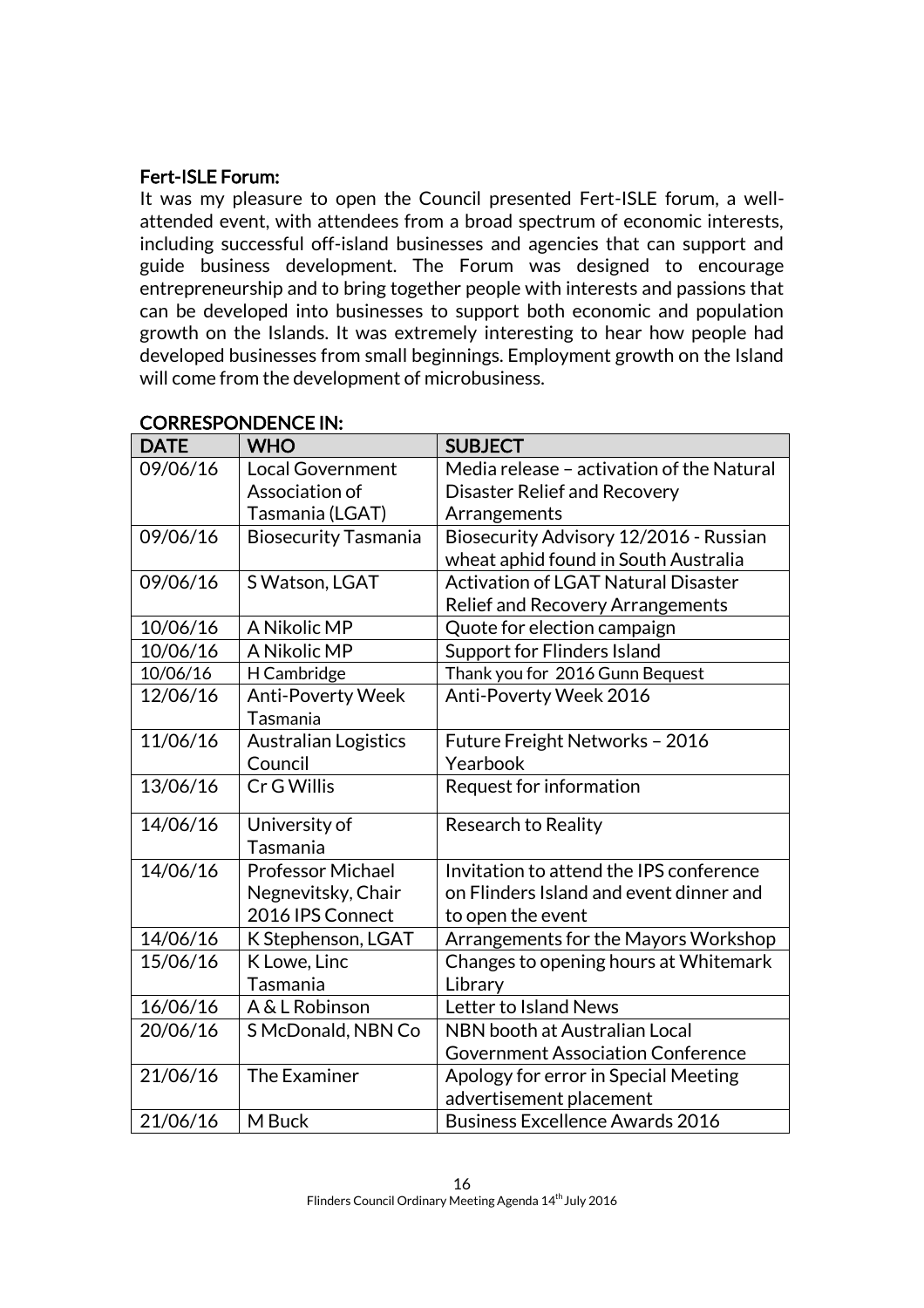### Fert-ISLE Forum:

It was my pleasure to open the Council presented Fert-ISLE forum, a well-attended event, with attendees from a broad spectrum of economic interests, including successful off-island businesses and agencies that can support and guide business development. The Forum was designed to encourage entrepreneurship and to bring together people with interests and passions that can be developed into businesses to support both economic and population growth on the Islands. It was extremely interesting to hear how people had developed businesses from small beginnings. Employment growth on the Island will come from the development of microbusiness.

### CORRESPONDENCE IN:

| DATE | WHO | SUBJECT |
|---|---|---|
| 09/06/16 | Local Government Association of Tasmania (LGAT) | Media release – activation of the Natural Disaster Relief and Recovery Arrangements |
| 09/06/16 | Biosecurity Tasmania | Biosecurity Advisory 12/2016 - Russian wheat aphid found in South Australia |
| 09/06/16 | S Watson, LGAT | Activation of LGAT Natural Disaster Relief and Recovery Arrangements |
| 10/06/16 | A Nikolic MP | Quote for election campaign |
| 10/06/16 | A Nikolic MP | Support for Flinders Island |
| 10/06/16 | H Cambridge | Thank you for 2016 Gunn Bequest |
| 12/06/16 | Anti-Poverty Week Tasmania | Anti-Poverty Week 2016 |
| 11/06/16 | Australian Logistics Council | Future Freight Networks – 2016 Yearbook |
| 13/06/16 | Cr G Willis | Request for information |
| 14/06/16 | University of Tasmania | Research to Reality |
| 14/06/16 | Professor Michael Negnevitsky, Chair 2016 IPS Connect | Invitation to attend the IPS conference on Flinders Island and event dinner and to open the event |
| 14/06/16 | K Stephenson, LGAT | Arrangements for the Mayors Workshop |
| 15/06/16 | K Lowe, Linc Tasmania | Changes to opening hours at Whitemark Library |
| 16/06/16 | A & L Robinson | Letter to Island News |
| 20/06/16 | S McDonald, NBN Co | NBN booth at Australian Local Government Association Conference |
| 21/06/16 | The Examiner | Apology for error in Special Meeting advertisement placement |
| 21/06/16 | M Buck | Business Excellence Awards 2016 |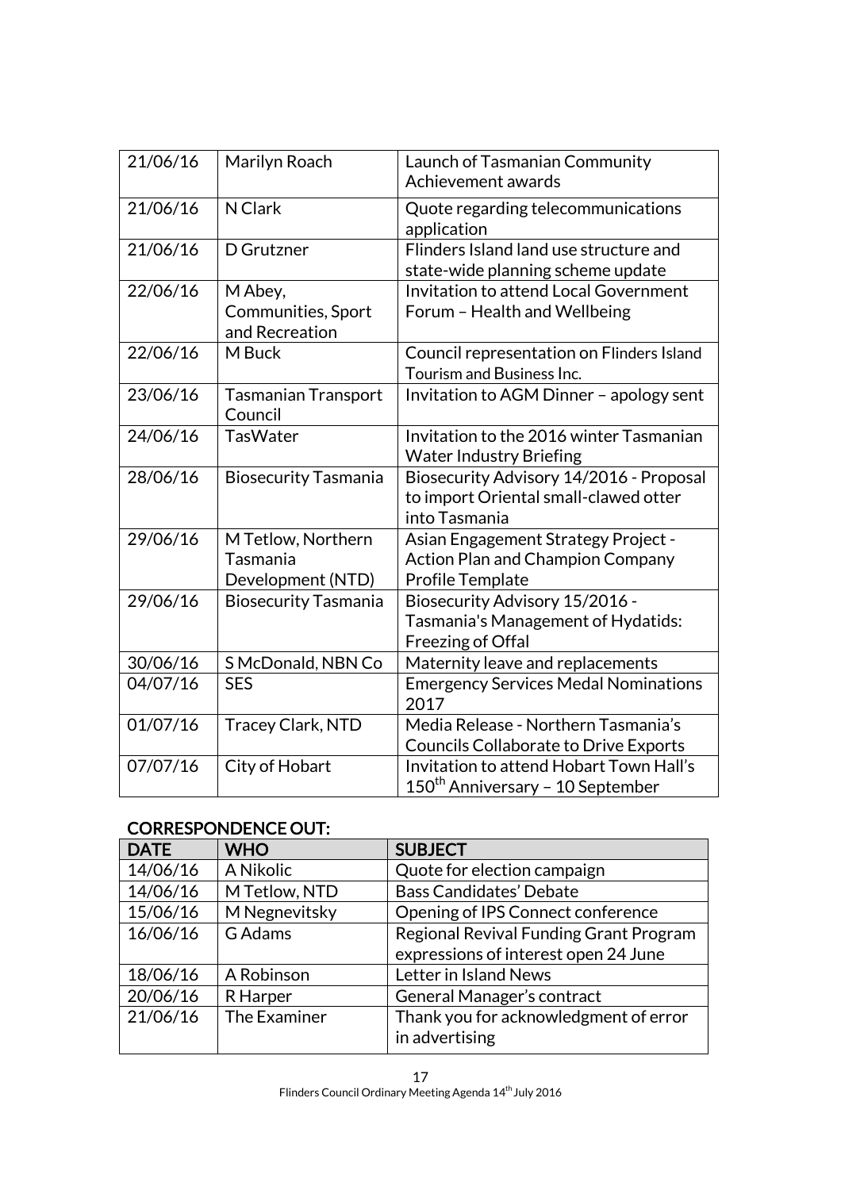| | | |
|---|---|---|
| 21/06/16 | Marilyn Roach | Launch of Tasmanian Community Achievement awards |
| 21/06/16 | N Clark | Quote regarding telecommunications application |
| 21/06/16 | D Grutzner | Flinders Island land use structure and state-wide planning scheme update |
| 22/06/16 | M Abey, Communities, Sport and Recreation | Invitation to attend Local Government Forum – Health and Wellbeing |
| 22/06/16 | M Buck | Council representation on Flinders Island Tourism and Business Inc. |
| 23/06/16 | Tasmanian Transport Council | Invitation to AGM Dinner – apology sent |
| 24/06/16 | TasWater | Invitation to the 2016 winter Tasmanian Water Industry Briefing |
| 28/06/16 | Biosecurity Tasmania | Biosecurity Advisory 14/2016 - Proposal to import Oriental small-clawed otter into Tasmania |
| 29/06/16 | M Tetlow, Northern Tasmania Development (NTD) | Asian Engagement Strategy Project - Action Plan and Champion Company Profile Template |
| 29/06/16 | Biosecurity Tasmania | Biosecurity Advisory 15/2016 - Tasmania's Management of Hydatids: Freezing of Offal |
| 30/06/16 | S McDonald, NBN Co | Maternity leave and replacements |
| 04/07/16 | SES | Emergency Services Medal Nominations 2017 |
| 01/07/16 | Tracey Clark, NTD | Media Release - Northern Tasmania's Councils Collaborate to Drive Exports |
| 07/07/16 | City of Hobart | Invitation to attend Hobart Town Hall's 150th Anniversary – 10 September |

**CORRESPONDENCE OUT:**

| DATE | WHO | SUBJECT |
|---|---|---|
| 14/06/16 | A Nikolic | Quote for election campaign |
| 14/06/16 | M Tetlow, NTD | Bass Candidates' Debate |
| 15/06/16 | M Negnevitsky | Opening of IPS Connect conference |
| 16/06/16 | G Adams | Regional Revival Funding Grant Program expressions of interest open 24 June |
| 18/06/16 | A Robinson | Letter in Island News |
| 20/06/16 | R Harper | General Manager's contract |
| 21/06/16 | The Examiner | Thank you for acknowledgment of error in advertising |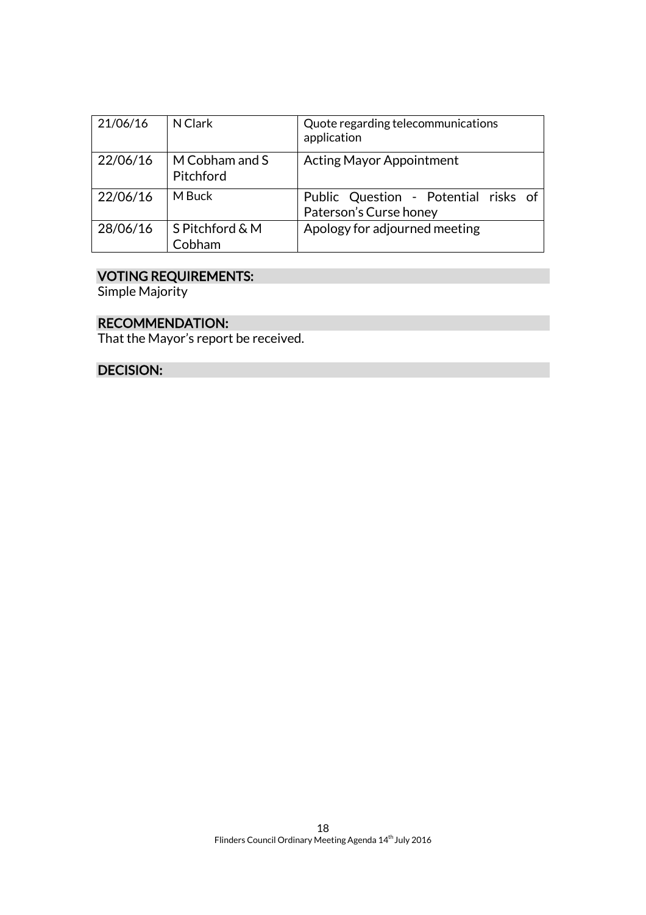| 21/06/16 | N Clark | Quote regarding telecommunications application |
|---|---|---|
| 22/06/16 | M Cobham and S Pitchford | Acting Mayor Appointment |
| 22/06/16 | M Buck | Public Question - Potential risks of Paterson's Curse honey |
| 28/06/16 | S Pitchford & M Cobham | Apology for adjourned meeting |

## VOTING REQUIREMENTS:

Simple Majority

## RECOMMENDATION:

That the Mayor's report be received.

## DECISION: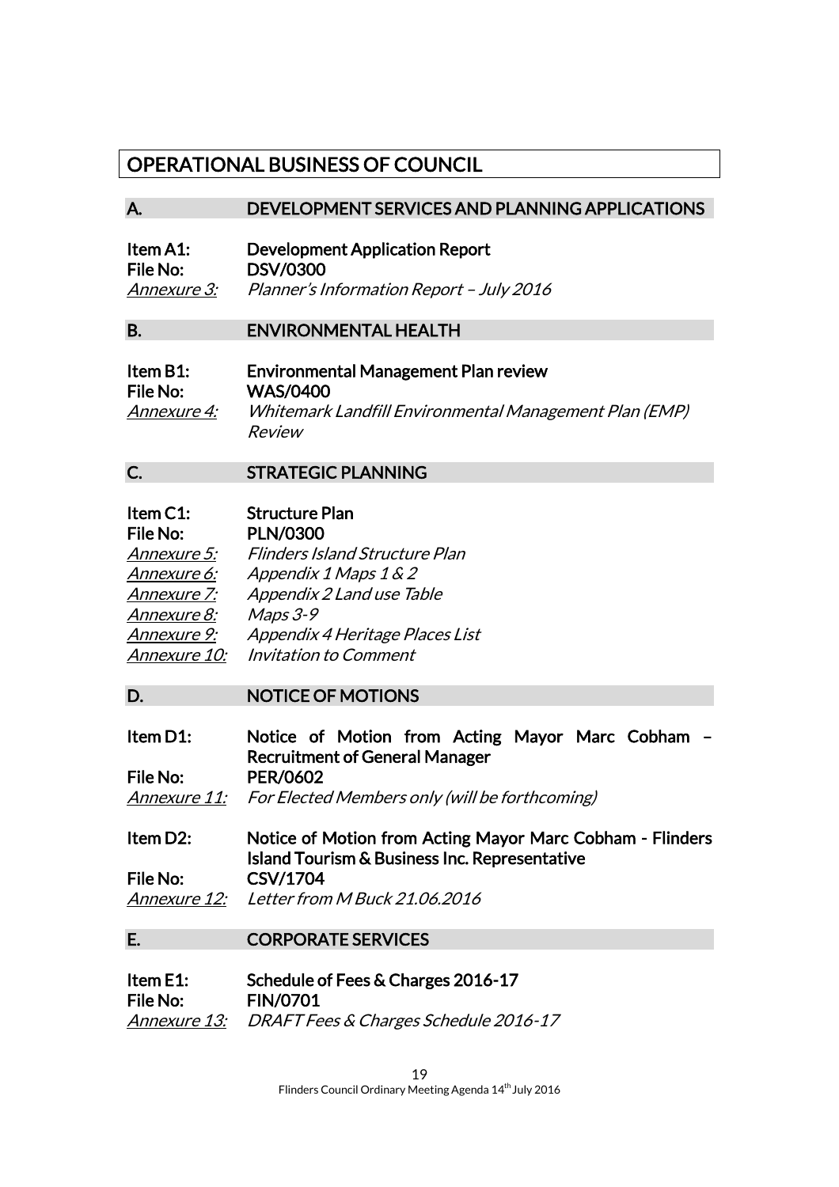# OPERATIONAL BUSINESS OF COUNCIL

## A. DEVELOPMENT SERVICES AND PLANNING APPLICATIONS

**Item A1:** **Development Application Report**
**File No:** **DSV/0300**
*Annexure 3:* *Planner's Information Report – July 2016*

## B. ENVIRONMENTAL HEALTH

**Item B1:** **Environmental Management Plan review**
**File No:** **WAS/0400**
*Annexure 4:* *Whitemark Landfill Environmental Management Plan (EMP) Review*

## C. STRATEGIC PLANNING

**Item C1:** **Structure Plan**
**File No:** **PLN/0300**
*Annexure 5:* *Flinders Island Structure Plan*
*Annexure 6:* *Appendix 1 Maps 1 & 2*
*Annexure 7:* *Appendix 2 Land use Table*
*Annexure 8:* *Maps 3-9*
*Annexure 9:* *Appendix 4 Heritage Places List*
*Annexure 10:* *Invitation to Comment*

## D. NOTICE OF MOTIONS

**Item D1:** **Notice of Motion from Acting Mayor Marc Cobham – Recruitment of General Manager**
**File No:** **PER/0602**
*Annexure 11:* *For Elected Members only (will be forthcoming)*

**Item D2:** **Notice of Motion from Acting Mayor Marc Cobham - Flinders Island Tourism & Business Inc. Representative**
**File No:** **CSV/1704**
*Annexure 12:* *Letter from M Buck 21.06.2016*

## E. CORPORATE SERVICES

**Item E1:** **Schedule of Fees & Charges 2016-17**
**File No:** **FIN/0701**
*Annexure 13:* *DRAFT Fees & Charges Schedule 2016-17*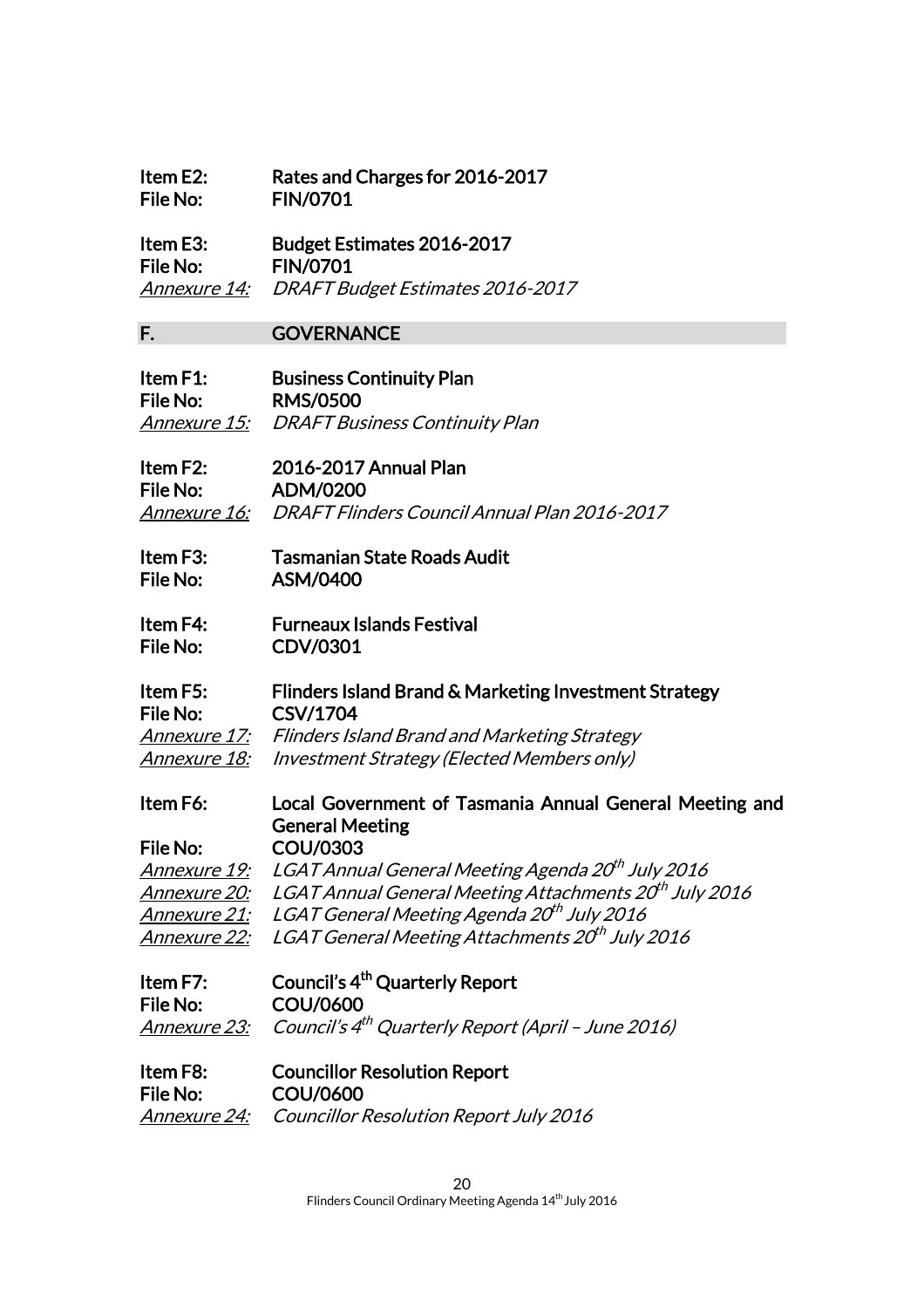**Item E2:** **Rates and Charges for 2016-2017**
**File No:** **FIN/0701**

**Item E3:** **Budget Estimates 2016-2017**
**File No:** **FIN/0701**
*Annexure 14:* *DRAFT Budget Estimates 2016-2017*

## F. GOVERNANCE

**Item F1:** **Business Continuity Plan**
**File No:** **RMS/0500**
*Annexure 15:* *DRAFT Business Continuity Plan*

**Item F2:** **2016-2017 Annual Plan**
**File No:** **ADM/0200**
*Annexure 16:* *DRAFT Flinders Council Annual Plan 2016-2017*

**Item F3:** **Tasmanian State Roads Audit**
**File No:** **ASM/0400**

**Item F4:** **Furneaux Islands Festival**
**File No:** **CDV/0301**

**Item F5:** **Flinders Island Brand & Marketing Investment Strategy**
**File No:** **CSV/1704**
*Annexure 17:* *Flinders Island Brand and Marketing Strategy*
*Annexure 18:* *Investment Strategy (Elected Members only)*

**Item F6:** **Local Government of Tasmania Annual General Meeting and General Meeting**
**File No:** **COU/0303**
*Annexure 19:* *LGAT Annual General Meeting Agenda 20th July 2016*
*Annexure 20:* *LGAT Annual General Meeting Attachments 20th July 2016*
*Annexure 21:* *LGAT General Meeting Agenda 20th July 2016*
*Annexure 22:* *LGAT General Meeting Attachments 20th July 2016*

**Item F7:** **Council's 4th Quarterly Report**
**File No:** **COU/0600**
*Annexure 23:* *Council's 4th Quarterly Report (April – June 2016)*

**Item F8:** **Councillor Resolution Report**
**File No:** **COU/0600**
*Annexure 24:* *Councillor Resolution Report July 2016*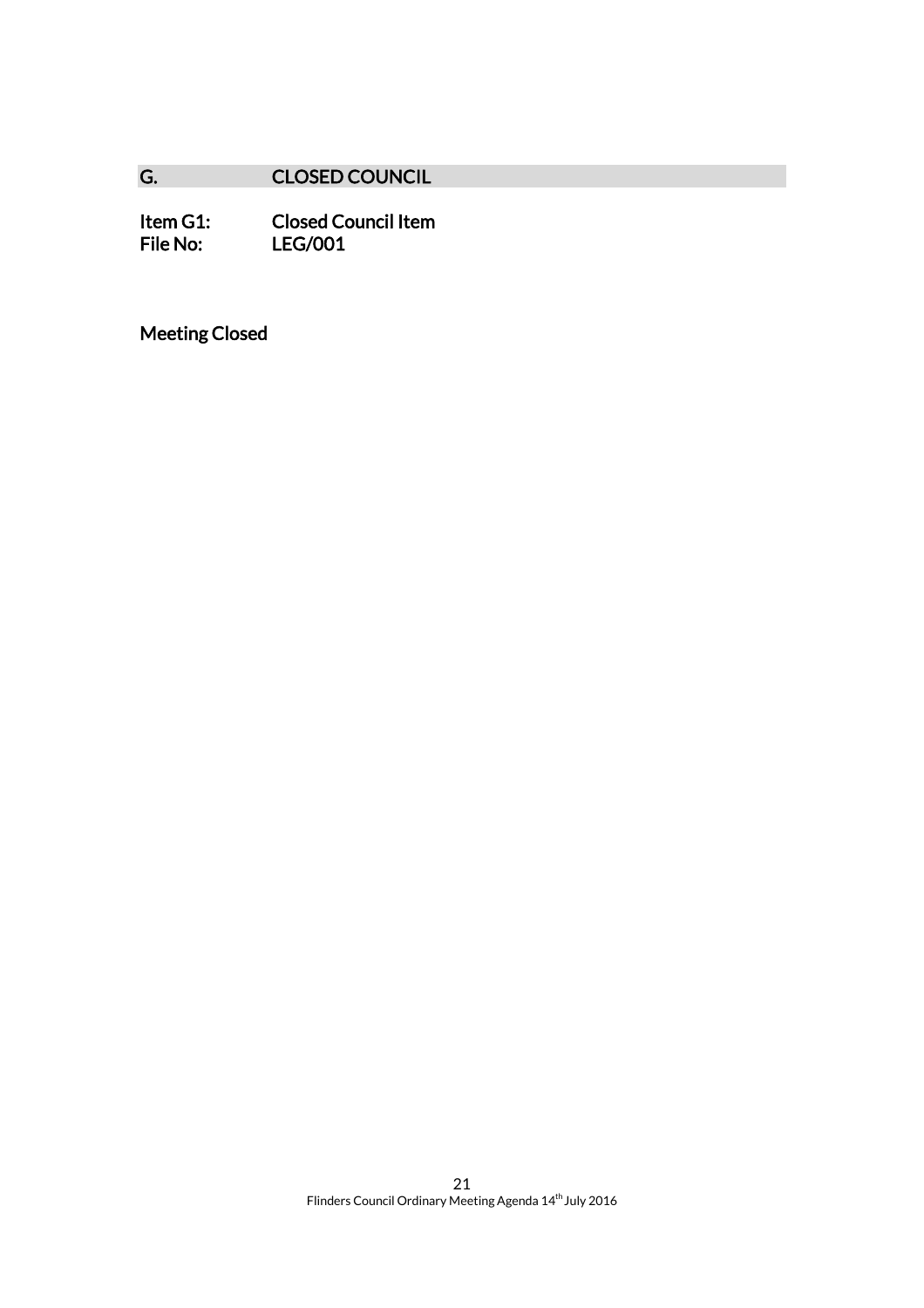## G. CLOSED COUNCIL

**Item G1:** **Closed Council Item**
**File No:** **LEG/001**

**Meeting Closed**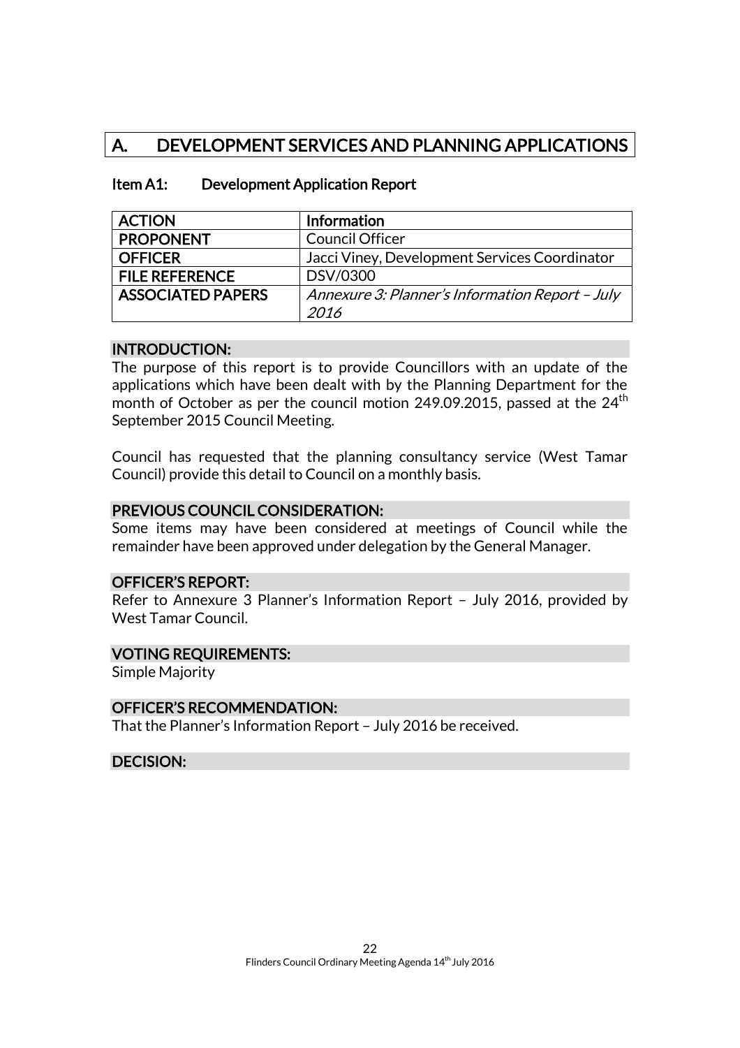# A. DEVELOPMENT SERVICES AND PLANNING APPLICATIONS

## Item A1: Development Application Report

| ACTION | Information |
| --- | --- |
| PROPONENT | Council Officer |
| OFFICER | Jacci Viney, Development Services Coordinator |
| FILE REFERENCE | DSV/0300 |
| ASSOCIATED PAPERS | *Annexure 3: Planner's Information Report – July 2016* |

### INTRODUCTION:

The purpose of this report is to provide Councillors with an update of the applications which have been dealt with by the Planning Department for the month of October as per the council motion 249.09.2015, passed at the 24th September 2015 Council Meeting.

Council has requested that the planning consultancy service (West Tamar Council) provide this detail to Council on a monthly basis.

### PREVIOUS COUNCIL CONSIDERATION:

Some items may have been considered at meetings of Council while the remainder have been approved under delegation by the General Manager.

### OFFICER'S REPORT:

Refer to Annexure 3 Planner's Information Report – July 2016, provided by West Tamar Council.

### VOTING REQUIREMENTS:

Simple Majority

### OFFICER'S RECOMMENDATION:

That the Planner's Information Report – July 2016 be received.

### DECISION: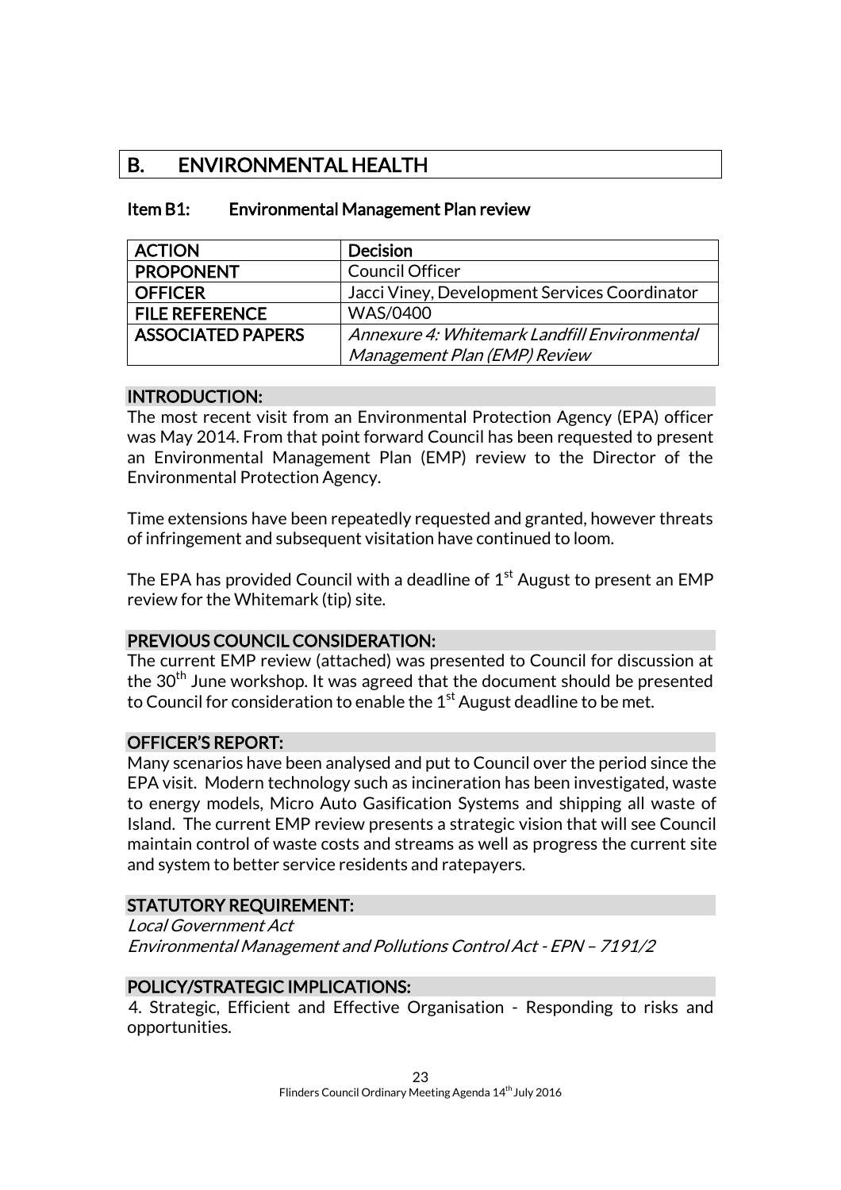# B. ENVIRONMENTAL HEALTH

## Item B1: Environmental Management Plan review

| ACTION | Decision |
|---|---|
| PROPONENT | Council Officer |
| OFFICER | Jacci Viney, Development Services Coordinator |
| FILE REFERENCE | WAS/0400 |
| ASSOCIATED PAPERS | *Annexure 4: Whitemark Landfill Environmental Management Plan (EMP) Review* |

### INTRODUCTION:

The most recent visit from an Environmental Protection Agency (EPA) officer was May 2014. From that point forward Council has been requested to present an Environmental Management Plan (EMP) review to the Director of the Environmental Protection Agency.

Time extensions have been repeatedly requested and granted, however threats of infringement and subsequent visitation have continued to loom.

The EPA has provided Council with a deadline of 1st August to present an EMP review for the Whitemark (tip) site.

### PREVIOUS COUNCIL CONSIDERATION:

The current EMP review (attached) was presented to Council for discussion at the 30th June workshop. It was agreed that the document should be presented to Council for consideration to enable the 1st August deadline to be met.

### OFFICER'S REPORT:

Many scenarios have been analysed and put to Council over the period since the EPA visit. Modern technology such as incineration has been investigated, waste to energy models, Micro Auto Gasification Systems and shipping all waste of Island. The current EMP review presents a strategic vision that will see Council maintain control of waste costs and streams as well as progress the current site and system to better service residents and ratepayers.

### STATUTORY REQUIREMENT:

*Local Government Act*
*Environmental Management and Pollutions Control Act - EPN – 7191/2*

### POLICY/STRATEGIC IMPLICATIONS:

4. Strategic, Efficient and Effective Organisation - Responding to risks and opportunities.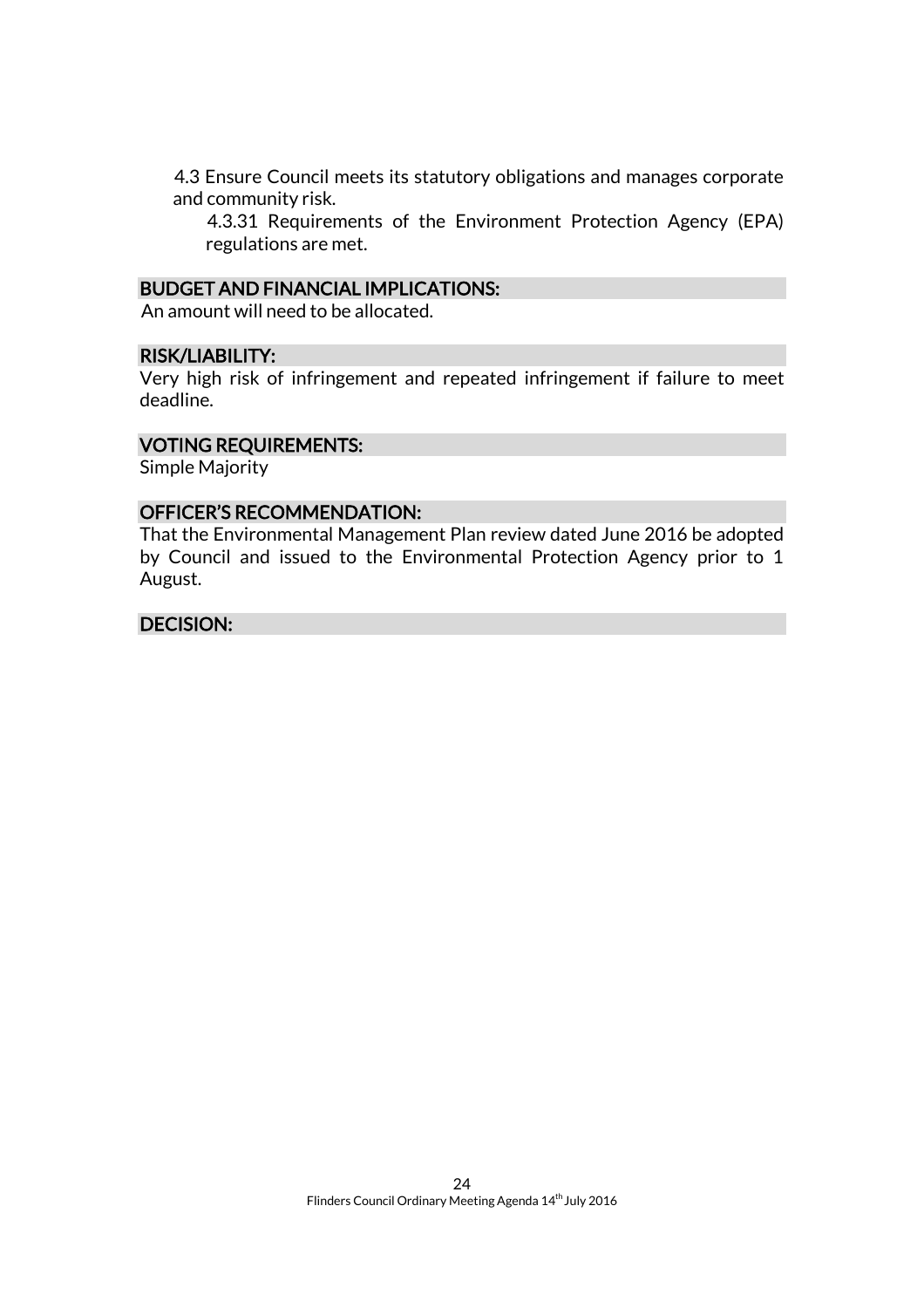4.3 Ensure Council meets its statutory obligations and manages corporate and community risk.

4.3.31 Requirements of the Environment Protection Agency (EPA) regulations are met.

## BUDGET AND FINANCIAL IMPLICATIONS:

An amount will need to be allocated.

## RISK/LIABILITY:

Very high risk of infringement and repeated infringement if failure to meet deadline.

## VOTING REQUIREMENTS:

Simple Majority

## OFFICER'S RECOMMENDATION:

That the Environmental Management Plan review dated June 2016 be adopted by Council and issued to the Environmental Protection Agency prior to 1 August.

## DECISION: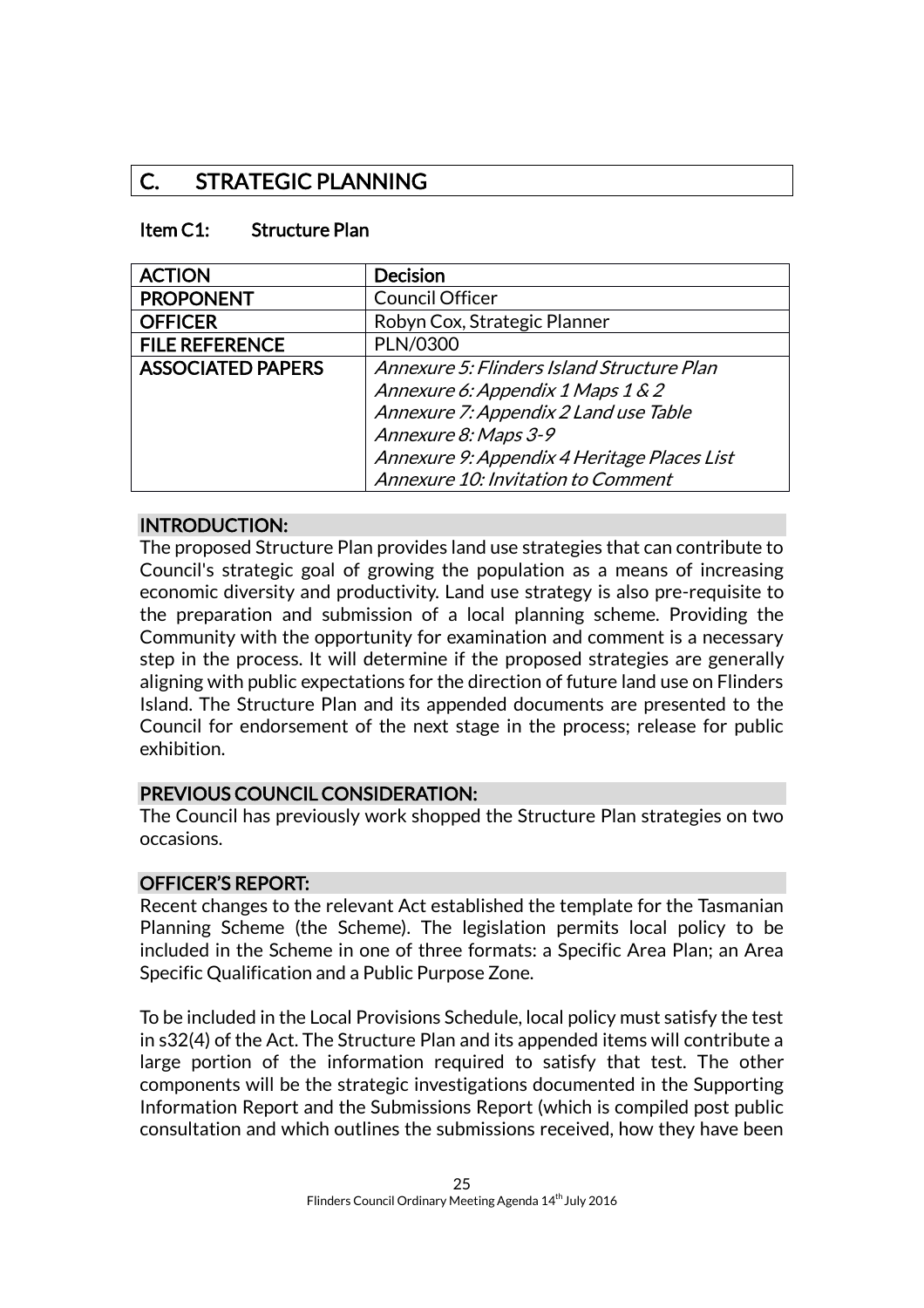## C. STRATEGIC PLANNING

### Item C1: Structure Plan

| ACTION | Decision |
|---|---|
| PROPONENT | Council Officer |
| OFFICER | Robyn Cox, Strategic Planner |
| FILE REFERENCE | PLN/0300 |
| ASSOCIATED PAPERS | *Annexure 5: Flinders Island Structure Plan*<br>*Annexure 6: Appendix 1 Maps 1 & 2*<br>*Annexure 7: Appendix 2 Land use Table*<br>*Annexure 8: Maps 3-9*<br>*Annexure 9: Appendix 4 Heritage Places List*<br>*Annexure 10: Invitation to Comment* |

#### INTRODUCTION:

The proposed Structure Plan provides land use strategies that can contribute to Council's strategic goal of growing the population as a means of increasing economic diversity and productivity. Land use strategy is also pre-requisite to the preparation and submission of a local planning scheme. Providing the Community with the opportunity for examination and comment is a necessary step in the process. It will determine if the proposed strategies are generally aligning with public expectations for the direction of future land use on Flinders Island. The Structure Plan and its appended documents are presented to the Council for endorsement of the next stage in the process; release for public exhibition.

#### PREVIOUS COUNCIL CONSIDERATION:

The Council has previously work shopped the Structure Plan strategies on two occasions.

#### OFFICER'S REPORT:

Recent changes to the relevant Act established the template for the Tasmanian Planning Scheme (the Scheme). The legislation permits local policy to be included in the Scheme in one of three formats: a Specific Area Plan; an Area Specific Qualification and a Public Purpose Zone.

To be included in the Local Provisions Schedule, local policy must satisfy the test in s32(4) of the Act. The Structure Plan and its appended items will contribute a large portion of the information required to satisfy that test. The other components will be the strategic investigations documented in the Supporting Information Report and the Submissions Report (which is compiled post public consultation and which outlines the submissions received, how they have been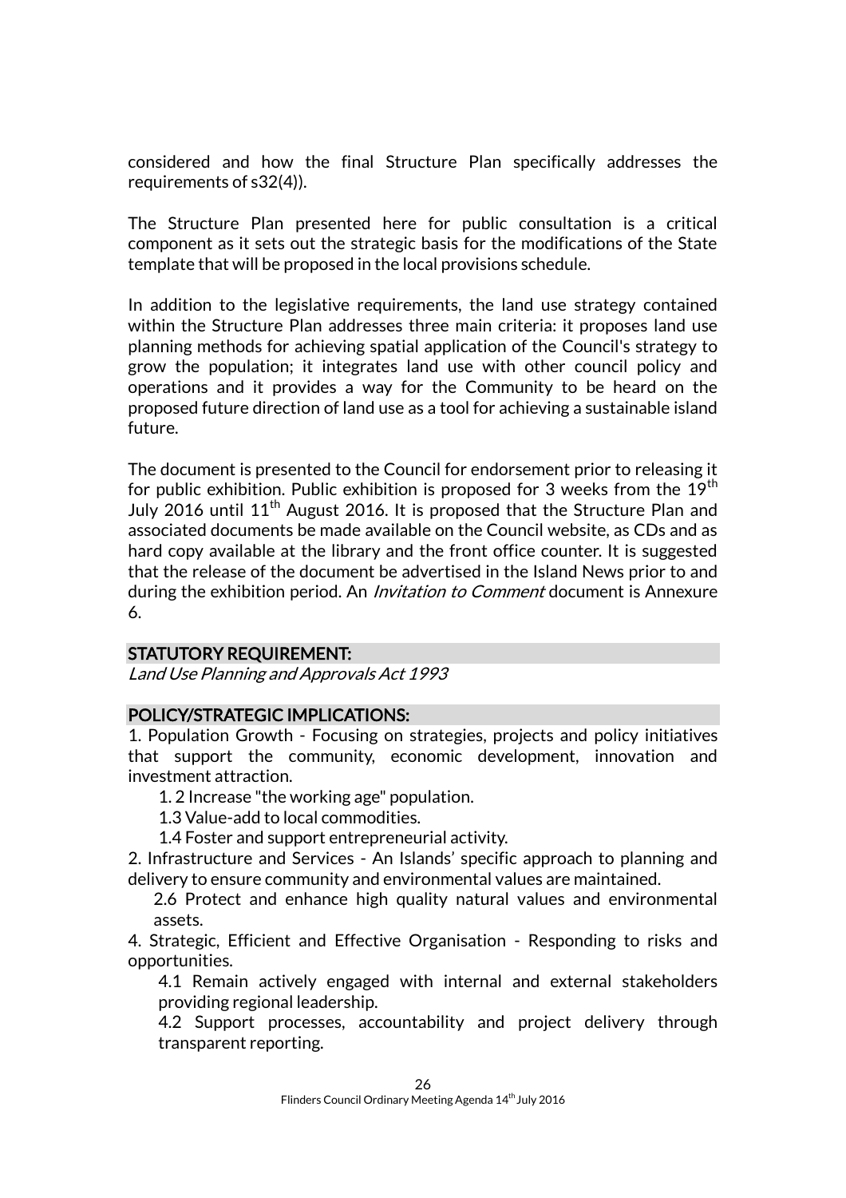considered and how the final Structure Plan specifically addresses the requirements of s32(4)).

The Structure Plan presented here for public consultation is a critical component as it sets out the strategic basis for the modifications of the State template that will be proposed in the local provisions schedule.

In addition to the legislative requirements, the land use strategy contained within the Structure Plan addresses three main criteria: it proposes land use planning methods for achieving spatial application of the Council's strategy to grow the population; it integrates land use with other council policy and operations and it provides a way for the Community to be heard on the proposed future direction of land use as a tool for achieving a sustainable island future.

The document is presented to the Council for endorsement prior to releasing it for public exhibition. Public exhibition is proposed for 3 weeks from the 19th July 2016 until 11th August 2016. It is proposed that the Structure Plan and associated documents be made available on the Council website, as CDs and as hard copy available at the library and the front office counter. It is suggested that the release of the document be advertised in the Island News prior to and during the exhibition period. An *Invitation to Comment* document is Annexure 6.

## STATUTORY REQUIREMENT:

*Land Use Planning and Approvals Act 1993*

## POLICY/STRATEGIC IMPLICATIONS:

1. Population Growth - Focusing on strategies, projects and policy initiatives that support the community, economic development, innovation and investment attraction.
   - 1. 2 Increase "the working age" population.
   - 1.3 Value-add to local commodities.
   - 1.4 Foster and support entrepreneurial activity.
2. Infrastructure and Services - An Islands' specific approach to planning and delivery to ensure community and environmental values are maintained.
   - 2.6 Protect and enhance high quality natural values and environmental assets.
4. Strategic, Efficient and Effective Organisation - Responding to risks and opportunities.
   - 4.1 Remain actively engaged with internal and external stakeholders providing regional leadership.
   - 4.2 Support processes, accountability and project delivery through transparent reporting.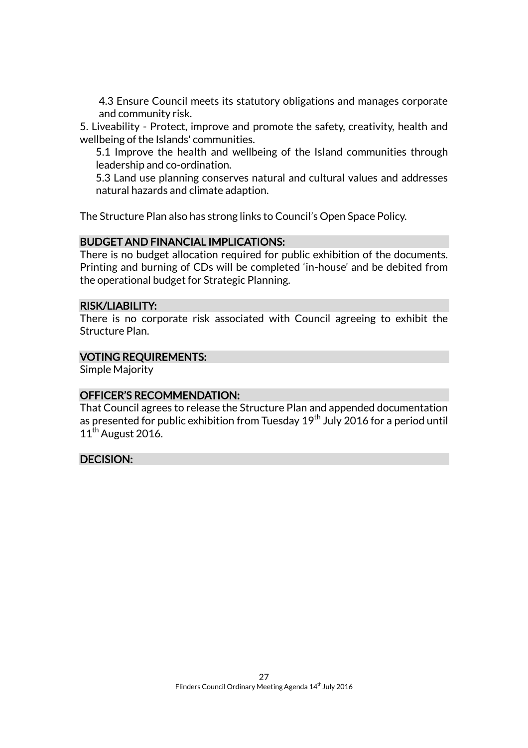4.3 Ensure Council meets its statutory obligations and manages corporate and community risk.

5. Liveability - Protect, improve and promote the safety, creativity, health and wellbeing of the Islands' communities.

5.1 Improve the health and wellbeing of the Island communities through leadership and co-ordination.

5.3 Land use planning conserves natural and cultural values and addresses natural hazards and climate adaption.

The Structure Plan also has strong links to Council's Open Space Policy.

## BUDGET AND FINANCIAL IMPLICATIONS:

There is no budget allocation required for public exhibition of the documents. Printing and burning of CDs will be completed 'in-house' and be debited from the operational budget for Strategic Planning.

## RISK/LIABILITY:

There is no corporate risk associated with Council agreeing to exhibit the Structure Plan.

## VOTING REQUIREMENTS:

Simple Majority

## OFFICER'S RECOMMENDATION:

That Council agrees to release the Structure Plan and appended documentation as presented for public exhibition from Tuesday 19th July 2016 for a period until 11th August 2016.

## DECISION: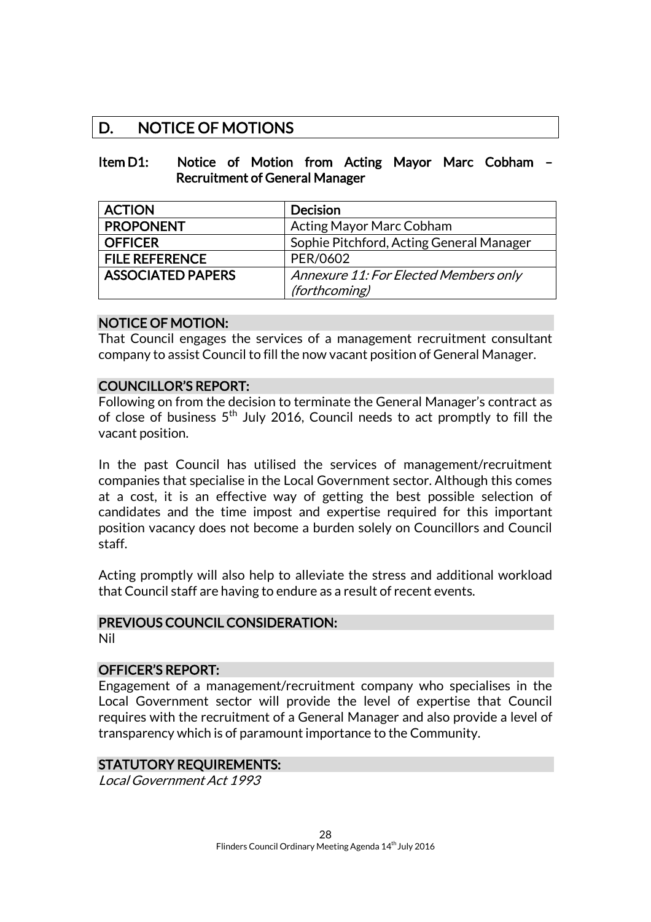# D. NOTICE OF MOTIONS

## Item D1: Notice of Motion from Acting Mayor Marc Cobham – Recruitment of General Manager

| ACTION | Decision |
|---|---|
| PROPONENT | Acting Mayor Marc Cobham |
| OFFICER | Sophie Pitchford, Acting General Manager |
| FILE REFERENCE | PER/0602 |
| ASSOCIATED PAPERS | *Annexure 11: For Elected Members only (forthcoming)* |

### NOTICE OF MOTION:

That Council engages the services of a management recruitment consultant company to assist Council to fill the now vacant position of General Manager.

### COUNCILLOR'S REPORT:

Following on from the decision to terminate the General Manager's contract as of close of business 5th July 2016, Council needs to act promptly to fill the vacant position.

In the past Council has utilised the services of management/recruitment companies that specialise in the Local Government sector. Although this comes at a cost, it is an effective way of getting the best possible selection of candidates and the time impost and expertise required for this important position vacancy does not become a burden solely on Councillors and Council staff.

Acting promptly will also help to alleviate the stress and additional workload that Council staff are having to endure as a result of recent events.

### PREVIOUS COUNCIL CONSIDERATION:

Nil

### OFFICER'S REPORT:

Engagement of a management/recruitment company who specialises in the Local Government sector will provide the level of expertise that Council requires with the recruitment of a General Manager and also provide a level of transparency which is of paramount importance to the Community.

### STATUTORY REQUIREMENTS:

*Local Government Act 1993*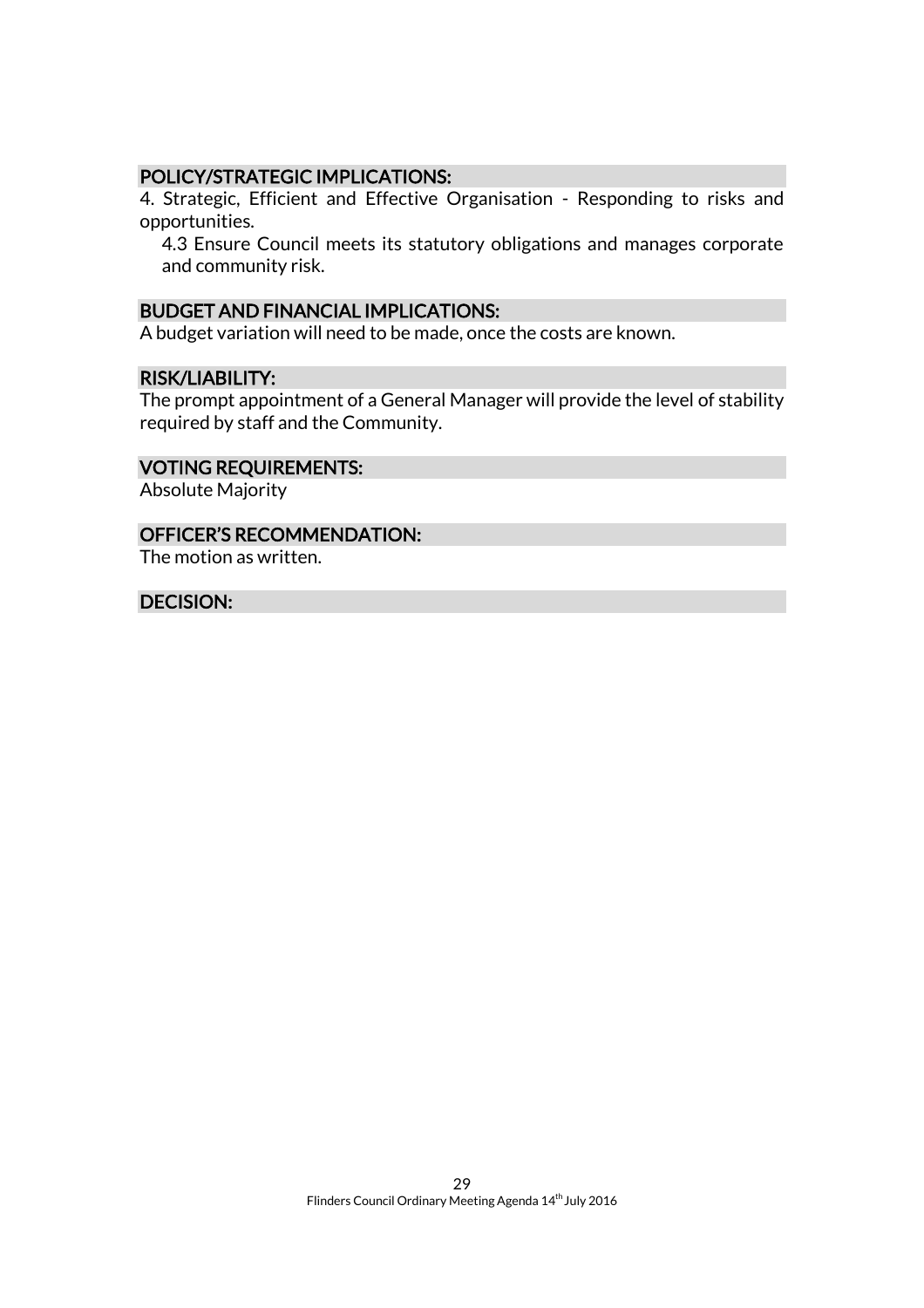## POLICY/STRATEGIC IMPLICATIONS:

4. Strategic, Efficient and Effective Organisation - Responding to risks and opportunities.

   4.3 Ensure Council meets its statutory obligations and manages corporate and community risk.

## BUDGET AND FINANCIAL IMPLICATIONS:

A budget variation will need to be made, once the costs are known.

## RISK/LIABILITY:

The prompt appointment of a General Manager will provide the level of stability required by staff and the Community.

## VOTING REQUIREMENTS:

Absolute Majority

## OFFICER'S RECOMMENDATION:

The motion as written.

## DECISION: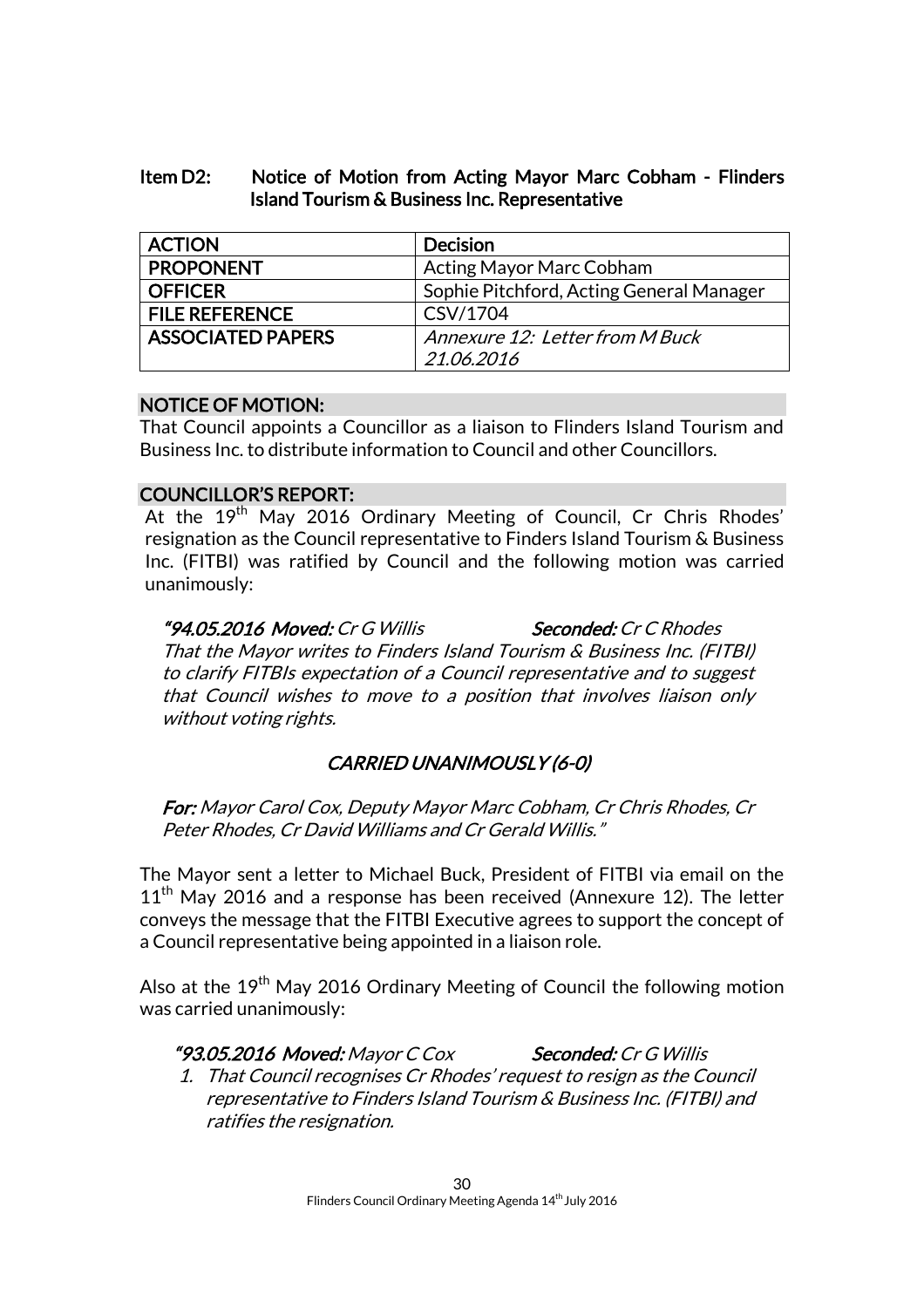### Item D2: Notice of Motion from Acting Mayor Marc Cobham - Flinders Island Tourism & Business Inc. Representative

| ACTION | Decision |
| --- | --- |
| PROPONENT | Acting Mayor Marc Cobham |
| OFFICER | Sophie Pitchford, Acting General Manager |
| FILE REFERENCE | CSV/1704 |
| ASSOCIATED PAPERS | *Annexure 12: Letter from M Buck 21.06.2016* |

**NOTICE OF MOTION:**

That Council appoints a Councillor as a liaison to Flinders Island Tourism and Business Inc. to distribute information to Council and other Councillors.

**COUNCILLOR'S REPORT:**

At the 19th May 2016 Ordinary Meeting of Council, Cr Chris Rhodes' resignation as the Council representative to Finders Island Tourism & Business Inc. (FITBI) was ratified by Council and the following motion was carried unanimously:

> ***"94.05.2016 Moved:*** *Cr G Willis* ***Seconded:*** *Cr C Rhodes*
> *That the Mayor writes to Finders Island Tourism & Business Inc. (FITBI) to clarify FITBIs expectation of a Council representative and to suggest that Council wishes to move to a position that involves liaison only without voting rights.*
>
> ***CARRIED UNANIMOUSLY (6-0)***
>
> ***For:*** *Mayor Carol Cox, Deputy Mayor Marc Cobham, Cr Chris Rhodes, Cr Peter Rhodes, Cr David Williams and Cr Gerald Willis."*

The Mayor sent a letter to Michael Buck, President of FITBI via email on the 11th May 2016 and a response has been received (Annexure 12). The letter conveys the message that the FITBI Executive agrees to support the concept of a Council representative being appointed in a liaison role.

Also at the 19th May 2016 Ordinary Meeting of Council the following motion was carried unanimously:

> ***"93.05.2016 Moved:*** *Mayor C Cox* ***Seconded:*** *Cr G Willis*
> 1. *That Council recognises Cr Rhodes' request to resign as the Council representative to Finders Island Tourism & Business Inc. (FITBI) and ratifies the resignation.*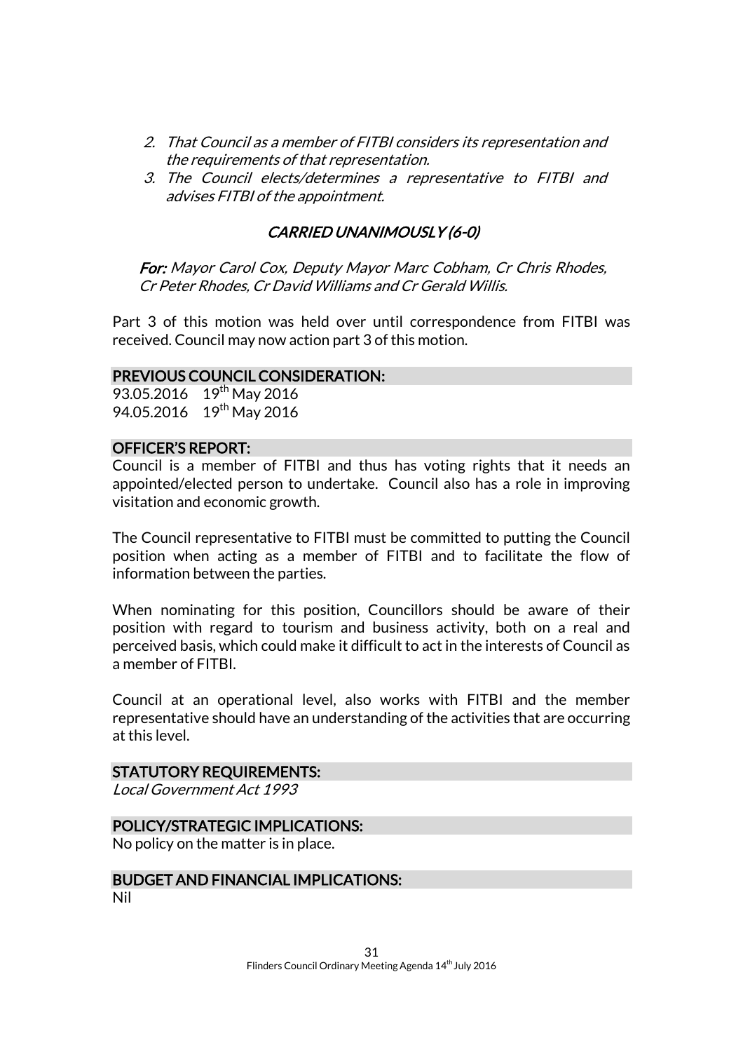2. *That Council as a member of FITBI considers its representation and the requirements of that representation.*
3. *The Council elects/determines a representative to FITBI and advises FITBI of the appointment.*

*CARRIED UNANIMOUSLY (6-0)*

***For:*** *Mayor Carol Cox, Deputy Mayor Marc Cobham, Cr Chris Rhodes, Cr Peter Rhodes, Cr David Williams and Cr Gerald Willis.*

Part 3 of this motion was held over until correspondence from FITBI was received. Council may now action part 3 of this motion.

## PREVIOUS COUNCIL CONSIDERATION:

93.05.2016 19th May 2016
94.05.2016 19th May 2016

## OFFICER'S REPORT:

Council is a member of FITBI and thus has voting rights that it needs an appointed/elected person to undertake. Council also has a role in improving visitation and economic growth.

The Council representative to FITBI must be committed to putting the Council position when acting as a member of FITBI and to facilitate the flow of information between the parties.

When nominating for this position, Councillors should be aware of their position with regard to tourism and business activity, both on a real and perceived basis, which could make it difficult to act in the interests of Council as a member of FITBI.

Council at an operational level, also works with FITBI and the member representative should have an understanding of the activities that are occurring at this level.

## STATUTORY REQUIREMENTS:

*Local Government Act 1993*

## POLICY/STRATEGIC IMPLICATIONS:

No policy on the matter is in place.

## BUDGET AND FINANCIAL IMPLICATIONS:

Nil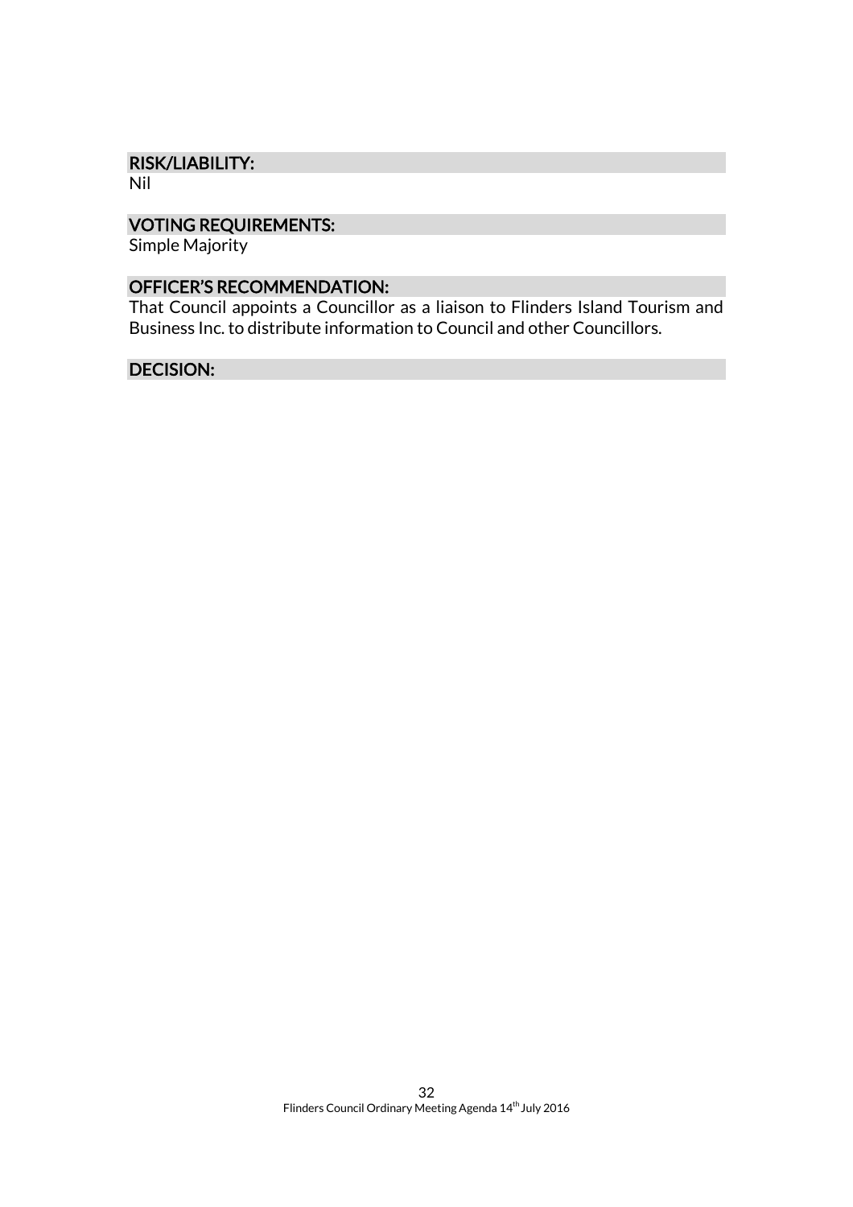### RISK/LIABILITY:

Nil

### VOTING REQUIREMENTS:

Simple Majority

### OFFICER'S RECOMMENDATION:

That Council appoints a Councillor as a liaison to Flinders Island Tourism and Business Inc. to distribute information to Council and other Councillors.

### DECISION: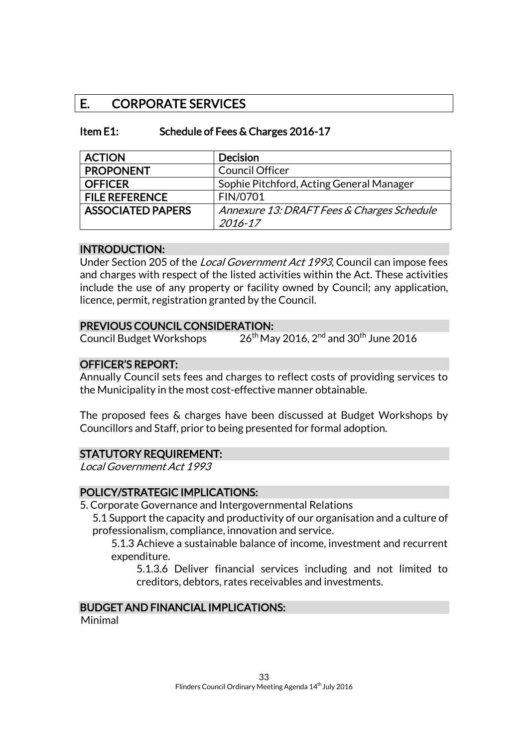## E. CORPORATE SERVICES

### Item E1: Schedule of Fees & Charges 2016-17

| ACTION | Decision |
|---|---|
| PROPONENT | Council Officer |
| OFFICER | Sophie Pitchford, Acting General Manager |
| FILE REFERENCE | FIN/0701 |
| ASSOCIATED PAPERS | *Annexure 13: DRAFT Fees & Charges Schedule 2016-17* |

#### INTRODUCTION:

Under Section 205 of the *Local Government Act 1993*, Council can impose fees and charges with respect of the listed activities within the Act. These activities include the use of any property or facility owned by Council; any application, licence, permit, registration granted by the Council.

#### PREVIOUS COUNCIL CONSIDERATION:

Council Budget Workshops 26th May 2016, 2nd and 30th June 2016

#### OFFICER'S REPORT:

Annually Council sets fees and charges to reflect costs of providing services to the Municipality in the most cost-effective manner obtainable.

The proposed fees & charges have been discussed at Budget Workshops by Councillors and Staff, prior to being presented for formal adoption.

#### STATUTORY REQUIREMENT:

*Local Government Act 1993*

#### POLICY/STRATEGIC IMPLICATIONS:

5. Corporate Governance and Intergovernmental Relations
   - 5.1 Support the capacity and productivity of our organisation and a culture of professionalism, compliance, innovation and service.
     - 5.1.3 Achieve a sustainable balance of income, investment and recurrent expenditure.
       - 5.1.3.6 Deliver financial services including and not limited to creditors, debtors, rates receivables and investments.

#### BUDGET AND FINANCIAL IMPLICATIONS:

Minimal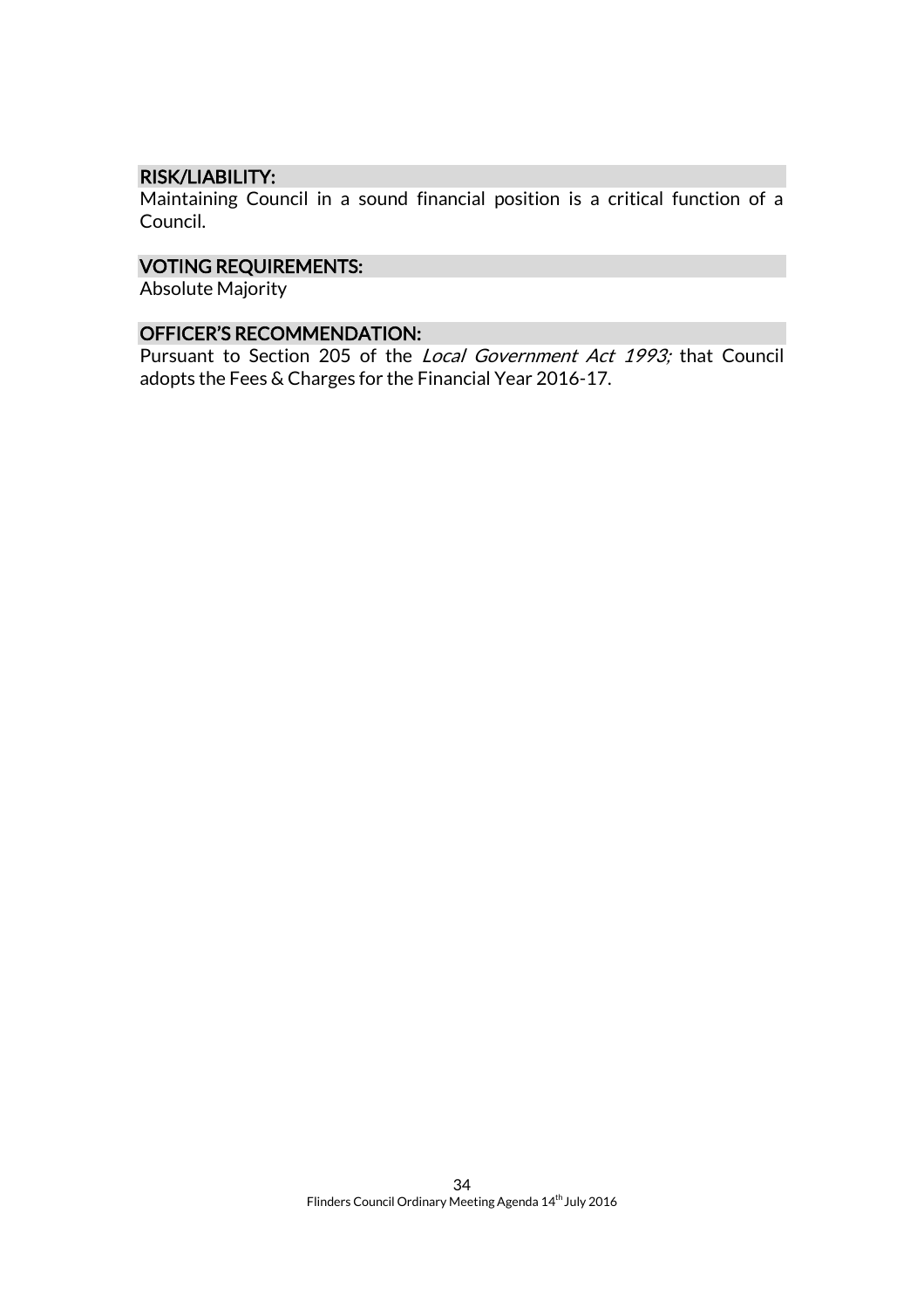### RISK/LIABILITY:

Maintaining Council in a sound financial position is a critical function of a Council.

### VOTING REQUIREMENTS:

Absolute Majority

### OFFICER'S RECOMMENDATION:

Pursuant to Section 205 of the *Local Government Act 1993;* that Council adopts the Fees & Charges for the Financial Year 2016-17.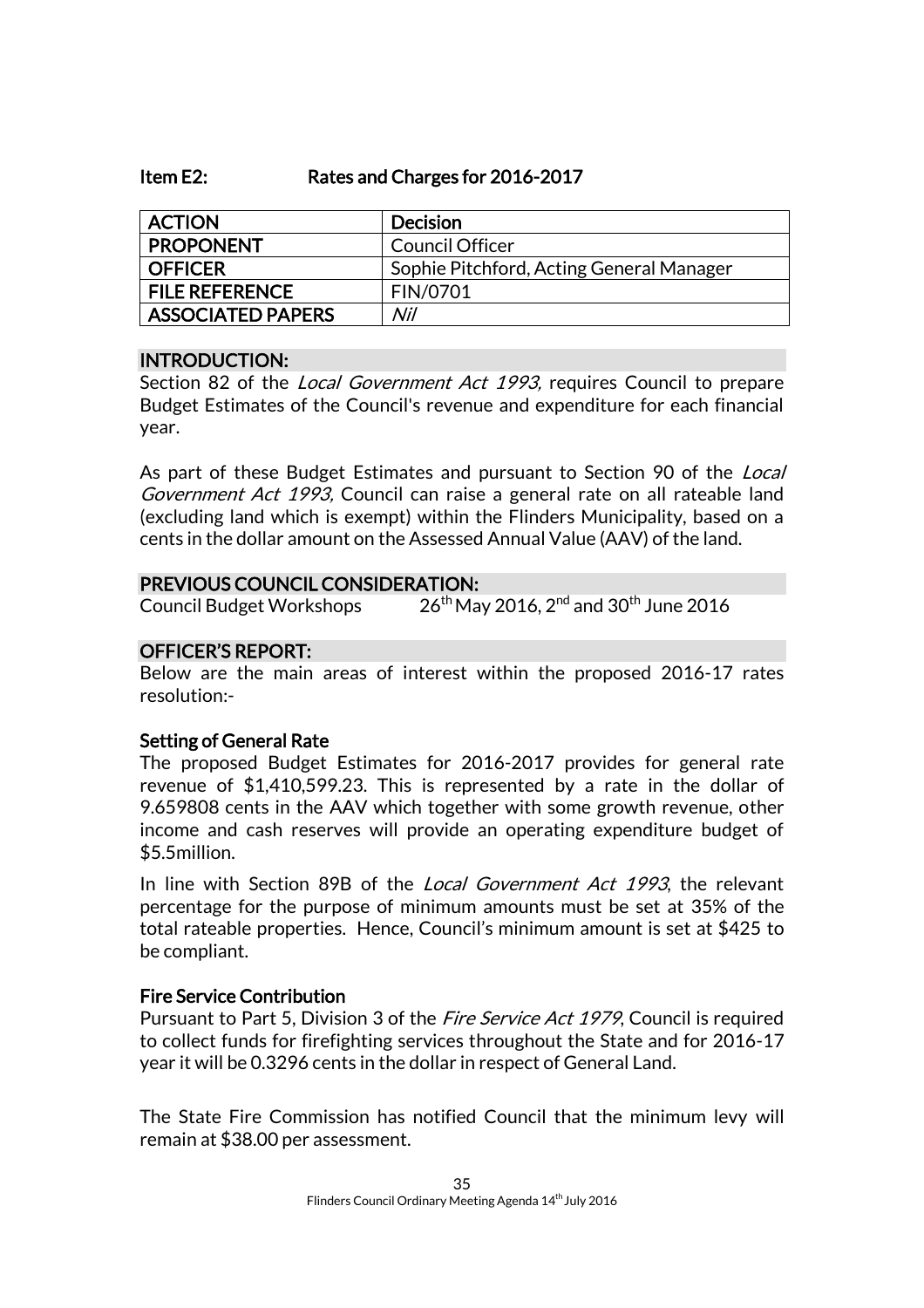## Item E2: Rates and Charges for 2016-2017

| ACTION | Decision |
|---|---|
| PROPONENT | Council Officer |
| OFFICER | Sophie Pitchford, Acting General Manager |
| FILE REFERENCE | FIN/0701 |
| ASSOCIATED PAPERS | *Nil* |

### INTRODUCTION:

Section 82 of the *Local Government Act 1993,* requires Council to prepare Budget Estimates of the Council's revenue and expenditure for each financial year.

As part of these Budget Estimates and pursuant to Section 90 of the *Local Government Act 1993,* Council can raise a general rate on all rateable land (excluding land which is exempt) within the Flinders Municipality, based on a cents in the dollar amount on the Assessed Annual Value (AAV) of the land.

### PREVIOUS COUNCIL CONSIDERATION:

Council Budget Workshops 26th May 2016, 2nd and 30th June 2016

### OFFICER'S REPORT:

Below are the main areas of interest within the proposed 2016-17 rates resolution:-

#### Setting of General Rate

The proposed Budget Estimates for 2016-2017 provides for general rate revenue of $1,410,599.23. This is represented by a rate in the dollar of 9.659808 cents in the AAV which together with some growth revenue, other income and cash reserves will provide an operating expenditure budget of $5.5million.

In line with Section 89B of the *Local Government Act 1993*, the relevant percentage for the purpose of minimum amounts must be set at 35% of the total rateable properties. Hence, Council's minimum amount is set at $425 to be compliant.

#### Fire Service Contribution

Pursuant to Part 5, Division 3 of the *Fire Service Act 1979*, Council is required to collect funds for firefighting services throughout the State and for 2016-17 year it will be 0.3296 cents in the dollar in respect of General Land.

The State Fire Commission has notified Council that the minimum levy will remain at $38.00 per assessment.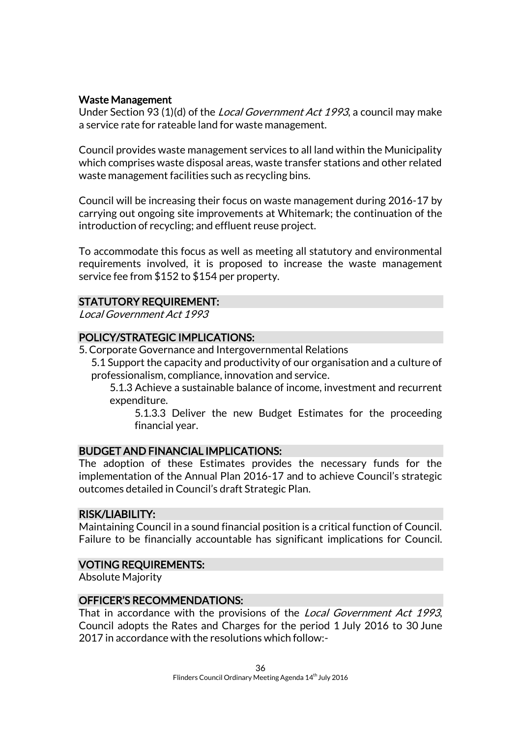**Waste Management**
Under Section 93 (1)(d) of the *Local Government Act 1993*, a council may make a service rate for rateable land for waste management.

Council provides waste management services to all land within the Municipality which comprises waste disposal areas, waste transfer stations and other related waste management facilities such as recycling bins.

Council will be increasing their focus on waste management during 2016-17 by carrying out ongoing site improvements at Whitemark; the continuation of the introduction of recycling; and effluent reuse project.

To accommodate this focus as well as meeting all statutory and environmental requirements involved, it is proposed to increase the waste management service fee from $152 to $154 per property.

## STATUTORY REQUIREMENT:

*Local Government Act 1993*

## POLICY/STRATEGIC IMPLICATIONS:

5. Corporate Governance and Intergovernmental Relations
   - 5.1 Support the capacity and productivity of our organisation and a culture of professionalism, compliance, innovation and service.
     - 5.1.3 Achieve a sustainable balance of income, investment and recurrent expenditure.
       - 5.1.3.3 Deliver the new Budget Estimates for the proceeding financial year.

## BUDGET AND FINANCIAL IMPLICATIONS:

The adoption of these Estimates provides the necessary funds for the implementation of the Annual Plan 2016-17 and to achieve Council's strategic outcomes detailed in Council's draft Strategic Plan.

## RISK/LIABILITY:

Maintaining Council in a sound financial position is a critical function of Council. Failure to be financially accountable has significant implications for Council.

## VOTING REQUIREMENTS:

Absolute Majority

## OFFICER'S RECOMMENDATIONS:

That in accordance with the provisions of the *Local Government Act 1993*, Council adopts the Rates and Charges for the period 1 July 2016 to 30 June 2017 in accordance with the resolutions which follow:-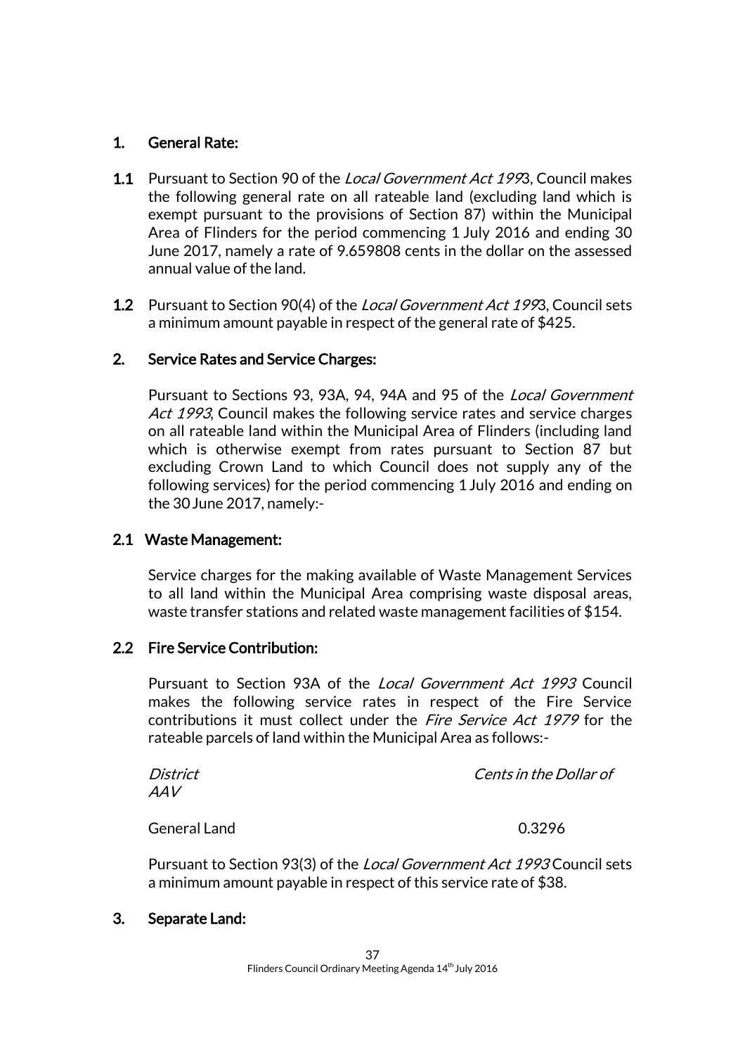## 1. General Rate:

**1.1** Pursuant to Section 90 of the *Local Government Act 199*3, Council makes the following general rate on all rateable land (excluding land which is exempt pursuant to the provisions of Section 87) within the Municipal Area of Flinders for the period commencing 1 July 2016 and ending 30 June 2017, namely a rate of 9.659808 cents in the dollar on the assessed annual value of the land.

**1.2** Pursuant to Section 90(4) of the *Local Government Act 199*3, Council sets a minimum amount payable in respect of the general rate of $425.

## 2. Service Rates and Service Charges:

Pursuant to Sections 93, 93A, 94, 94A and 95 of the *Local Government Act 1993*, Council makes the following service rates and service charges on all rateable land within the Municipal Area of Flinders (including land which is otherwise exempt from rates pursuant to Section 87 but excluding Crown Land to which Council does not supply any of the following services) for the period commencing 1 July 2016 and ending on the 30 June 2017, namely:-

### 2.1 Waste Management:

Service charges for the making available of Waste Management Services to all land within the Municipal Area comprising waste disposal areas, waste transfer stations and related waste management facilities of $154.

### 2.2 Fire Service Contribution:

Pursuant to Section 93A of the *Local Government Act 1993* Council makes the following service rates in respect of the Fire Service contributions it must collect under the *Fire Service Act 1979* for the rateable parcels of land within the Municipal Area as follows:-

| *District* | *Cents in the Dollar of AAV* |
|---|---|
| General Land | 0.3296 |

Pursuant to Section 93(3) of the *Local Government Act 1993* Council sets a minimum amount payable in respect of this service rate of $38.

## 3. Separate Land: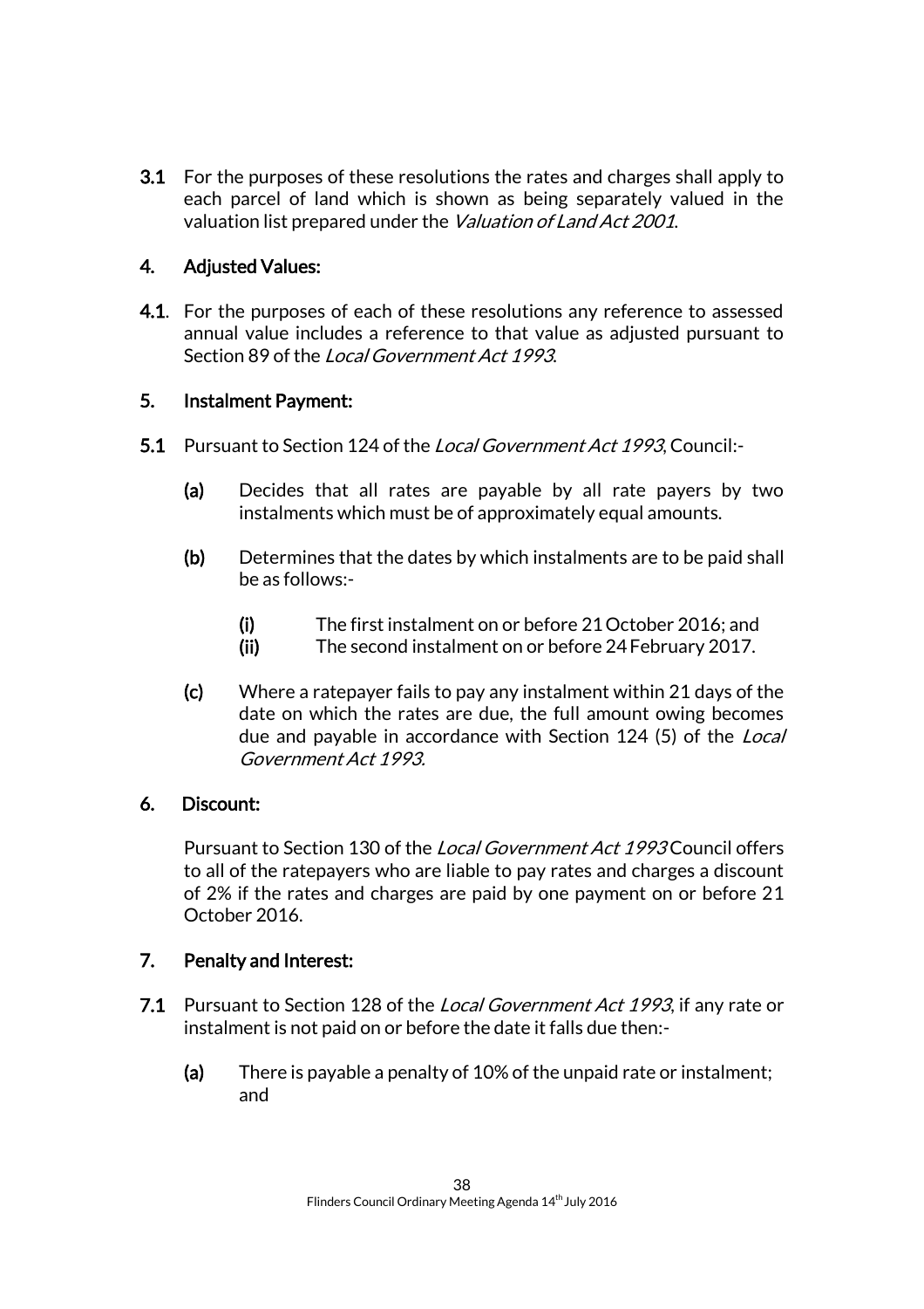**3.1** For the purposes of these resolutions the rates and charges shall apply to each parcel of land which is shown as being separately valued in the valuation list prepared under the *Valuation of Land Act 2001*.

## 4. Adjusted Values:

**4.1**. For the purposes of each of these resolutions any reference to assessed annual value includes a reference to that value as adjusted pursuant to Section 89 of the *Local Government Act 1993*.

## 5. Instalment Payment:

**5.1** Pursuant to Section 124 of the *Local Government Act 1993*, Council:-

**(a)** Decides that all rates are payable by all rate payers by two instalments which must be of approximately equal amounts.

**(b)** Determines that the dates by which instalments are to be paid shall be as follows:-

**(i)** The first instalment on or before 21 October 2016; and
**(ii)** The second instalment on or before 24 February 2017.

**(c)** Where a ratepayer fails to pay any instalment within 21 days of the date on which the rates are due, the full amount owing becomes due and payable in accordance with Section 124 (5) of the *Local Government Act 1993*.

## 6. Discount:

Pursuant to Section 130 of the *Local Government Act 1993* Council offers to all of the ratepayers who are liable to pay rates and charges a discount of 2% if the rates and charges are paid by one payment on or before 21 October 2016.

## 7. Penalty and Interest:

**7.1** Pursuant to Section 128 of the *Local Government Act 1993*, if any rate or instalment is not paid on or before the date it falls due then:-

**(a)** There is payable a penalty of 10% of the unpaid rate or instalment; and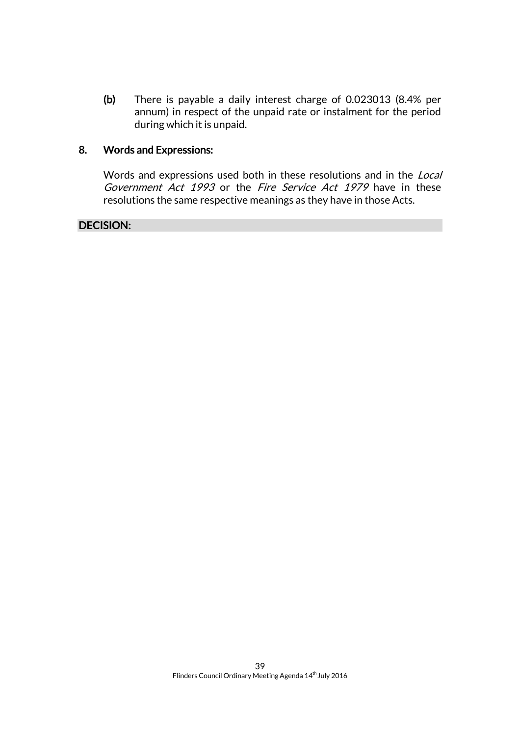**(b)** There is payable a daily interest charge of 0.023013 (8.4% per annum) in respect of the unpaid rate or instalment for the period during which it is unpaid.

**8. Words and Expressions:**

Words and expressions used both in these resolutions and in the *Local Government Act 1993* or the *Fire Service Act 1979* have in these resolutions the same respective meanings as they have in those Acts.

**DECISION:**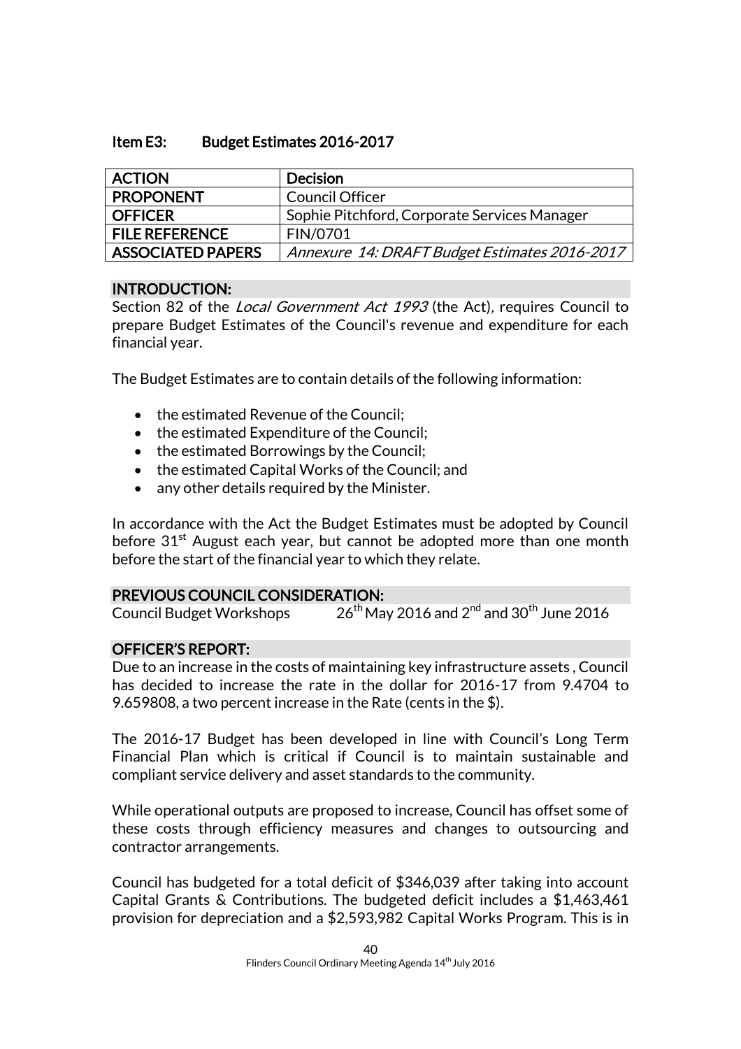## Item E3: Budget Estimates 2016-2017

| ACTION | Decision |
|---|---|
| PROPONENT | Council Officer |
| OFFICER | Sophie Pitchford, Corporate Services Manager |
| FILE REFERENCE | FIN/0701 |
| ASSOCIATED PAPERS | *Annexure 14: DRAFT Budget Estimates 2016-2017* |

### INTRODUCTION:

Section 82 of the *Local Government Act 1993* (the Act), requires Council to prepare Budget Estimates of the Council's revenue and expenditure for each financial year.

The Budget Estimates are to contain details of the following information:

- the estimated Revenue of the Council;
- the estimated Expenditure of the Council;
- the estimated Borrowings by the Council;
- the estimated Capital Works of the Council; and
- any other details required by the Minister.

In accordance with the Act the Budget Estimates must be adopted by Council before 31st August each year, but cannot be adopted more than one month before the start of the financial year to which they relate.

### PREVIOUS COUNCIL CONSIDERATION:

Council Budget Workshops 26th May 2016 and 2nd and 30th June 2016

### OFFICER'S REPORT:

Due to an increase in the costs of maintaining key infrastructure assets , Council has decided to increase the rate in the dollar for 2016-17 from 9.4704 to 9.659808, a two percent increase in the Rate (cents in the $).

The 2016-17 Budget has been developed in line with Council's Long Term Financial Plan which is critical if Council is to maintain sustainable and compliant service delivery and asset standards to the community.

While operational outputs are proposed to increase, Council has offset some of these costs through efficiency measures and changes to outsourcing and contractor arrangements.

Council has budgeted for a total deficit of $346,039 after taking into account Capital Grants & Contributions. The budgeted deficit includes a $1,463,461 provision for depreciation and a $2,593,982 Capital Works Program. This is in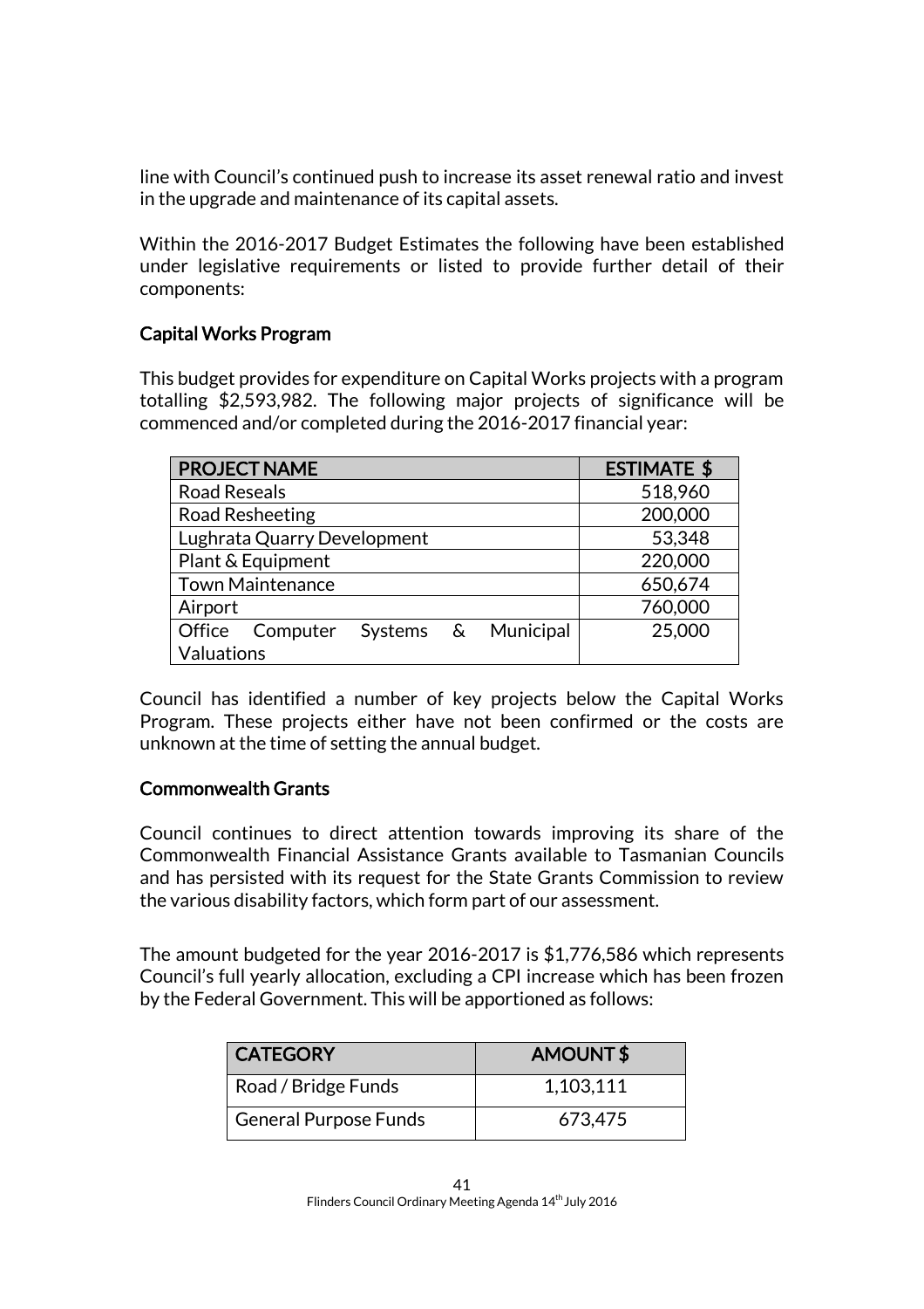line with Council’s continued push to increase its asset renewal ratio and invest in the upgrade and maintenance of its capital assets.

Within the 2016-2017 Budget Estimates the following have been established under legislative requirements or listed to provide further detail of their components:

### Capital Works Program

This budget provides for expenditure on Capital Works projects with a program totalling $2,593,982. The following major projects of significance will be commenced and/or completed during the 2016-2017 financial year:

| PROJECT NAME | ESTIMATE $ |
|---|---|
| Road Reseals | 518,960 |
| Road Resheeting | 200,000 |
| Lughrata Quarry Development | 53,348 |
| Plant & Equipment | 220,000 |
| Town Maintenance | 650,674 |
| Airport | 760,000 |
| Office Computer Systems & Municipal Valuations | 25,000 |

Council has identified a number of key projects below the Capital Works Program. These projects either have not been confirmed or the costs are unknown at the time of setting the annual budget.

### Commonwealth Grants

Council continues to direct attention towards improving its share of the Commonwealth Financial Assistance Grants available to Tasmanian Councils and has persisted with its request for the State Grants Commission to review the various disability factors, which form part of our assessment.

The amount budgeted for the year 2016-2017 is $1,776,586 which represents Council’s full yearly allocation, excluding a CPI increase which has been frozen by the Federal Government. This will be apportioned as follows:

| CATEGORY | AMOUNT $ |
|---|---|
| Road / Bridge Funds | 1,103,111 |
| General Purpose Funds | 673,475 |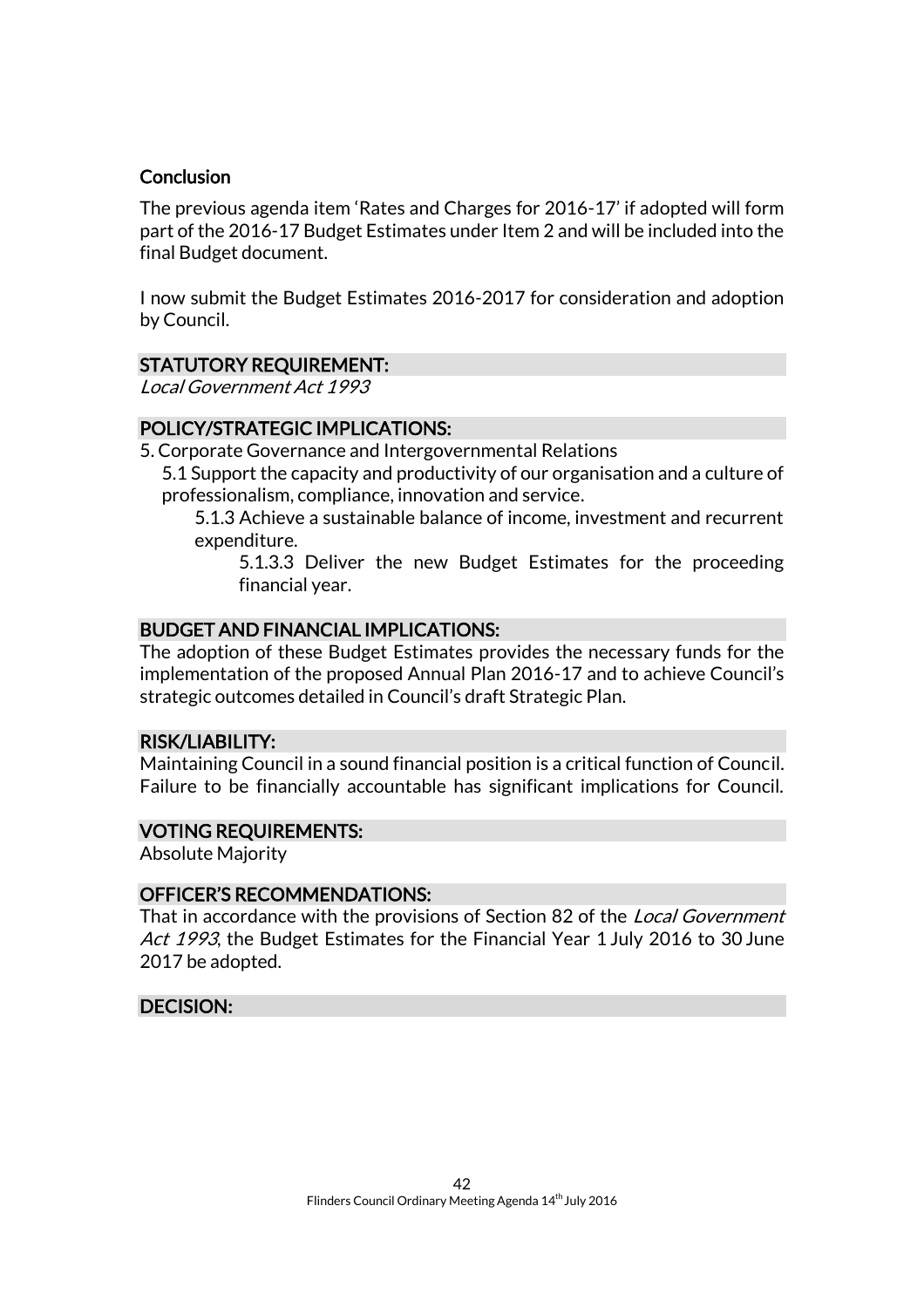**Conclusion**

The previous agenda item 'Rates and Charges for 2016-17' if adopted will form part of the 2016-17 Budget Estimates under Item 2 and will be included into the final Budget document.

I now submit the Budget Estimates 2016-2017 for consideration and adoption by Council.

## STATUTORY REQUIREMENT:

*Local Government Act 1993*

## POLICY/STRATEGIC IMPLICATIONS:

5. Corporate Governance and Intergovernmental Relations

   5.1 Support the capacity and productivity of our organisation and a culture of professionalism, compliance, innovation and service.

      5.1.3 Achieve a sustainable balance of income, investment and recurrent expenditure.

         5.1.3.3 Deliver the new Budget Estimates for the proceeding financial year.

## BUDGET AND FINANCIAL IMPLICATIONS:

The adoption of these Budget Estimates provides the necessary funds for the implementation of the proposed Annual Plan 2016-17 and to achieve Council's strategic outcomes detailed in Council's draft Strategic Plan.

## RISK/LIABILITY:

Maintaining Council in a sound financial position is a critical function of Council. Failure to be financially accountable has significant implications for Council.

## VOTING REQUIREMENTS:

Absolute Majority

## OFFICER'S RECOMMENDATIONS:

That in accordance with the provisions of Section 82 of the *Local Government Act 1993*, the Budget Estimates for the Financial Year 1 July 2016 to 30 June 2017 be adopted.

## DECISION: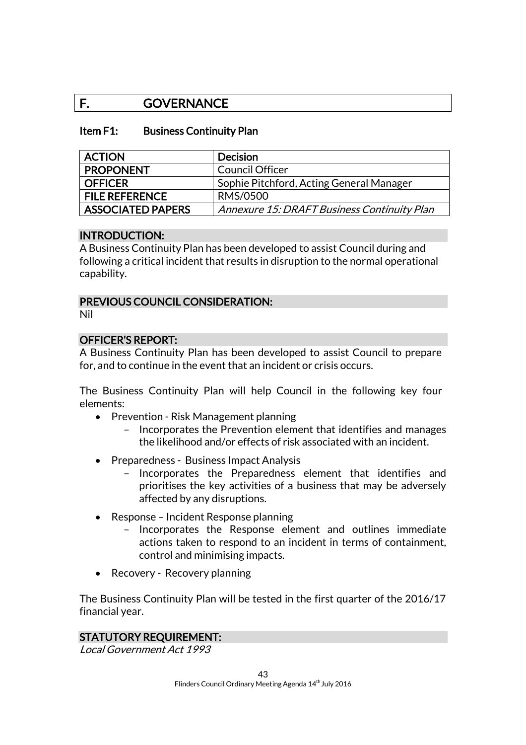# F. GOVERNANCE

## Item F1: Business Continuity Plan

| ACTION | Decision |
|---|---|
| PROPONENT | Council Officer |
| OFFICER | Sophie Pitchford, Acting General Manager |
| FILE REFERENCE | RMS/0500 |
| ASSOCIATED PAPERS | *Annexure 15: DRAFT Business Continuity Plan* |

### INTRODUCTION:

A Business Continuity Plan has been developed to assist Council during and following a critical incident that results in disruption to the normal operational capability.

### PREVIOUS COUNCIL CONSIDERATION:

Nil

### OFFICER'S REPORT:

A Business Continuity Plan has been developed to assist Council to prepare for, and to continue in the event that an incident or crisis occurs.

The Business Continuity Plan will help Council in the following key four elements:

- Prevention - Risk Management planning
  - Incorporates the Prevention element that identifies and manages the likelihood and/or effects of risk associated with an incident.
- Preparedness - Business Impact Analysis
  - Incorporates the Preparedness element that identifies and prioritises the key activities of a business that may be adversely affected by any disruptions.
- Response – Incident Response planning
  - Incorporates the Response element and outlines immediate actions taken to respond to an incident in terms of containment, control and minimising impacts.
- Recovery - Recovery planning

The Business Continuity Plan will be tested in the first quarter of the 2016/17 financial year.

### STATUTORY REQUIREMENT:

*Local Government Act 1993*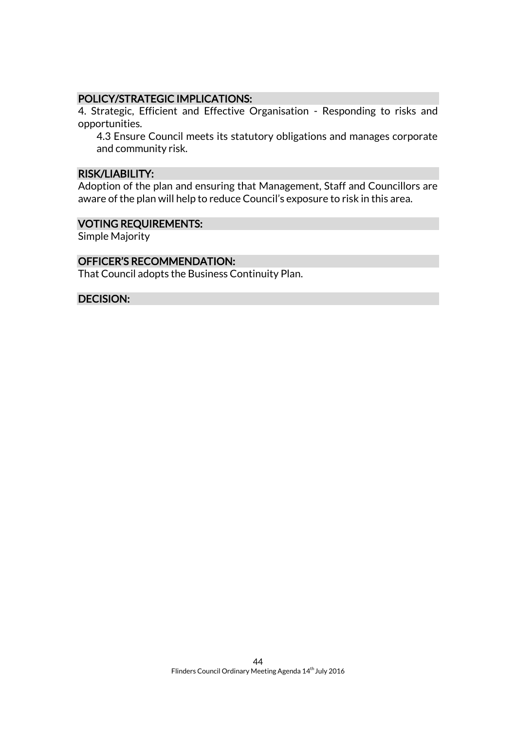## POLICY/STRATEGIC IMPLICATIONS:

4. Strategic, Efficient and Effective Organisation - Responding to risks and opportunities.

   4.3 Ensure Council meets its statutory obligations and manages corporate and community risk.

## RISK/LIABILITY:

Adoption of the plan and ensuring that Management, Staff and Councillors are aware of the plan will help to reduce Council's exposure to risk in this area.

## VOTING REQUIREMENTS:

Simple Majority

## OFFICER'S RECOMMENDATION:

That Council adopts the Business Continuity Plan.

## DECISION: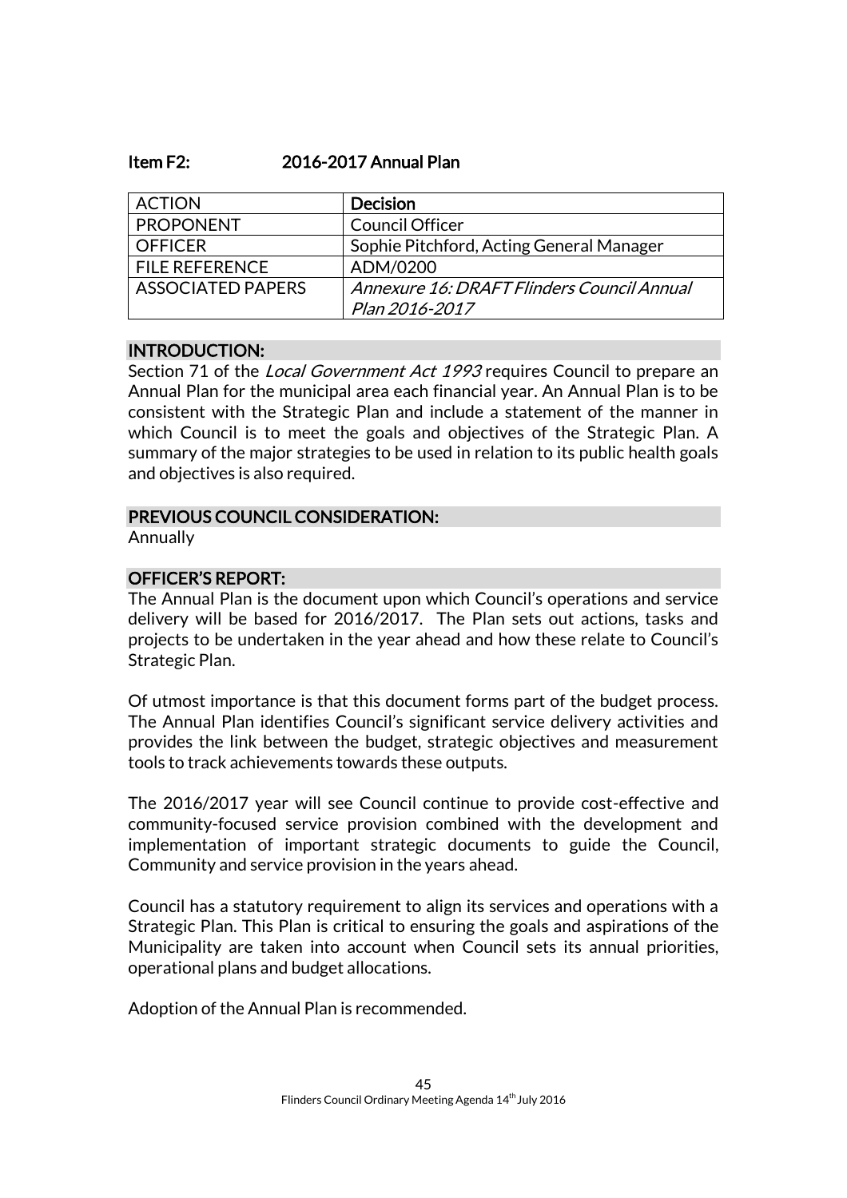### Item F2: 2016-2017 Annual Plan

| ACTION | **Decision** |
|---|---|
| PROPONENT | Council Officer |
| OFFICER | Sophie Pitchford, Acting General Manager |
| FILE REFERENCE | ADM/0200 |
| ASSOCIATED PAPERS | *Annexure 16: DRAFT Flinders Council Annual Plan 2016-2017* |

#### INTRODUCTION:

Section 71 of the *Local Government Act 1993* requires Council to prepare an Annual Plan for the municipal area each financial year. An Annual Plan is to be consistent with the Strategic Plan and include a statement of the manner in which Council is to meet the goals and objectives of the Strategic Plan. A summary of the major strategies to be used in relation to its public health goals and objectives is also required.

#### PREVIOUS COUNCIL CONSIDERATION:

Annually

#### OFFICER'S REPORT:

The Annual Plan is the document upon which Council's operations and service delivery will be based for 2016/2017. The Plan sets out actions, tasks and projects to be undertaken in the year ahead and how these relate to Council's Strategic Plan.

Of utmost importance is that this document forms part of the budget process. The Annual Plan identifies Council's significant service delivery activities and provides the link between the budget, strategic objectives and measurement tools to track achievements towards these outputs.

The 2016/2017 year will see Council continue to provide cost-effective and community-focused service provision combined with the development and implementation of important strategic documents to guide the Council, Community and service provision in the years ahead.

Council has a statutory requirement to align its services and operations with a Strategic Plan. This Plan is critical to ensuring the goals and aspirations of the Municipality are taken into account when Council sets its annual priorities, operational plans and budget allocations.

Adoption of the Annual Plan is recommended.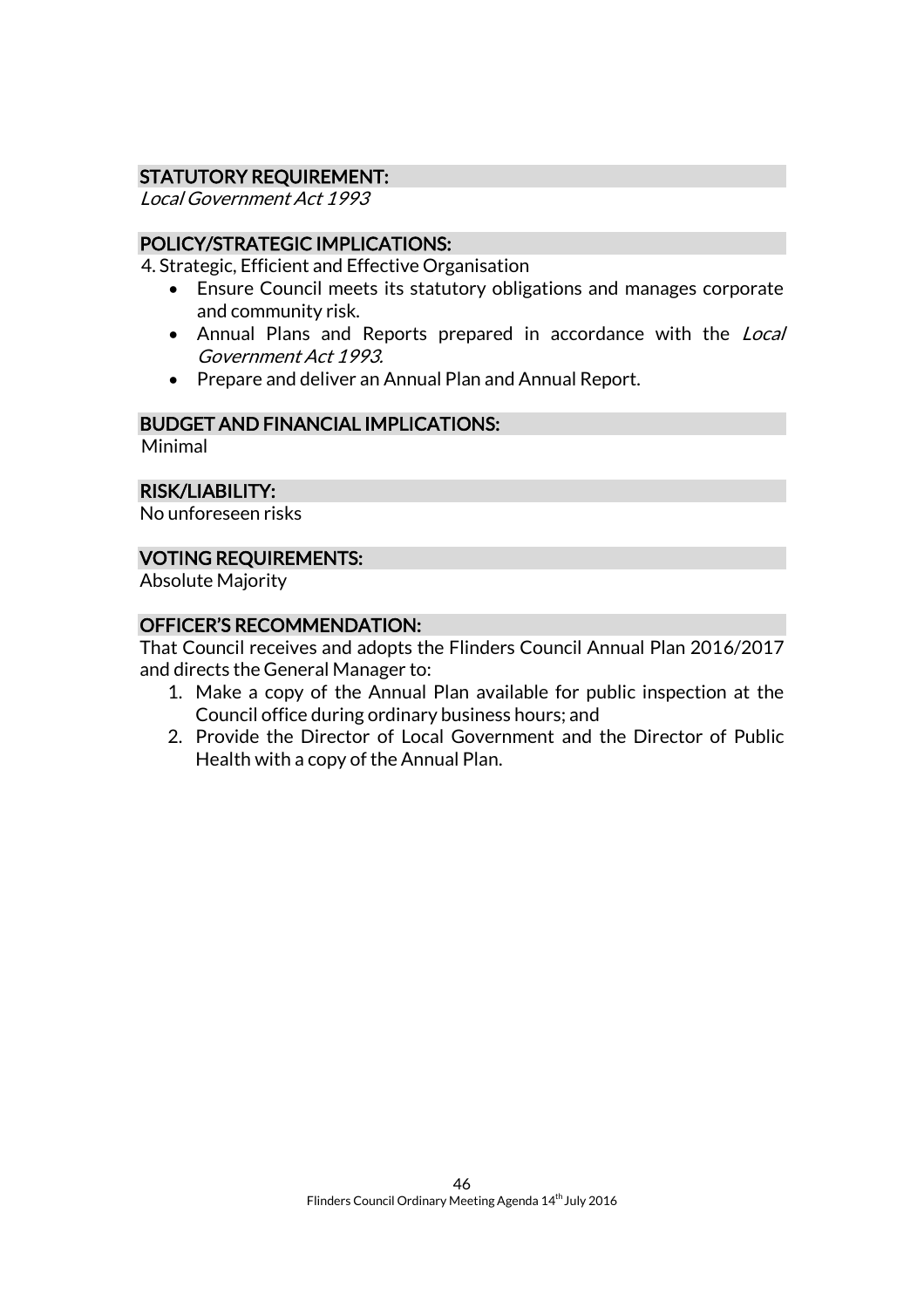## STATUTORY REQUIREMENT:

*Local Government Act 1993*

## POLICY/STRATEGIC IMPLICATIONS:

4. Strategic, Efficient and Effective Organisation

- Ensure Council meets its statutory obligations and manages corporate and community risk.
- Annual Plans and Reports prepared in accordance with the *Local Government Act 1993.*
- Prepare and deliver an Annual Plan and Annual Report.

## BUDGET AND FINANCIAL IMPLICATIONS:

Minimal

## RISK/LIABILITY:

No unforeseen risks

## VOTING REQUIREMENTS:

Absolute Majority

## OFFICER'S RECOMMENDATION:

That Council receives and adopts the Flinders Council Annual Plan 2016/2017 and directs the General Manager to:

1. Make a copy of the Annual Plan available for public inspection at the Council office during ordinary business hours; and
2. Provide the Director of Local Government and the Director of Public Health with a copy of the Annual Plan.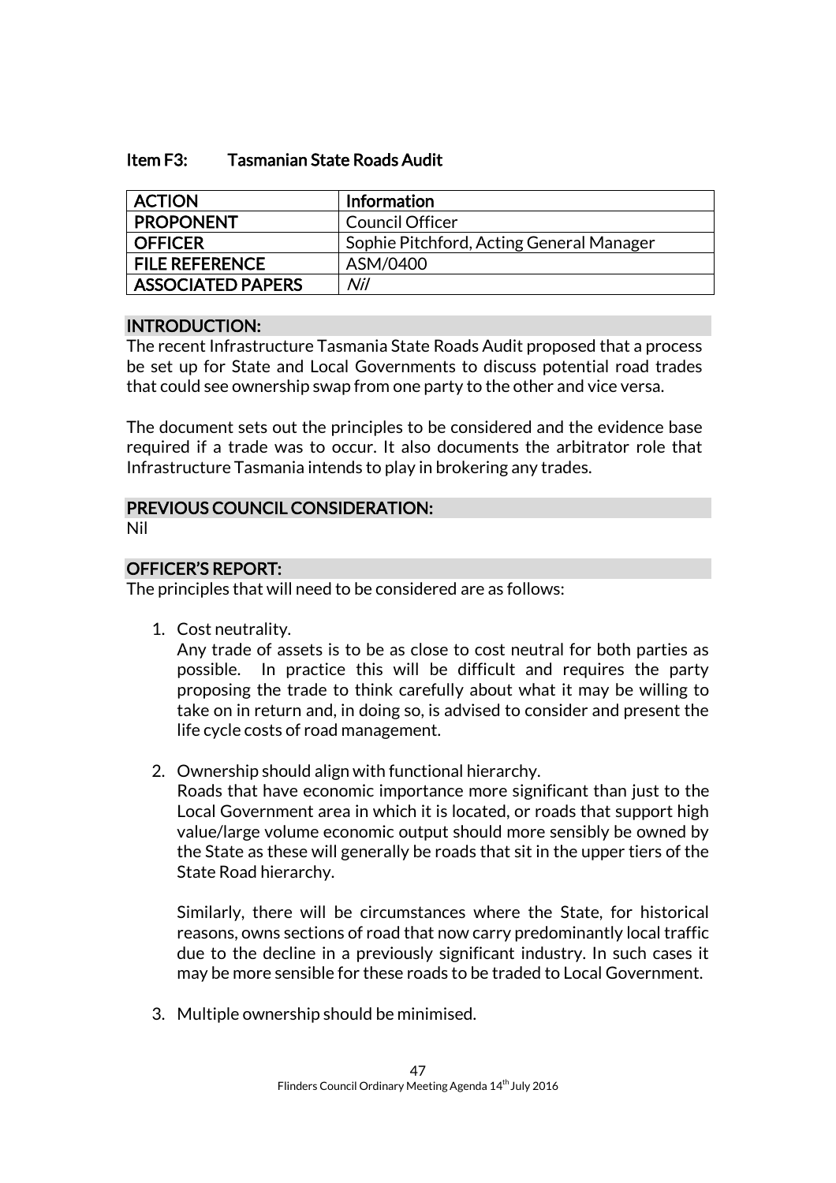## Item F3: Tasmanian State Roads Audit

| ACTION | Information |
|---|---|
| PROPONENT | Council Officer |
| OFFICER | Sophie Pitchford, Acting General Manager |
| FILE REFERENCE | ASM/0400 |
| ASSOCIATED PAPERS | *Nil* |

### INTRODUCTION:

The recent Infrastructure Tasmania State Roads Audit proposed that a process be set up for State and Local Governments to discuss potential road trades that could see ownership swap from one party to the other and vice versa.

The document sets out the principles to be considered and the evidence base required if a trade was to occur. It also documents the arbitrator role that Infrastructure Tasmania intends to play in brokering any trades.

### PREVIOUS COUNCIL CONSIDERATION:

Nil

### OFFICER'S REPORT:

The principles that will need to be considered are as follows:

1. Cost neutrality.
   Any trade of assets is to be as close to cost neutral for both parties as possible. In practice this will be difficult and requires the party proposing the trade to think carefully about what it may be willing to take on in return and, in doing so, is advised to consider and present the life cycle costs of road management.

2. Ownership should align with functional hierarchy.
   Roads that have economic importance more significant than just to the Local Government area in which it is located, or roads that support high value/large volume economic output should more sensibly be owned by the State as these will generally be roads that sit in the upper tiers of the State Road hierarchy.

   Similarly, there will be circumstances where the State, for historical reasons, owns sections of road that now carry predominantly local traffic due to the decline in a previously significant industry. In such cases it may be more sensible for these roads to be traded to Local Government.

3. Multiple ownership should be minimised.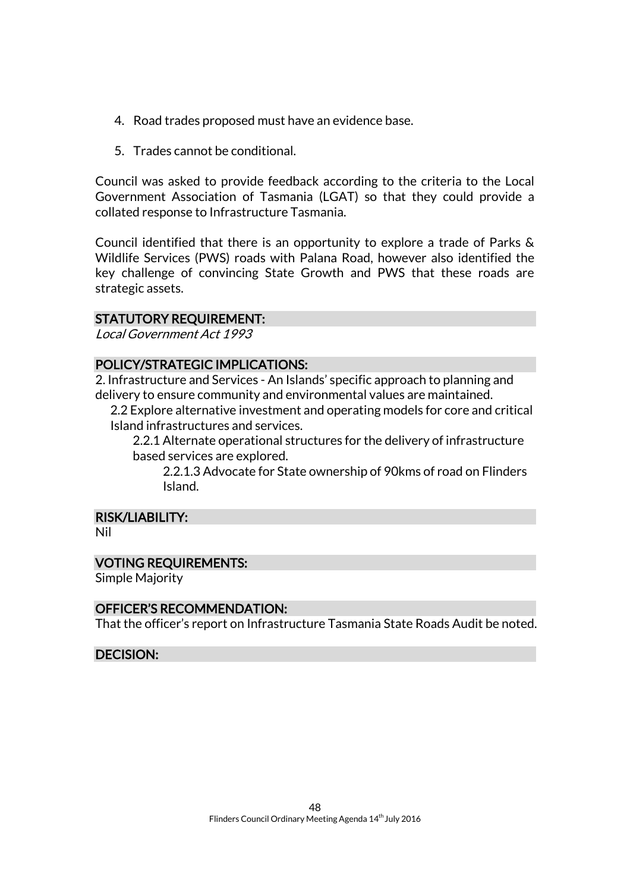4. Road trades proposed must have an evidence base.

5. Trades cannot be conditional.

Council was asked to provide feedback according to the criteria to the Local Government Association of Tasmania (LGAT) so that they could provide a collated response to Infrastructure Tasmania.

Council identified that there is an opportunity to explore a trade of Parks & Wildlife Services (PWS) roads with Palana Road, however also identified the key challenge of convincing State Growth and PWS that these roads are strategic assets.

## STATUTORY REQUIREMENT:

*Local Government Act 1993*

## POLICY/STRATEGIC IMPLICATIONS:

2. Infrastructure and Services - An Islands' specific approach to planning and delivery to ensure community and environmental values are maintained.

  2.2 Explore alternative investment and operating models for core and critical Island infrastructures and services.

    2.2.1 Alternate operational structures for the delivery of infrastructure based services are explored.

      2.2.1.3 Advocate for State ownership of 90kms of road on Flinders Island.

## RISK/LIABILITY:

Nil

## VOTING REQUIREMENTS:

Simple Majority

## OFFICER'S RECOMMENDATION:

That the officer's report on Infrastructure Tasmania State Roads Audit be noted.

## DECISION: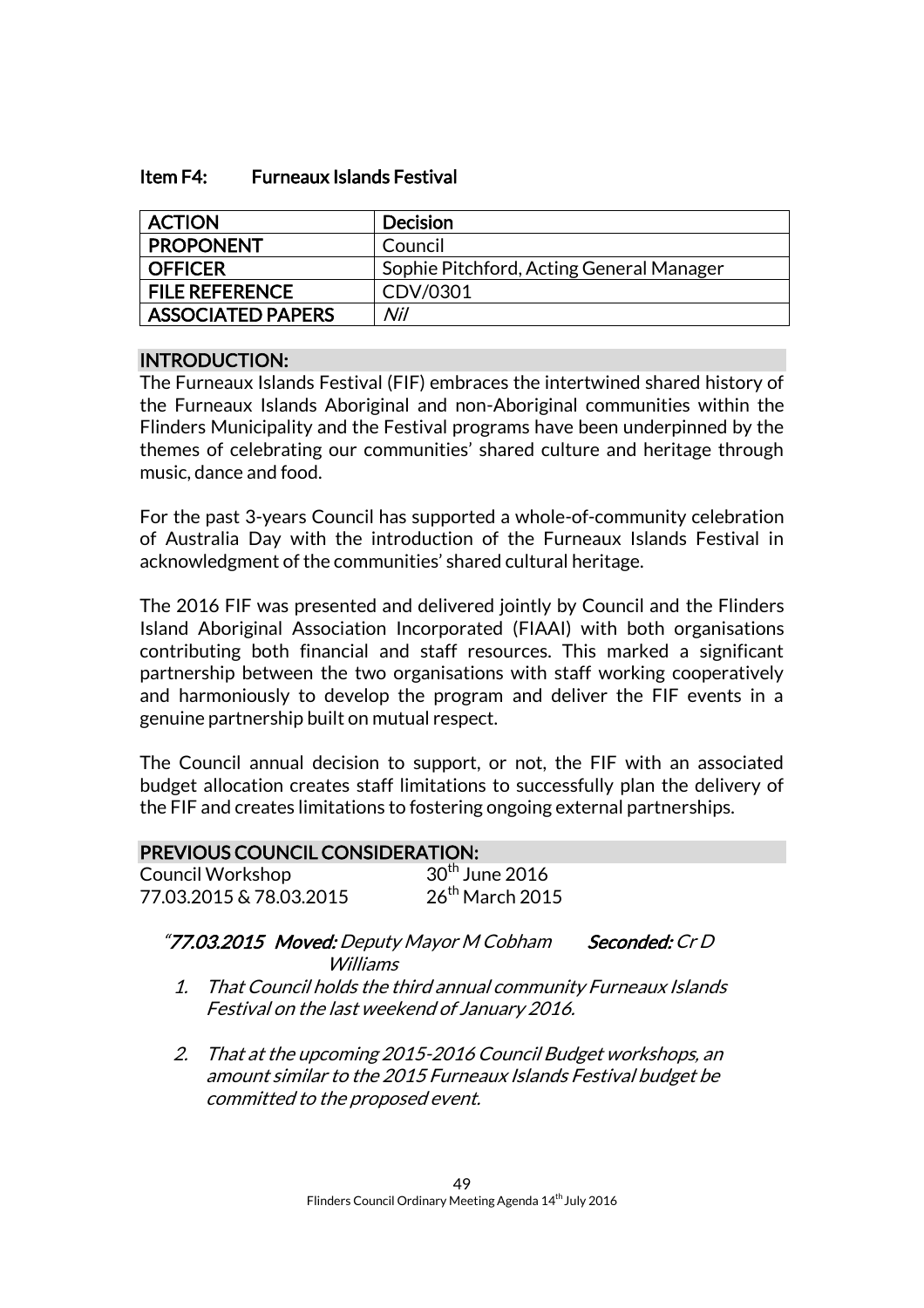### Item F4: Furneaux Islands Festival

| ACTION | Decision |
|---|---|
| PROPONENT | Council |
| OFFICER | Sophie Pitchford, Acting General Manager |
| FILE REFERENCE | CDV/0301 |
| ASSOCIATED PAPERS | *Nil* |

## INTRODUCTION:

The Furneaux Islands Festival (FIF) embraces the intertwined shared history of the Furneaux Islands Aboriginal and non-Aboriginal communities within the Flinders Municipality and the Festival programs have been underpinned by the themes of celebrating our communities' shared culture and heritage through music, dance and food.

For the past 3-years Council has supported a whole-of-community celebration of Australia Day with the introduction of the Furneaux Islands Festival in acknowledgment of the communities' shared cultural heritage.

The 2016 FIF was presented and delivered jointly by Council and the Flinders Island Aboriginal Association Incorporated (FIAAI) with both organisations contributing both financial and staff resources. This marked a significant partnership between the two organisations with staff working cooperatively and harmoniously to develop the program and deliver the FIF events in a genuine partnership built on mutual respect.

The Council annual decision to support, or not, the FIF with an associated budget allocation creates staff limitations to successfully plan the delivery of the FIF and creates limitations to fostering ongoing external partnerships.

## PREVIOUS COUNCIL CONSIDERATION:

Council Workshop 30th June 2016
77.03.2015 & 78.03.2015 26th March 2015

*"**77.03.2015 Moved:** Deputy Mayor M Cobham **Seconded:** Cr D Williams*

1. *That Council holds the third annual community Furneaux Islands Festival on the last weekend of January 2016.*

2. *That at the upcoming 2015-2016 Council Budget workshops, an amount similar to the 2015 Furneaux Islands Festival budget be committed to the proposed event.*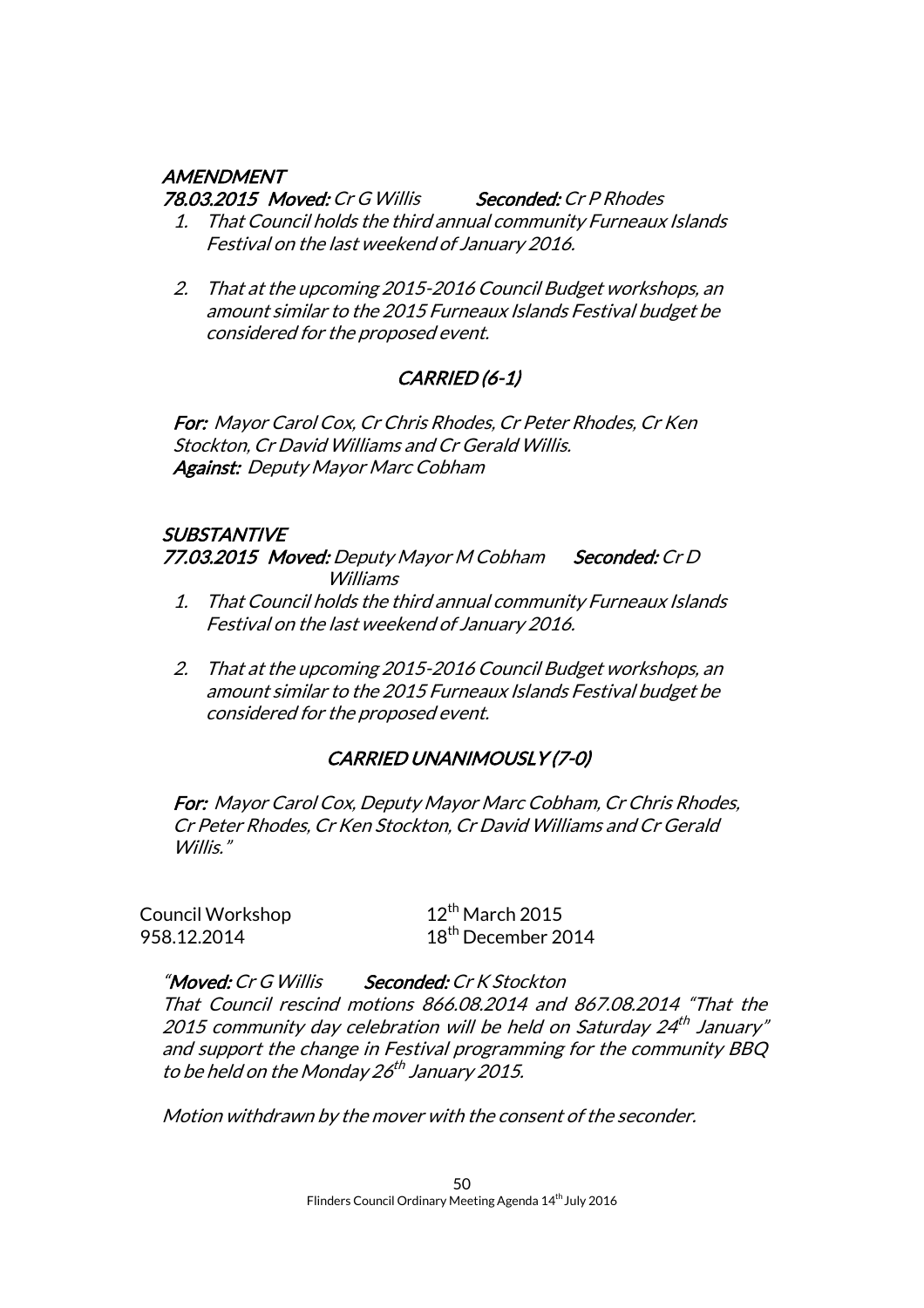*AMENDMENT*

***78.03.2015 Moved:** Cr G Willis* ***Seconded:** Cr P Rhodes*

1. *That Council holds the third annual community Furneaux Islands Festival on the last weekend of January 2016.*

2. *That at the upcoming 2015-2016 Council Budget workshops, an amount similar to the 2015 Furneaux Islands Festival budget be considered for the proposed event.*

*CARRIED (6-1)*

***For:** Mayor Carol Cox, Cr Chris Rhodes, Cr Peter Rhodes, Cr Ken Stockton, Cr David Williams and Cr Gerald Willis.*
***Against:** Deputy Mayor Marc Cobham*

*SUBSTANTIVE*

***77.03.2015 Moved:** Deputy Mayor M Cobham* ***Seconded:** Cr D Williams*

1. *That Council holds the third annual community Furneaux Islands Festival on the last weekend of January 2016.*

2. *That at the upcoming 2015-2016 Council Budget workshops, an amount similar to the 2015 Furneaux Islands Festival budget be considered for the proposed event.*

*CARRIED UNANIMOUSLY (7-0)*

***For:** Mayor Carol Cox, Deputy Mayor Marc Cobham, Cr Chris Rhodes, Cr Peter Rhodes, Cr Ken Stockton, Cr David Williams and Cr Gerald Willis."*

Council Workshop 12th March 2015
958.12.2014 18th December 2014

*"**Moved:** Cr G Willis* ***Seconded:** Cr K Stockton*
*That Council rescind motions 866.08.2014 and 867.08.2014 "That the 2015 community day celebration will be held on Saturday 24th January" and support the change in Festival programming for the community BBQ to be held on the Monday 26th January 2015.*

*Motion withdrawn by the mover with the consent of the seconder.*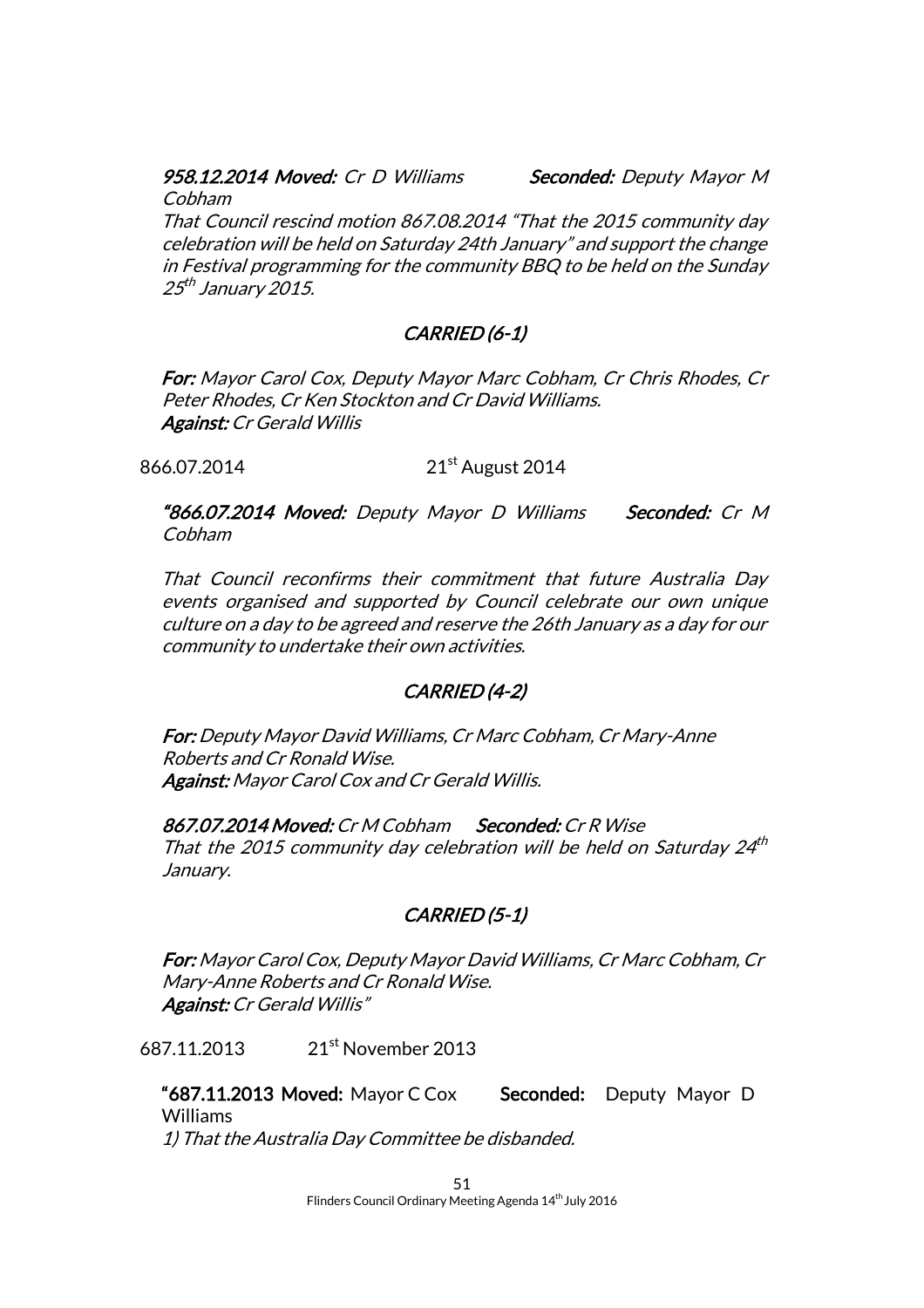***958.12.2014 Moved:*** *Cr D Williams* ***Seconded:*** *Deputy Mayor M Cobham*

*That Council rescind motion 867.08.2014 "That the 2015 community day celebration will be held on Saturday 24th January" and support the change in Festival programming for the community BBQ to be held on the Sunday 25th January 2015.*

***CARRIED (6-1)***

***For:*** *Mayor Carol Cox, Deputy Mayor Marc Cobham, Cr Chris Rhodes, Cr Peter Rhodes, Cr Ken Stockton and Cr David Williams.*
***Against:*** *Cr Gerald Willis*

866.07.2014 21st August 2014

***"866.07.2014 Moved:*** *Deputy Mayor D Williams* ***Seconded:*** *Cr M Cobham*

*That Council reconfirms their commitment that future Australia Day events organised and supported by Council celebrate our own unique culture on a day to be agreed and reserve the 26th January as a day for our community to undertake their own activities.*

***CARRIED (4-2)***

***For:*** *Deputy Mayor David Williams, Cr Marc Cobham, Cr Mary-Anne Roberts and Cr Ronald Wise.*
***Against:*** *Mayor Carol Cox and Cr Gerald Willis.*

***867.07.2014 Moved:*** *Cr M Cobham* ***Seconded:*** *Cr R Wise*
*That the 2015 community day celebration will be held on Saturday 24th January.*

***CARRIED (5-1)***

***For:*** *Mayor Carol Cox, Deputy Mayor David Williams, Cr Marc Cobham, Cr Mary-Anne Roberts and Cr Ronald Wise.*
***Against:*** *Cr Gerald Willis"*

687.11.2013 21st November 2013

**"687.11.2013 Moved:** Mayor C Cox **Seconded:** Deputy Mayor D Williams
*1) That the Australia Day Committee be disbanded.*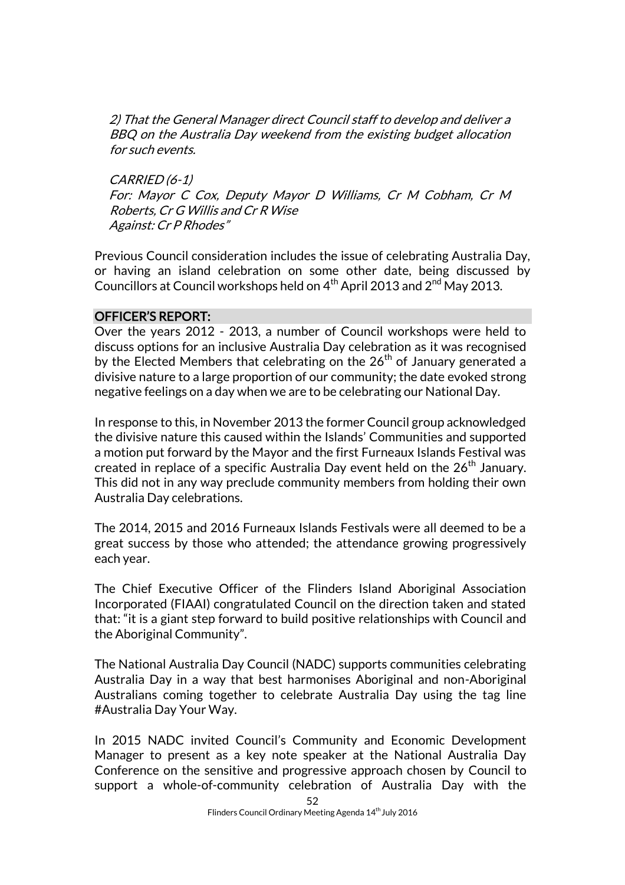*2) That the General Manager direct Council staff to develop and deliver a BBQ on the Australia Day weekend from the existing budget allocation for such events.*

*CARRIED (6-1)*
*For: Mayor C Cox, Deputy Mayor D Williams, Cr M Cobham, Cr M Roberts, Cr G Willis and Cr R Wise*
*Against: Cr P Rhodes"*

Previous Council consideration includes the issue of celebrating Australia Day, or having an island celebration on some other date, being discussed by Councillors at Council workshops held on 4th April 2013 and 2nd May 2013.

**OFFICER'S REPORT:**

Over the years 2012 - 2013, a number of Council workshops were held to discuss options for an inclusive Australia Day celebration as it was recognised by the Elected Members that celebrating on the 26th of January generated a divisive nature to a large proportion of our community; the date evoked strong negative feelings on a day when we are to be celebrating our National Day.

In response to this, in November 2013 the former Council group acknowledged the divisive nature this caused within the Islands' Communities and supported a motion put forward by the Mayor and the first Furneaux Islands Festival was created in replace of a specific Australia Day event held on the 26th January. This did not in any way preclude community members from holding their own Australia Day celebrations.

The 2014, 2015 and 2016 Furneaux Islands Festivals were all deemed to be a great success by those who attended; the attendance growing progressively each year.

The Chief Executive Officer of the Flinders Island Aboriginal Association Incorporated (FIAAI) congratulated Council on the direction taken and stated that: "it is a giant step forward to build positive relationships with Council and the Aboriginal Community".

The National Australia Day Council (NADC) supports communities celebrating Australia Day in a way that best harmonises Aboriginal and non-Aboriginal Australians coming together to celebrate Australia Day using the tag line #Australia Day Your Way.

In 2015 NADC invited Council's Community and Economic Development Manager to present as a key note speaker at the National Australia Day Conference on the sensitive and progressive approach chosen by Council to support a whole-of-community celebration of Australia Day with the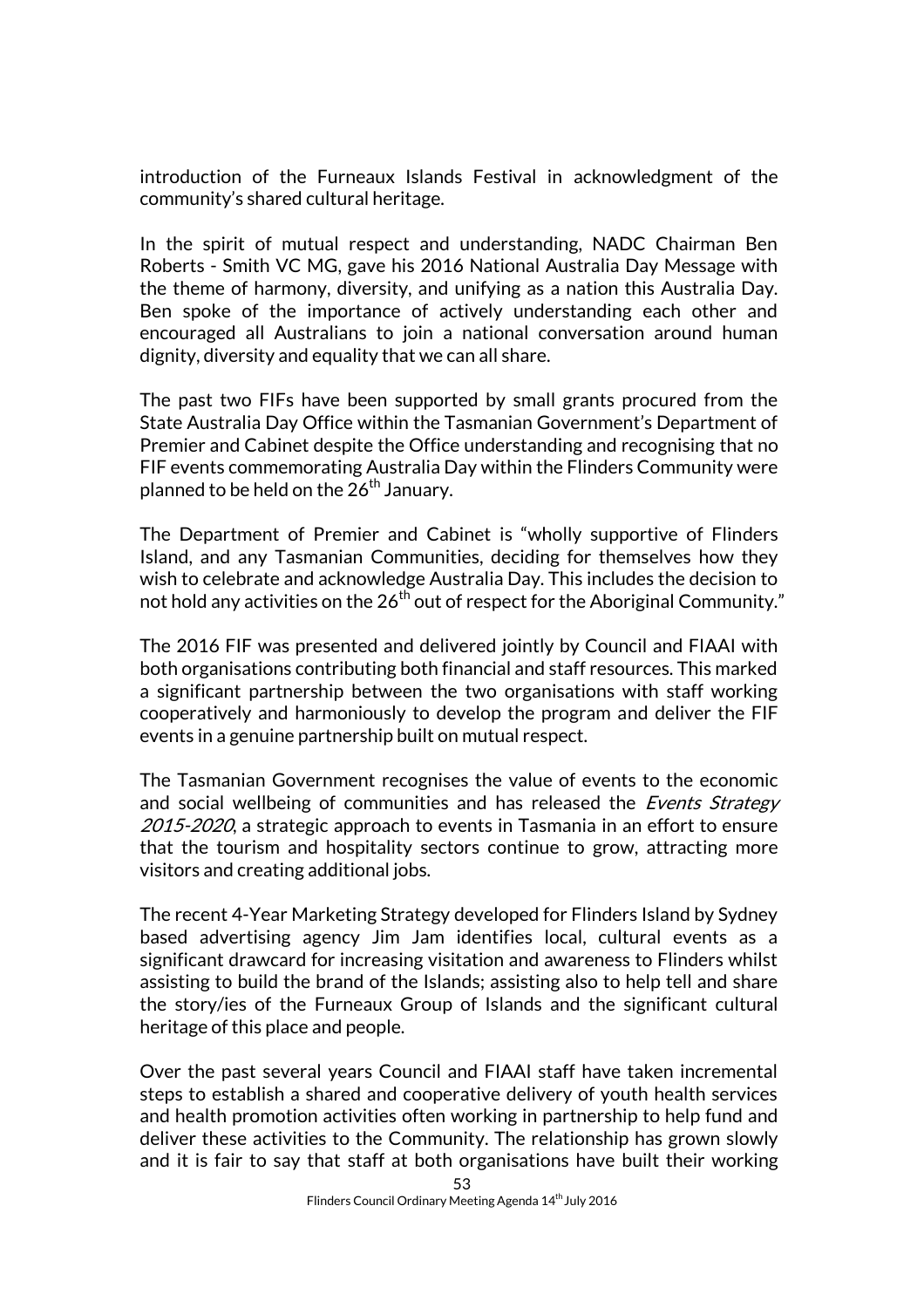introduction of the Furneaux Islands Festival in acknowledgment of the community's shared cultural heritage.

In the spirit of mutual respect and understanding, NADC Chairman Ben Roberts - Smith VC MG, gave his 2016 National Australia Day Message with the theme of harmony, diversity, and unifying as a nation this Australia Day. Ben spoke of the importance of actively understanding each other and encouraged all Australians to join a national conversation around human dignity, diversity and equality that we can all share.

The past two FIFs have been supported by small grants procured from the State Australia Day Office within the Tasmanian Government's Department of Premier and Cabinet despite the Office understanding and recognising that no FIF events commemorating Australia Day within the Flinders Community were planned to be held on the 26th January.

The Department of Premier and Cabinet is "wholly supportive of Flinders Island, and any Tasmanian Communities, deciding for themselves how they wish to celebrate and acknowledge Australia Day. This includes the decision to not hold any activities on the 26th out of respect for the Aboriginal Community."

The 2016 FIF was presented and delivered jointly by Council and FIAAI with both organisations contributing both financial and staff resources. This marked a significant partnership between the two organisations with staff working cooperatively and harmoniously to develop the program and deliver the FIF events in a genuine partnership built on mutual respect.

The Tasmanian Government recognises the value of events to the economic and social wellbeing of communities and has released the *Events Strategy 2015-2020*, a strategic approach to events in Tasmania in an effort to ensure that the tourism and hospitality sectors continue to grow, attracting more visitors and creating additional jobs.

The recent 4-Year Marketing Strategy developed for Flinders Island by Sydney based advertising agency Jim Jam identifies local, cultural events as a significant drawcard for increasing visitation and awareness to Flinders whilst assisting to build the brand of the Islands; assisting also to help tell and share the story/ies of the Furneaux Group of Islands and the significant cultural heritage of this place and people.

Over the past several years Council and FIAAI staff have taken incremental steps to establish a shared and cooperative delivery of youth health services and health promotion activities often working in partnership to help fund and deliver these activities to the Community. The relationship has grown slowly and it is fair to say that staff at both organisations have built their working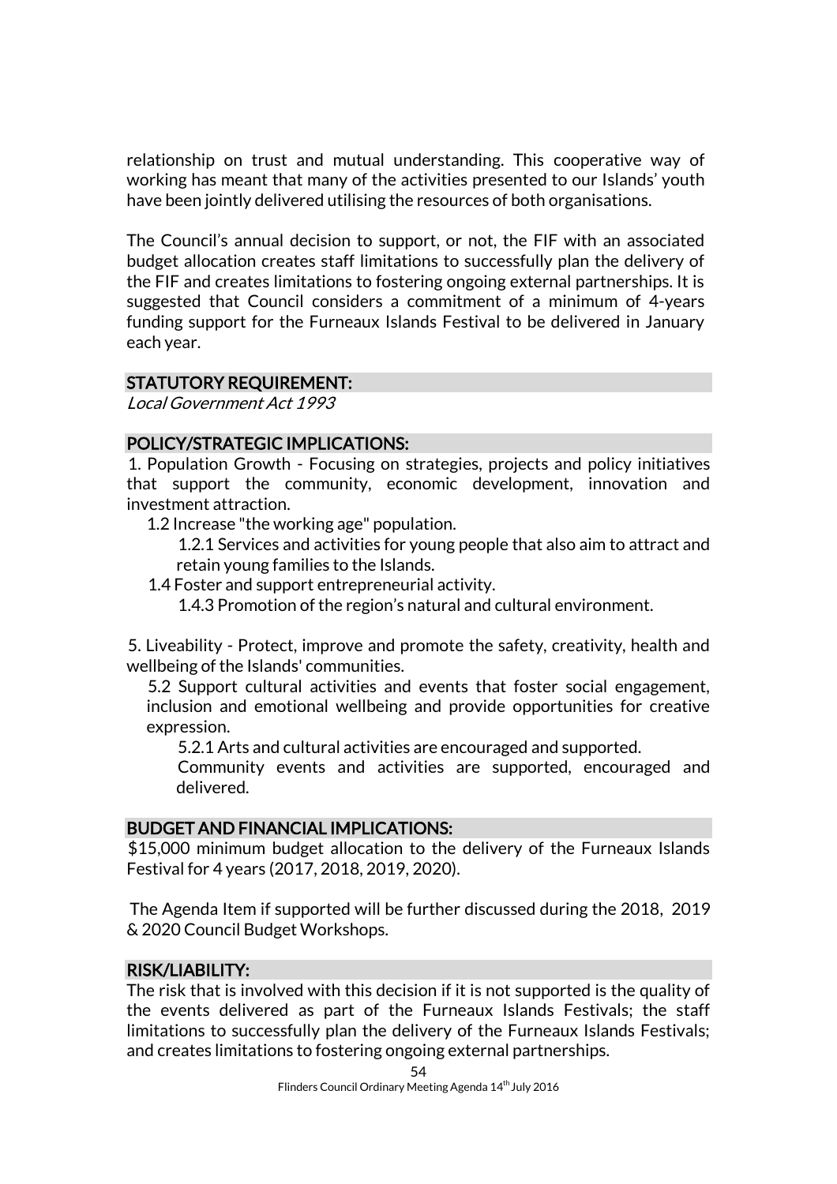relationship on trust and mutual understanding. This cooperative way of working has meant that many of the activities presented to our Islands' youth have been jointly delivered utilising the resources of both organisations.

The Council's annual decision to support, or not, the FIF with an associated budget allocation creates staff limitations to successfully plan the delivery of the FIF and creates limitations to fostering ongoing external partnerships. It is suggested that Council considers a commitment of a minimum of 4-years funding support for the Furneaux Islands Festival to be delivered in January each year.

## STATUTORY REQUIREMENT:

*Local Government Act 1993*

## POLICY/STRATEGIC IMPLICATIONS:

1. Population Growth - Focusing on strategies, projects and policy initiatives that support the community, economic development, innovation and investment attraction.
   - 1.2 Increase "the working age" population.
     - 1.2.1 Services and activities for young people that also aim to attract and retain young families to the Islands.
   - 1.4 Foster and support entrepreneurial activity.
     - 1.4.3 Promotion of the region's natural and cultural environment.

5. Liveability - Protect, improve and promote the safety, creativity, health and wellbeing of the Islands' communities.
   - 5.2 Support cultural activities and events that foster social engagement, inclusion and emotional wellbeing and provide opportunities for creative expression.
     - 5.2.1 Arts and cultural activities are encouraged and supported.
     - Community events and activities are supported, encouraged and delivered.

## BUDGET AND FINANCIAL IMPLICATIONS:

$15,000 minimum budget allocation to the delivery of the Furneaux Islands Festival for 4 years (2017, 2018, 2019, 2020).

The Agenda Item if supported will be further discussed during the 2018, 2019 & 2020 Council Budget Workshops.

## RISK/LIABILITY:

The risk that is involved with this decision if it is not supported is the quality of the events delivered as part of the Furneaux Islands Festivals; the staff limitations to successfully plan the delivery of the Furneaux Islands Festivals; and creates limitations to fostering ongoing external partnerships.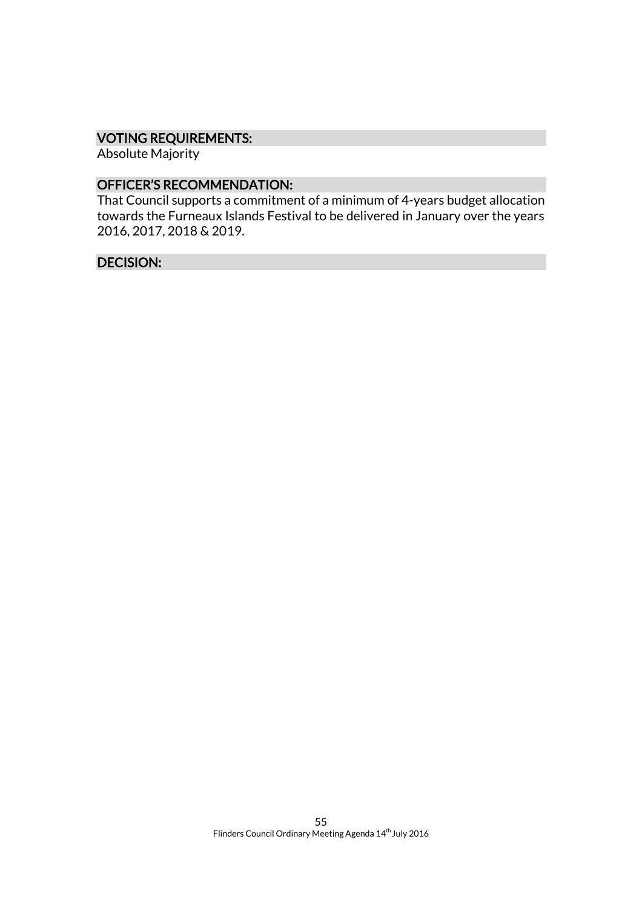### VOTING REQUIREMENTS:

Absolute Majority

### OFFICER'S RECOMMENDATION:

That Council supports a commitment of a minimum of 4-years budget allocation towards the Furneaux Islands Festival to be delivered in January over the years 2016, 2017, 2018 & 2019.

### DECISION: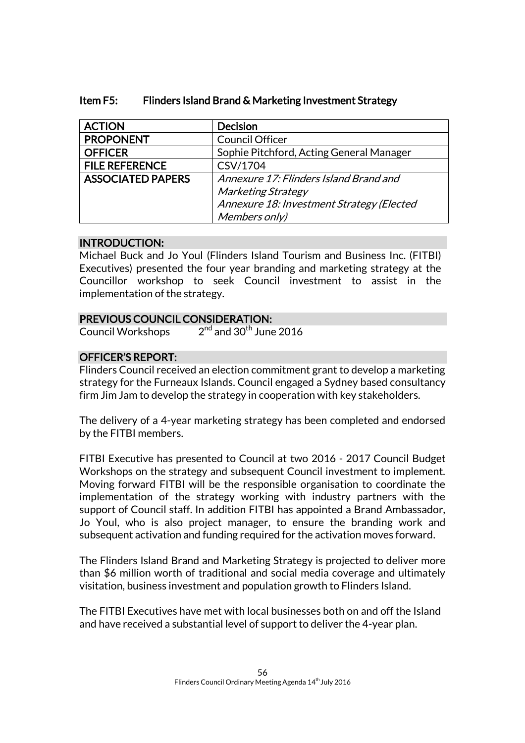## Item F5: Flinders Island Brand & Marketing Investment Strategy

| ACTION | Decision |
|---|---|
| PROPONENT | Council Officer |
| OFFICER | Sophie Pitchford, Acting General Manager |
| FILE REFERENCE | CSV/1704 |
| ASSOCIATED PAPERS | *Annexure 17: Flinders Island Brand and Marketing Strategy*<br>*Annexure 18: Investment Strategy (Elected Members only)* |

### INTRODUCTION:

Michael Buck and Jo Youl (Flinders Island Tourism and Business Inc. (FITBI) Executives) presented the four year branding and marketing strategy at the Councillor workshop to seek Council investment to assist in the implementation of the strategy.

### PREVIOUS COUNCIL CONSIDERATION:

Council Workshops 2nd and 30th June 2016

### OFFICER'S REPORT:

Flinders Council received an election commitment grant to develop a marketing strategy for the Furneaux Islands. Council engaged a Sydney based consultancy firm Jim Jam to develop the strategy in cooperation with key stakeholders.

The delivery of a 4-year marketing strategy has been completed and endorsed by the FITBI members.

FITBI Executive has presented to Council at two 2016 - 2017 Council Budget Workshops on the strategy and subsequent Council investment to implement. Moving forward FITBI will be the responsible organisation to coordinate the implementation of the strategy working with industry partners with the support of Council staff. In addition FITBI has appointed a Brand Ambassador, Jo Youl, who is also project manager, to ensure the branding work and subsequent activation and funding required for the activation moves forward.

The Flinders Island Brand and Marketing Strategy is projected to deliver more than $6 million worth of traditional and social media coverage and ultimately visitation, business investment and population growth to Flinders Island.

The FITBI Executives have met with local businesses both on and off the Island and have received a substantial level of support to deliver the 4-year plan.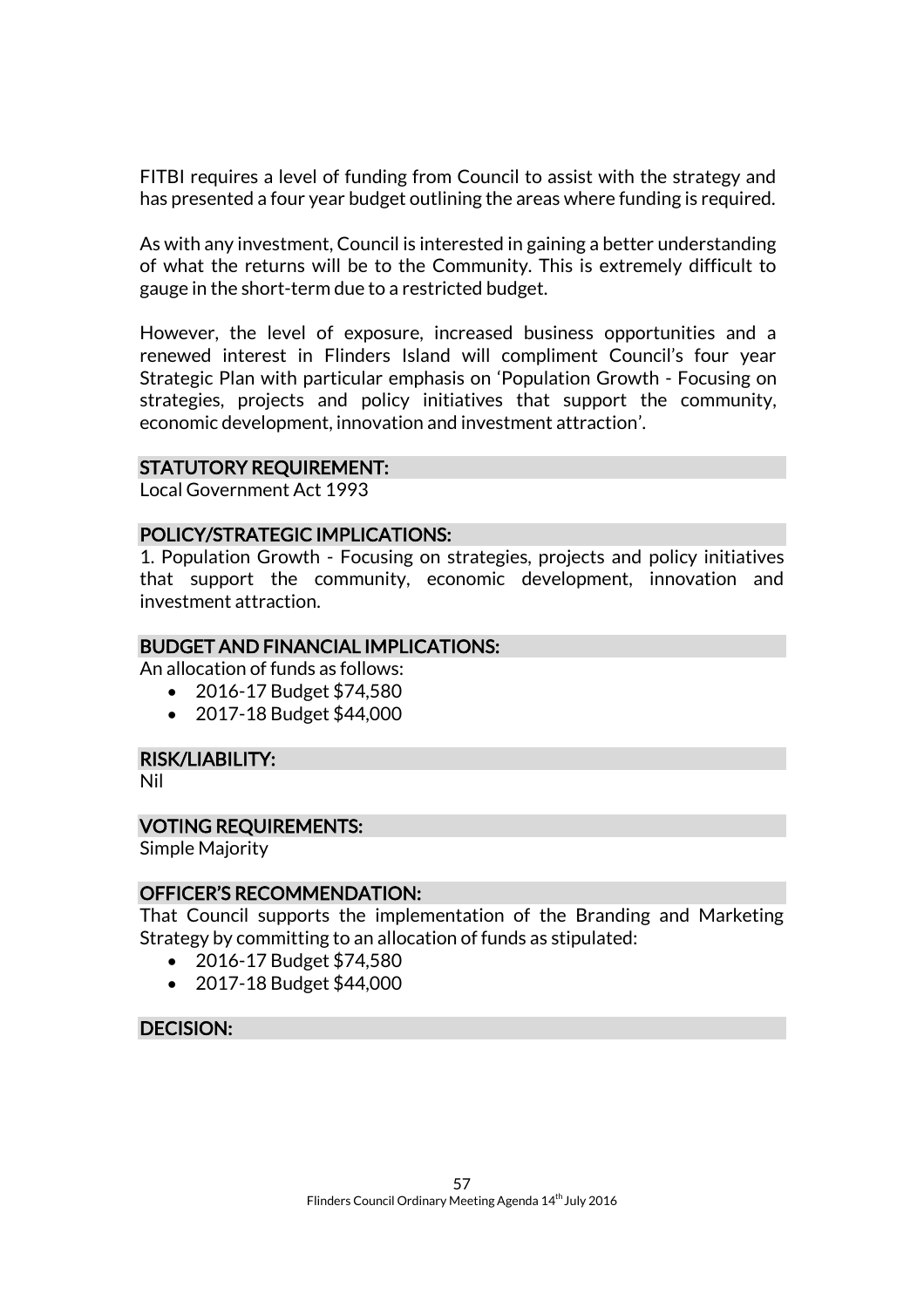FITBI requires a level of funding from Council to assist with the strategy and has presented a four year budget outlining the areas where funding is required.

As with any investment, Council is interested in gaining a better understanding of what the returns will be to the Community. This is extremely difficult to gauge in the short-term due to a restricted budget.

However, the level of exposure, increased business opportunities and a renewed interest in Flinders Island will compliment Council's four year Strategic Plan with particular emphasis on 'Population Growth - Focusing on strategies, projects and policy initiatives that support the community, economic development, innovation and investment attraction'.

## STATUTORY REQUIREMENT:

Local Government Act 1993

## POLICY/STRATEGIC IMPLICATIONS:

1. Population Growth - Focusing on strategies, projects and policy initiatives that support the community, economic development, innovation and investment attraction.

## BUDGET AND FINANCIAL IMPLICATIONS:

An allocation of funds as follows:

- 2016-17 Budget $74,580
- 2017-18 Budget $44,000

## RISK/LIABILITY:

Nil

## VOTING REQUIREMENTS:

Simple Majority

## OFFICER'S RECOMMENDATION:

That Council supports the implementation of the Branding and Marketing Strategy by committing to an allocation of funds as stipulated:

- 2016-17 Budget $74,580
- 2017-18 Budget $44,000

## DECISION: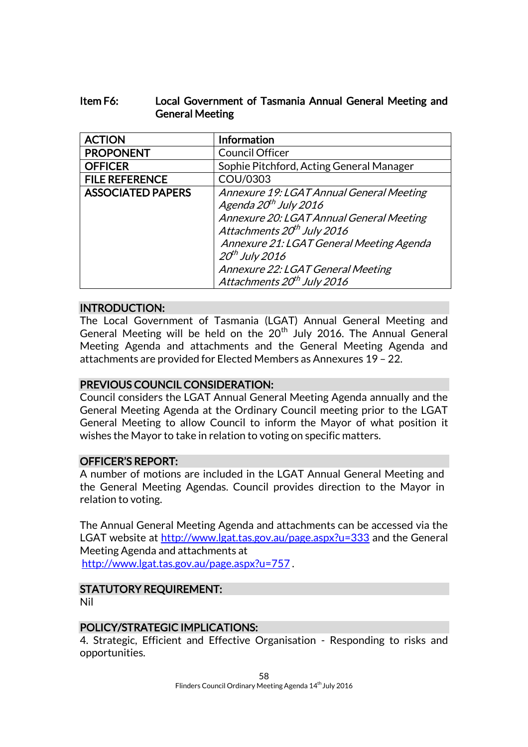## Item F6: Local Government of Tasmania Annual General Meeting and General Meeting

| ACTION | Information |
|---|---|
| PROPONENT | Council Officer |
| OFFICER | Sophie Pitchford, Acting General Manager |
| FILE REFERENCE | COU/0303 |
| ASSOCIATED PAPERS | *Annexure 19: LGAT Annual General Meeting Agenda 20th July 2016*<br>*Annexure 20: LGAT Annual General Meeting Attachments 20th July 2016*<br>*Annexure 21: LGAT General Meeting Agenda 20th July 2016*<br>*Annexure 22: LGAT General Meeting Attachments 20th July 2016* |

### INTRODUCTION:

The Local Government of Tasmania (LGAT) Annual General Meeting and General Meeting will be held on the 20th July 2016. The Annual General Meeting Agenda and attachments and the General Meeting Agenda and attachments are provided for Elected Members as Annexures 19 – 22.

### PREVIOUS COUNCIL CONSIDERATION:

Council considers the LGAT Annual General Meeting Agenda annually and the General Meeting Agenda at the Ordinary Council meeting prior to the LGAT General Meeting to allow Council to inform the Mayor of what position it wishes the Mayor to take in relation to voting on specific matters.

### OFFICER'S REPORT:

A number of motions are included in the LGAT Annual General Meeting and the General Meeting Agendas. Council provides direction to the Mayor in relation to voting.

The Annual General Meeting Agenda and attachments can be accessed via the LGAT website at http://www.lgat.tas.gov.au/page.aspx?u=333 and the General Meeting Agenda and attachments at http://www.lgat.tas.gov.au/page.aspx?u=757 .

### STATUTORY REQUIREMENT:

Nil

### POLICY/STRATEGIC IMPLICATIONS:

4. Strategic, Efficient and Effective Organisation - Responding to risks and opportunities.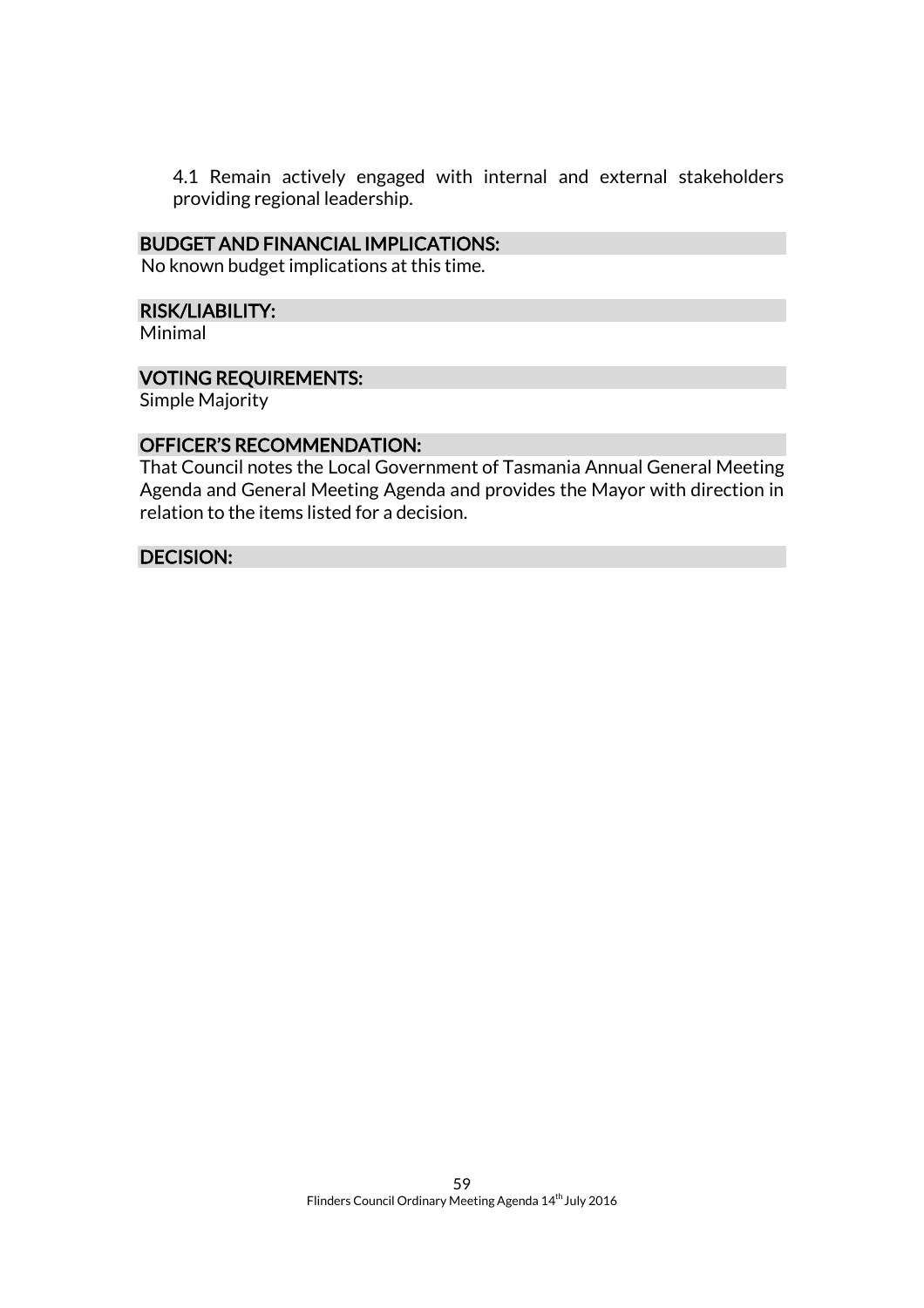4.1 Remain actively engaged with internal and external stakeholders providing regional leadership.

## BUDGET AND FINANCIAL IMPLICATIONS:

No known budget implications at this time.

## RISK/LIABILITY:

Minimal

## VOTING REQUIREMENTS:

Simple Majority

## OFFICER'S RECOMMENDATION:

That Council notes the Local Government of Tasmania Annual General Meeting Agenda and General Meeting Agenda and provides the Mayor with direction in relation to the items listed for a decision.

## DECISION: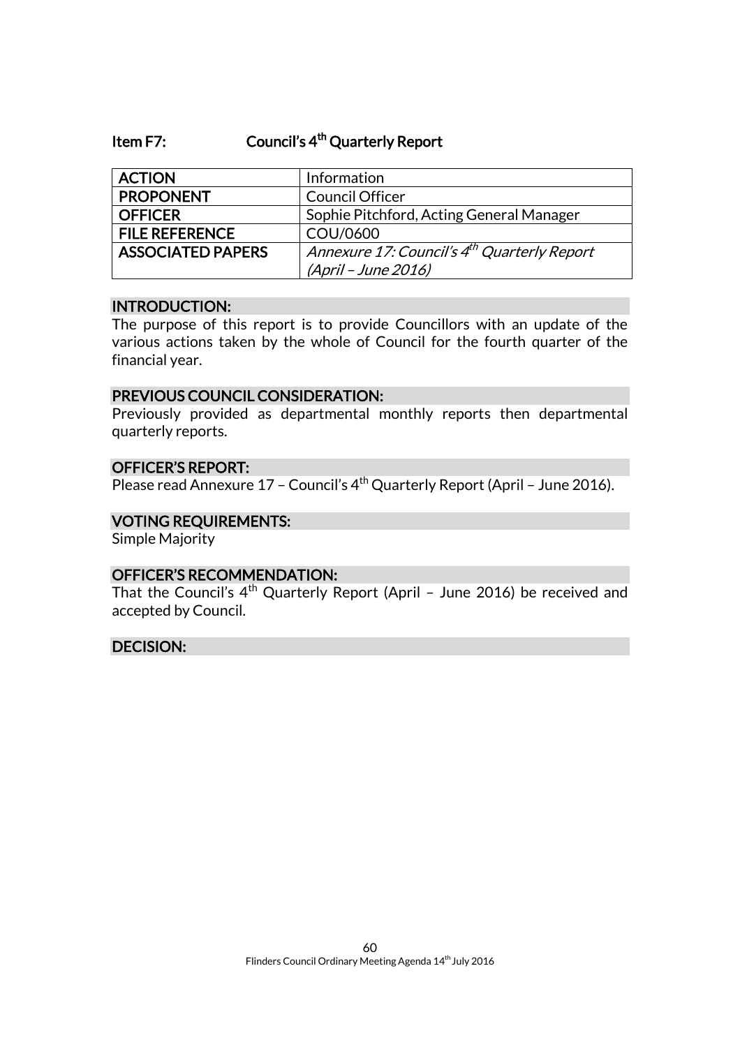## Item F7: Council's 4th Quarterly Report

| | |
|---|---|
| **ACTION** | Information |
| **PROPONENT** | Council Officer |
| **OFFICER** | Sophie Pitchford, Acting General Manager |
| **FILE REFERENCE** | COU/0600 |
| **ASSOCIATED PAPERS** | *Annexure 17: Council's 4th Quarterly Report (April – June 2016)* |

### INTRODUCTION:

The purpose of this report is to provide Councillors with an update of the various actions taken by the whole of Council for the fourth quarter of the financial year.

### PREVIOUS COUNCIL CONSIDERATION:

Previously provided as departmental monthly reports then departmental quarterly reports.

### OFFICER'S REPORT:

Please read Annexure 17 – Council's 4th Quarterly Report (April – June 2016).

### VOTING REQUIREMENTS:

Simple Majority

### OFFICER'S RECOMMENDATION:

That the Council's 4th Quarterly Report (April – June 2016) be received and accepted by Council.

### DECISION: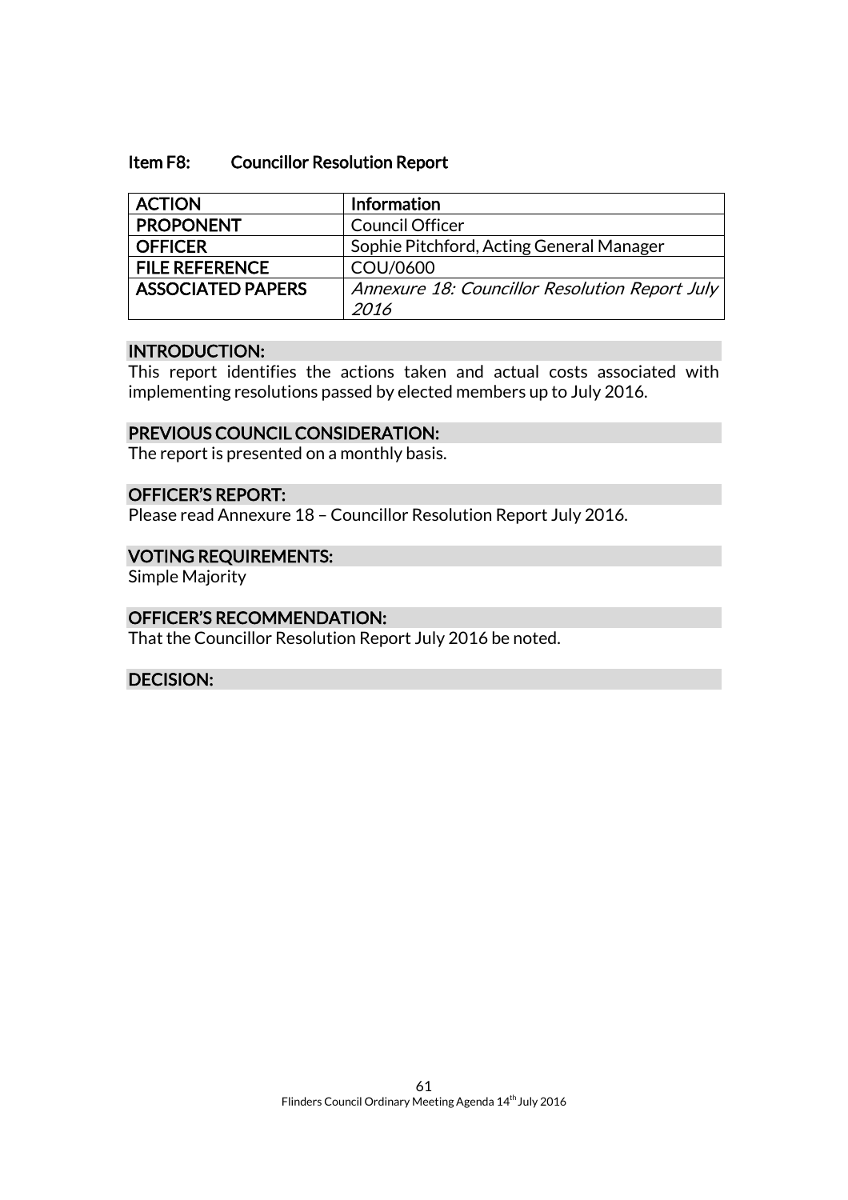### Item F8: Councillor Resolution Report

| ACTION | Information |
|---|---|
| PROPONENT | Council Officer |
| OFFICER | Sophie Pitchford, Acting General Manager |
| FILE REFERENCE | COU/0600 |
| ASSOCIATED PAPERS | *Annexure 18: Councillor Resolution Report July 2016* |

**INTRODUCTION:**

This report identifies the actions taken and actual costs associated with implementing resolutions passed by elected members up to July 2016.

**PREVIOUS COUNCIL CONSIDERATION:**

The report is presented on a monthly basis.

**OFFICER'S REPORT:**

Please read Annexure 18 – Councillor Resolution Report July 2016.

**VOTING REQUIREMENTS:**

Simple Majority

**OFFICER'S RECOMMENDATION:**

That the Councillor Resolution Report July 2016 be noted.

**DECISION:**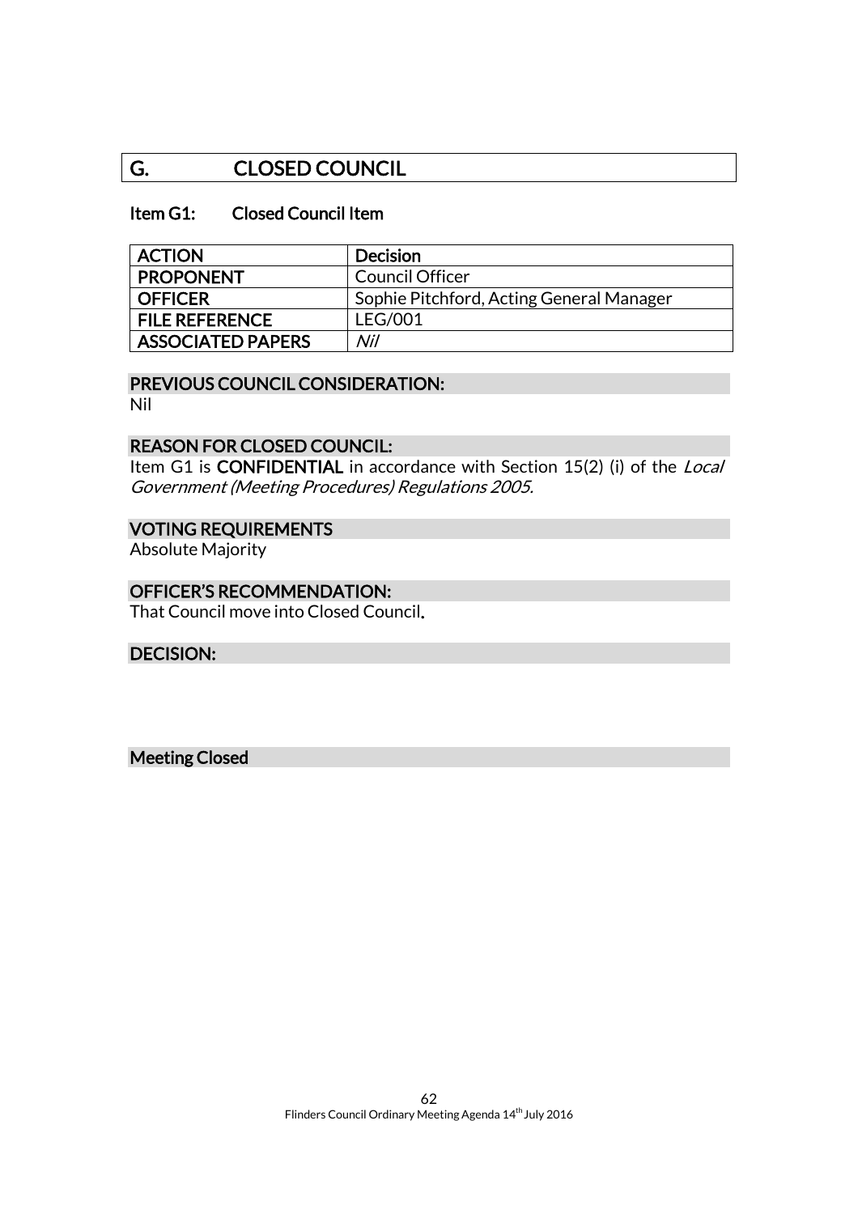# G. CLOSED COUNCIL

## Item G1: Closed Council Item

| | |
|---|---|
| **ACTION** | **Decision** |
| **PROPONENT** | Council Officer |
| **OFFICER** | Sophie Pitchford, Acting General Manager |
| **FILE REFERENCE** | LEG/001 |
| **ASSOCIATED PAPERS** | *Nil* |

### PREVIOUS COUNCIL CONSIDERATION:

Nil

### REASON FOR CLOSED COUNCIL:

Item G1 is **CONFIDENTIAL** in accordance with Section 15(2) (i) of the *Local Government (Meeting Procedures) Regulations 2005.*

### VOTING REQUIREMENTS

Absolute Majority

### OFFICER'S RECOMMENDATION:

That Council move into Closed Council.

### DECISION:

### Meeting Closed